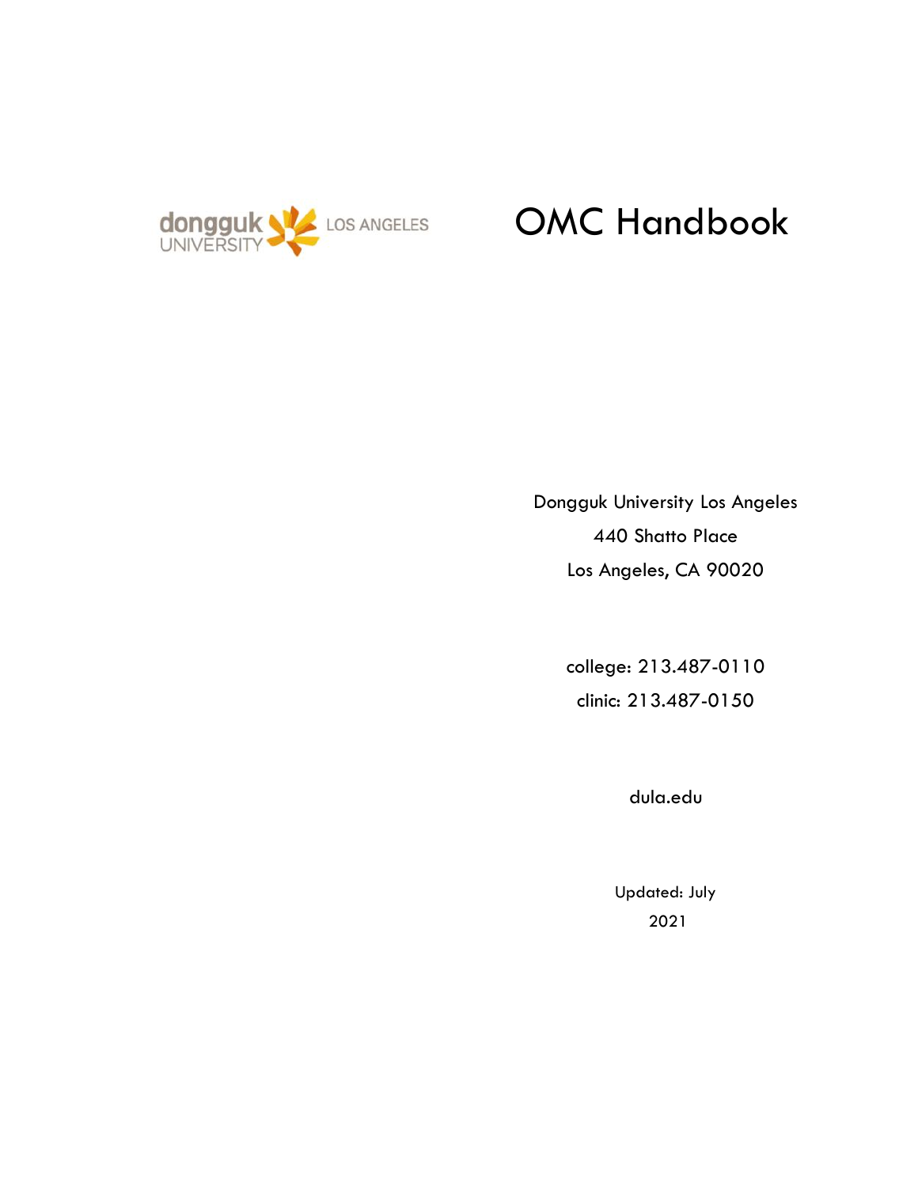dongguk UNIVERSITY LOS ANGELES

# OMC Handbook

Dongguk University Los Angeles

440 Shatto Place

Los Angeles, CA 90020

college: 213.487-0110

clinic: 213.487-0150

dula.edu

Updated: July 2021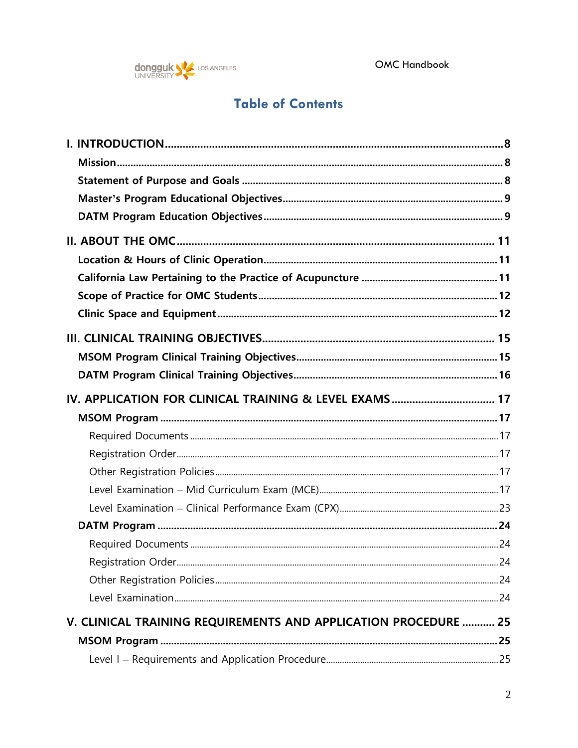# Table of Contents

**I. INTRODUCTION** .......... 8

- **Mission** .......... 8
- **Statement of Purpose and Goals** .......... 8
- **Master's Program Educational Objectives** .......... 9
- **DATM Program Education Objectives** .......... 9

**II. ABOUT THE OMC** .......... 11

- **Location & Hours of Clinic Operation** .......... 11
- **California Law Pertaining to the Practice of Acupuncture** .......... 11
- **Scope of Practice for OMC Students** .......... 12
- **Clinic Space and Equipment** .......... 12

**III. CLINICAL TRAINING OBJECTIVES** .......... 15

- **MSOM Program Clinical Training Objectives** .......... 15
- **DATM Program Clinical Training Objectives** .......... 16

**IV. APPLICATION FOR CLINICAL TRAINING & LEVEL EXAMS** .......... 17

- **MSOM Program** .......... 17
  - Required Documents .......... 17
  - Registration Order .......... 17
  - Other Registration Policies .......... 17
  - Level Examination – Mid Curriculum Exam (MCE) .......... 17
  - Level Examination – Clinical Performance Exam (CPX) .......... 23
- **DATM Program** .......... 24
  - Required Documents .......... 24
  - Registration Order .......... 24
  - Other Registration Policies .......... 24
  - Level Examination .......... 24

**V. CLINICAL TRAINING REQUIREMENTS AND APPLICATION PROCEDURE** .......... 25

- **MSOM Program** .......... 25
  - Level I – Requirements and Application Procedure .......... 25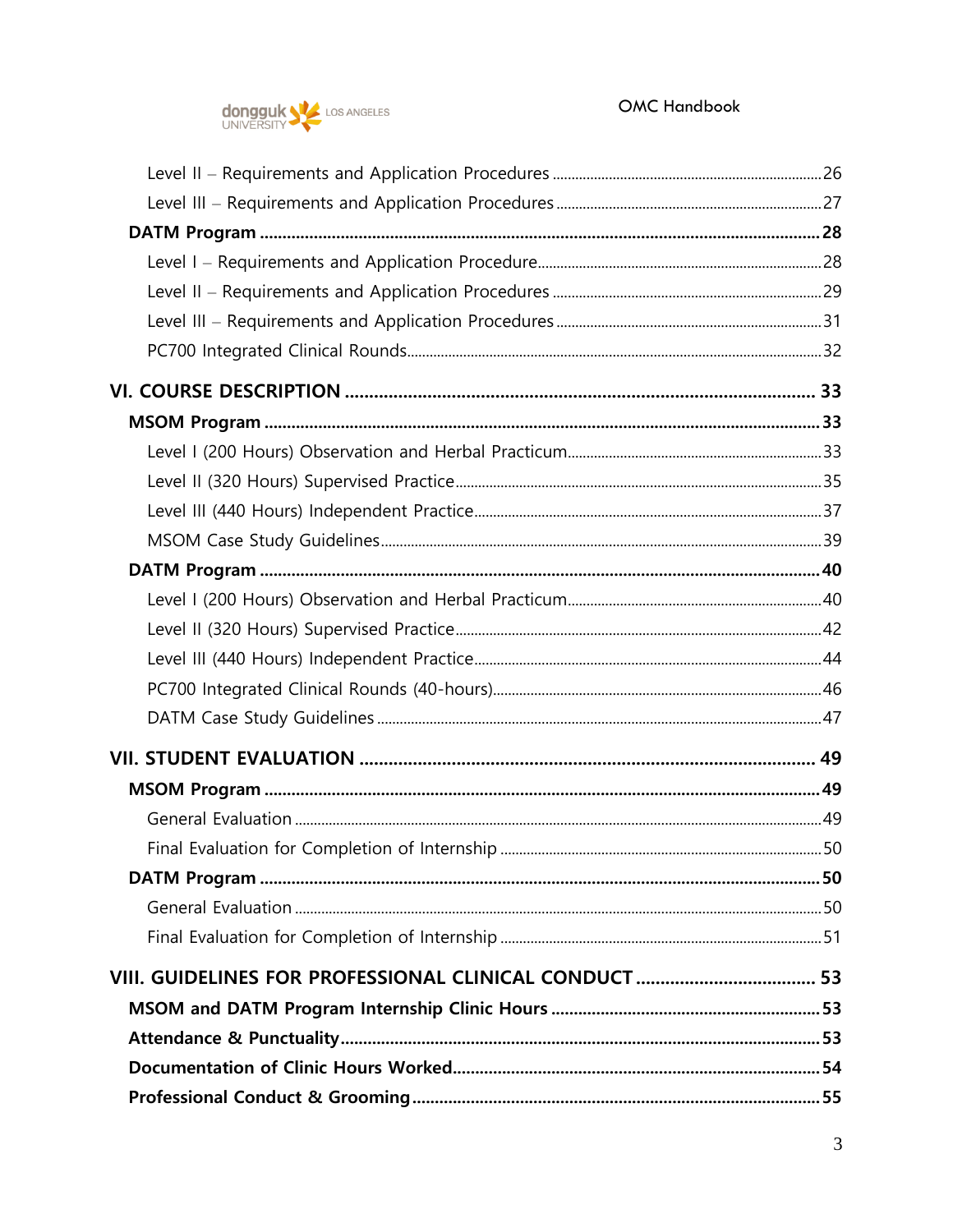Level II – Requirements and Application Procedures ........ 26
Level III – Requirements and Application Procedures ........ 27

**DATM Program ........ 28**

Level I – Requirements and Application Procedure ........ 28
Level II – Requirements and Application Procedures ........ 29
Level III – Requirements and Application Procedures ........ 31
PC700 Integrated Clinical Rounds ........ 32

**VI. COURSE DESCRIPTION ........ 33**

**MSOM Program ........ 33**

Level I (200 Hours) Observation and Herbal Practicum ........ 33
Level II (320 Hours) Supervised Practice ........ 35
Level III (440 Hours) Independent Practice ........ 37
MSOM Case Study Guidelines ........ 39

**DATM Program ........ 40**

Level I (200 Hours) Observation and Herbal Practicum ........ 40
Level II (320 Hours) Supervised Practice ........ 42
Level III (440 Hours) Independent Practice ........ 44
PC700 Integrated Clinical Rounds (40-hours) ........ 46
DATM Case Study Guidelines ........ 47

**VII. STUDENT EVALUATION ........ 49**

**MSOM Program ........ 49**

General Evaluation ........ 49
Final Evaluation for Completion of Internship ........ 50

**DATM Program ........ 50**

General Evaluation ........ 50
Final Evaluation for Completion of Internship ........ 51

**VIII. GUIDELINES FOR PROFESSIONAL CLINICAL CONDUCT ........ 53**

**MSOM and DATM Program Internship Clinic Hours ........ 53**

**Attendance & Punctuality ........ 53**

**Documentation of Clinic Hours Worked ........ 54**

**Professional Conduct & Grooming ........ 55**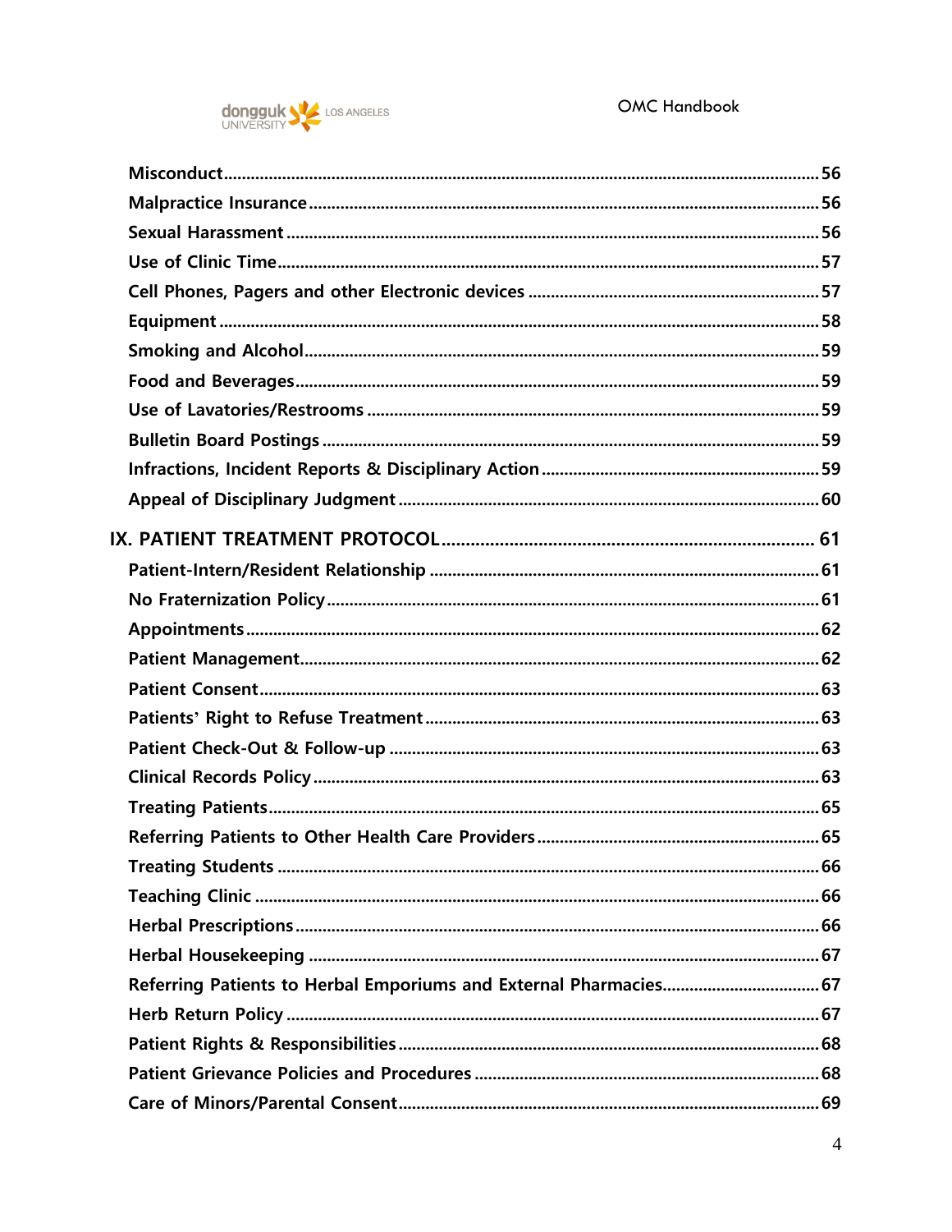Misconduct .......... 56
Malpractice Insurance .......... 56
Sexual Harassment .......... 56
Use of Clinic Time .......... 57
Cell Phones, Pagers and other Electronic devices .......... 57
Equipment .......... 58
Smoking and Alcohol .......... 59
Food and Beverages .......... 59
Use of Lavatories/Restrooms .......... 59
Bulletin Board Postings .......... 59
Infractions, Incident Reports & Disciplinary Action .......... 59
Appeal of Disciplinary Judgment .......... 60

IX. PATIENT TREATMENT PROTOCOL .......... 61
Patient-Intern/Resident Relationship .......... 61
No Fraternization Policy .......... 61
Appointments .......... 62
Patient Management .......... 62
Patient Consent .......... 63
Patients' Right to Refuse Treatment .......... 63
Patient Check-Out & Follow-up .......... 63
Clinical Records Policy .......... 63
Treating Patients .......... 65
Referring Patients to Other Health Care Providers .......... 65
Treating Students .......... 66
Teaching Clinic .......... 66
Herbal Prescriptions .......... 66
Herbal Housekeeping .......... 67
Referring Patients to Herbal Emporiums and External Pharmacies .......... 67
Herb Return Policy .......... 67
Patient Rights & Responsibilities .......... 68
Patient Grievance Policies and Procedures .......... 68
Care of Minors/Parental Consent .......... 69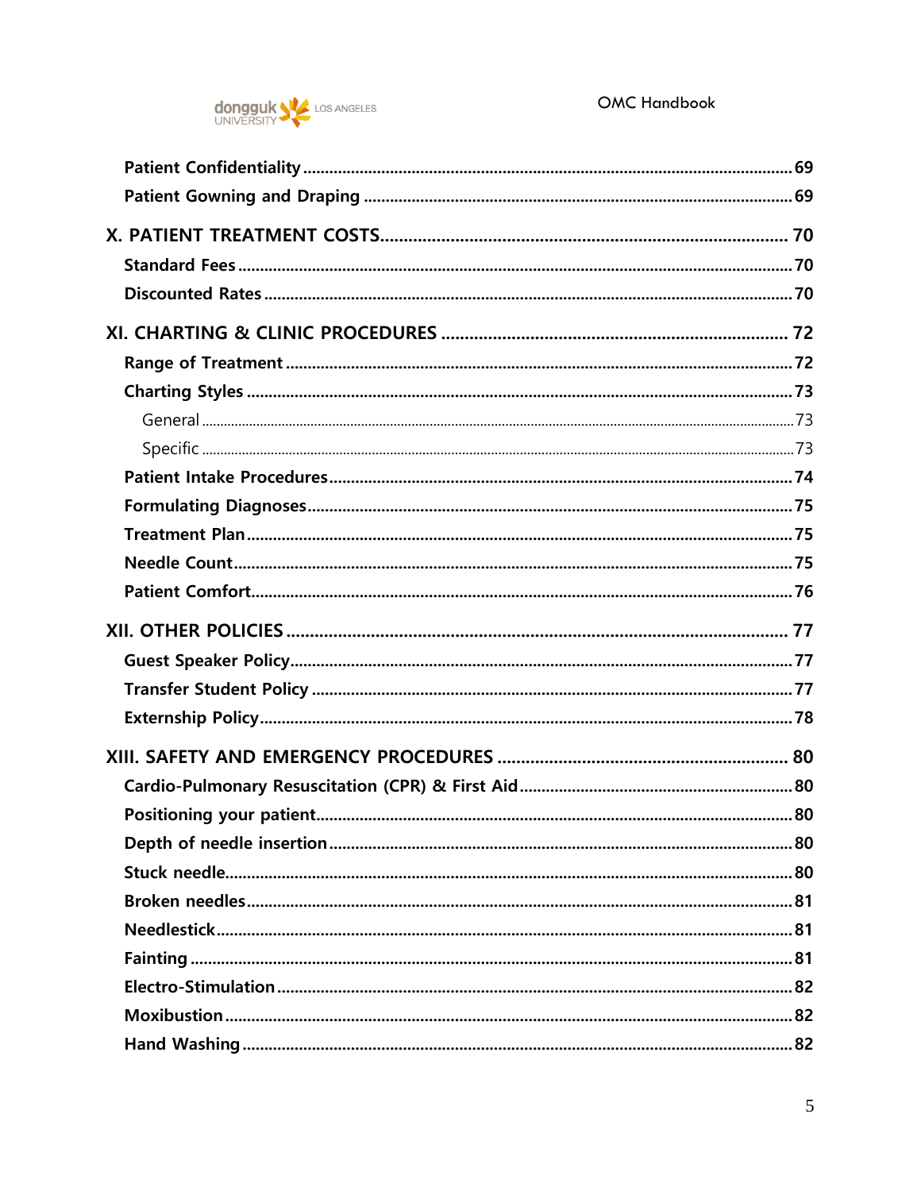**Patient Confidentiality** ........ 69

**Patient Gowning and Draping** ........ 69

**X. PATIENT TREATMENT COSTS** ........ 70

**Standard Fees** ........ 70

**Discounted Rates** ........ 70

**XI. CHARTING & CLINIC PROCEDURES** ........ 72

**Range of Treatment** ........ 72

**Charting Styles** ........ 73

General ........ 73

Specific ........ 73

**Patient Intake Procedures** ........ 74

**Formulating Diagnoses** ........ 75

**Treatment Plan** ........ 75

**Needle Count** ........ 75

**Patient Comfort** ........ 76

**XII. OTHER POLICIES** ........ 77

**Guest Speaker Policy** ........ 77

**Transfer Student Policy** ........ 77

**Externship Policy** ........ 78

**XIII. SAFETY AND EMERGENCY PROCEDURES** ........ 80

**Cardio-Pulmonary Resuscitation (CPR) & First Aid** ........ 80

**Positioning your patient** ........ 80

**Depth of needle insertion** ........ 80

**Stuck needle** ........ 80

**Broken needles** ........ 81

**Needlestick** ........ 81

**Fainting** ........ 81

**Electro-Stimulation** ........ 82

**Moxibustion** ........ 82

**Hand Washing** ........ 82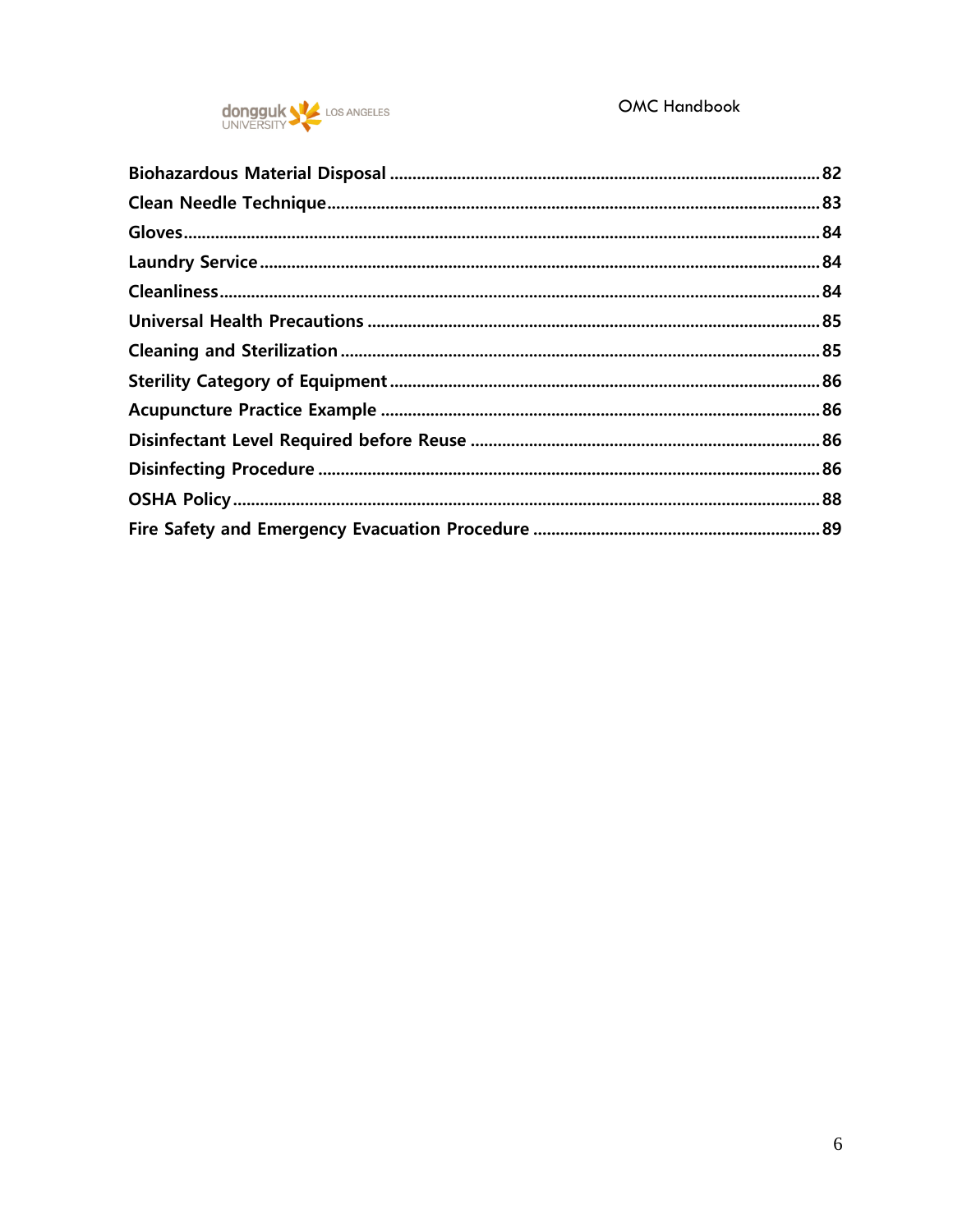**Biohazardous Material Disposal** ............................................................ **82**
**Clean Needle Technique** ............................................................ **83**
**Gloves** ............................................................ **84**
**Laundry Service** ............................................................ **84**
**Cleanliness** ............................................................ **84**
**Universal Health Precautions** ............................................................ **85**
**Cleaning and Sterilization** ............................................................ **85**
**Sterility Category of Equipment** ............................................................ **86**
**Acupuncture Practice Example** ............................................................ **86**
**Disinfectant Level Required before Reuse** ............................................................ **86**
**Disinfecting Procedure** ............................................................ **86**
**OSHA Policy** ............................................................ **88**
**Fire Safety and Emergency Evacuation Procedure** ............................................................ **89**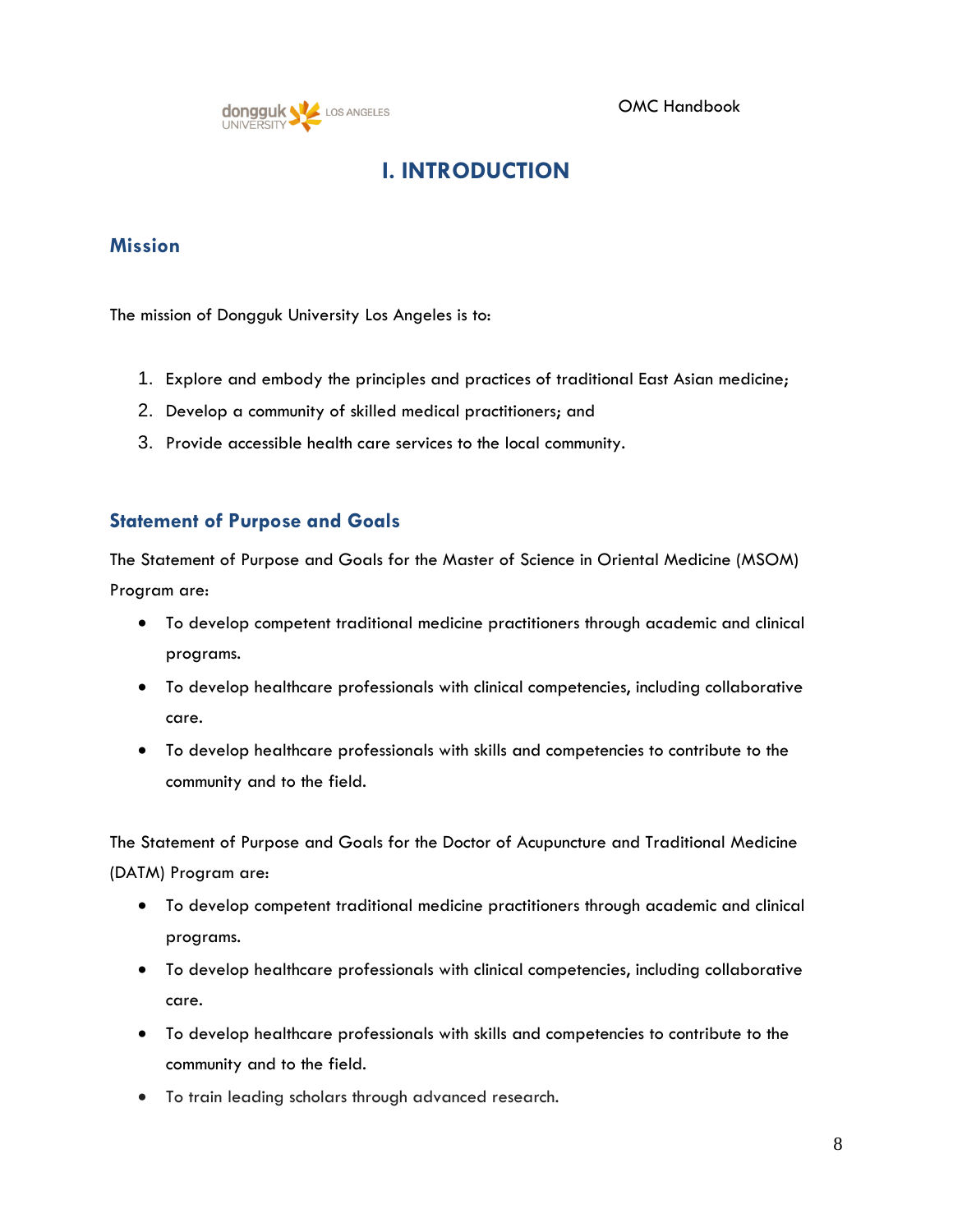# I. INTRODUCTION

## Mission

The mission of Dongguk University Los Angeles is to:

1. Explore and embody the principles and practices of traditional East Asian medicine;
2. Develop a community of skilled medical practitioners; and
3. Provide accessible health care services to the local community.

## Statement of Purpose and Goals

The Statement of Purpose and Goals for the Master of Science in Oriental Medicine (MSOM) Program are:

- To develop competent traditional medicine practitioners through academic and clinical programs.
- To develop healthcare professionals with clinical competencies, including collaborative care.
- To develop healthcare professionals with skills and competencies to contribute to the community and to the field.

The Statement of Purpose and Goals for the Doctor of Acupuncture and Traditional Medicine (DATM) Program are:

- To develop competent traditional medicine practitioners through academic and clinical programs.
- To develop healthcare professionals with clinical competencies, including collaborative care.
- To develop healthcare professionals with skills and competencies to contribute to the community and to the field.
- To train leading scholars through advanced research.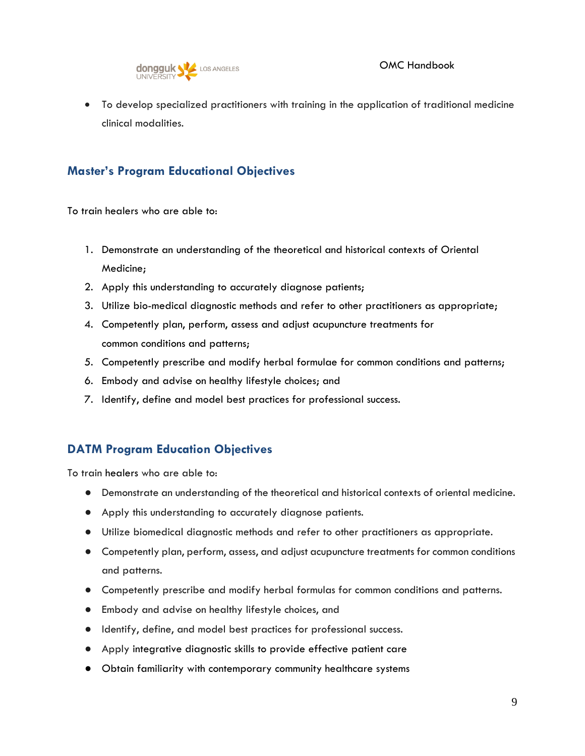- To develop specialized practitioners with training in the application of traditional medicine clinical modalities.

## Master's Program Educational Objectives

To train healers who are able to:

1. Demonstrate an understanding of the theoretical and historical contexts of Oriental Medicine;
2. Apply this understanding to accurately diagnose patients;
3. Utilize bio-medical diagnostic methods and refer to other practitioners as appropriate;
4. Competently plan, perform, assess and adjust acupuncture treatments for common conditions and patterns;
5. Competently prescribe and modify herbal formulae for common conditions and patterns;
6. Embody and advise on healthy lifestyle choices; and
7. Identify, define and model best practices for professional success.

## DATM Program Education Objectives

To train healers who are able to:

- Demonstrate an understanding of the theoretical and historical contexts of oriental medicine.
- Apply this understanding to accurately diagnose patients.
- Utilize biomedical diagnostic methods and refer to other practitioners as appropriate.
- Competently plan, perform, assess, and adjust acupuncture treatments for common conditions and patterns.
- Competently prescribe and modify herbal formulas for common conditions and patterns.
- Embody and advise on healthy lifestyle choices, and
- Identify, define, and model best practices for professional success.
- Apply integrative diagnostic skills to provide effective patient care
- Obtain familiarity with contemporary community healthcare systems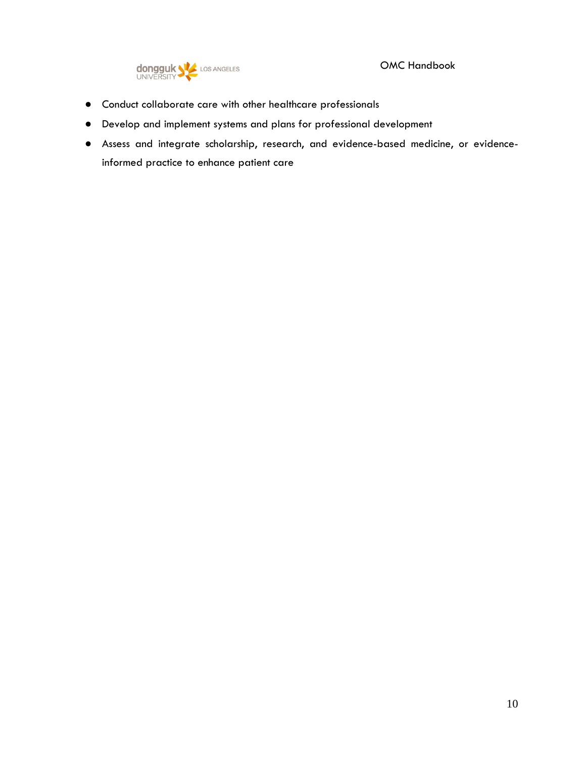- Conduct collaborate care with other healthcare professionals
- Develop and implement systems and plans for professional development
- Assess and integrate scholarship, research, and evidence-based medicine, or evidence-informed practice to enhance patient care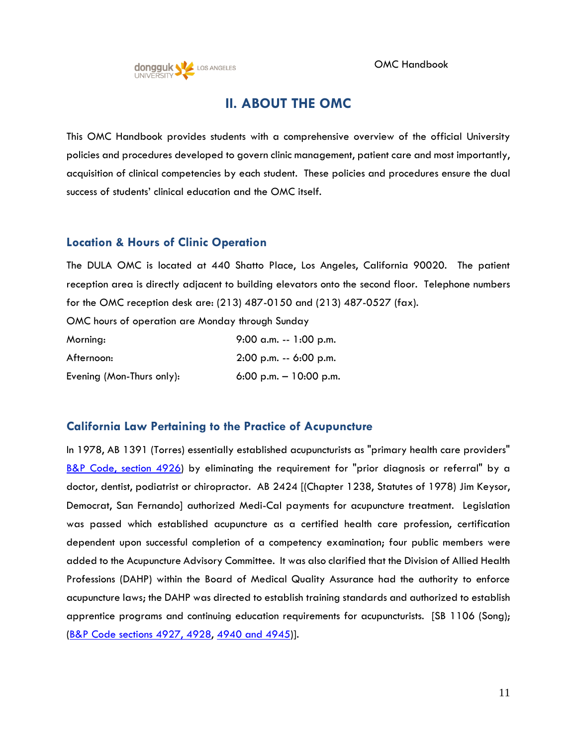## II. ABOUT THE OMC

This OMC Handbook provides students with a comprehensive overview of the official University policies and procedures developed to govern clinic management, patient care and most importantly, acquisition of clinical competencies by each student. These policies and procedures ensure the dual success of students' clinical education and the OMC itself.

### Location & Hours of Clinic Operation

The DULA OMC is located at 440 Shatto Place, Los Angeles, California 90020. The patient reception area is directly adjacent to building elevators onto the second floor. Telephone numbers for the OMC reception desk are: (213) 487-0150 and (213) 487-0527 (fax).

OMC hours of operation are Monday through Sunday

| | |
|---|---|
| Morning: | 9:00 a.m. -- 1:00 p.m. |
| Afternoon: | 2:00 p.m. -- 6:00 p.m. |
| Evening (Mon-Thurs only): | 6:00 p.m. – 10:00 p.m. |

### California Law Pertaining to the Practice of Acupuncture

In 1978, AB 1391 (Torres) essentially established acupuncturists as "primary health care providers" B&P Code, section 4926) by eliminating the requirement for "prior diagnosis or referral" by a doctor, dentist, podiatrist or chiropractor. AB 2424 [(Chapter 1238, Statutes of 1978) Jim Keysor, Democrat, San Fernando] authorized Medi-Cal payments for acupuncture treatment. Legislation was passed which established acupuncture as a certified health care profession, certification dependent upon successful completion of a competency examination; four public members were added to the Acupuncture Advisory Committee. It was also clarified that the Division of Allied Health Professions (DAHP) within the Board of Medical Quality Assurance had the authority to enforce acupuncture laws; the DAHP was directed to establish training standards and authorized to establish apprentice programs and continuing education requirements for acupuncturists. [SB 1106 (Song); (B&P Code sections 4927, 4928, 4940 and 4945)].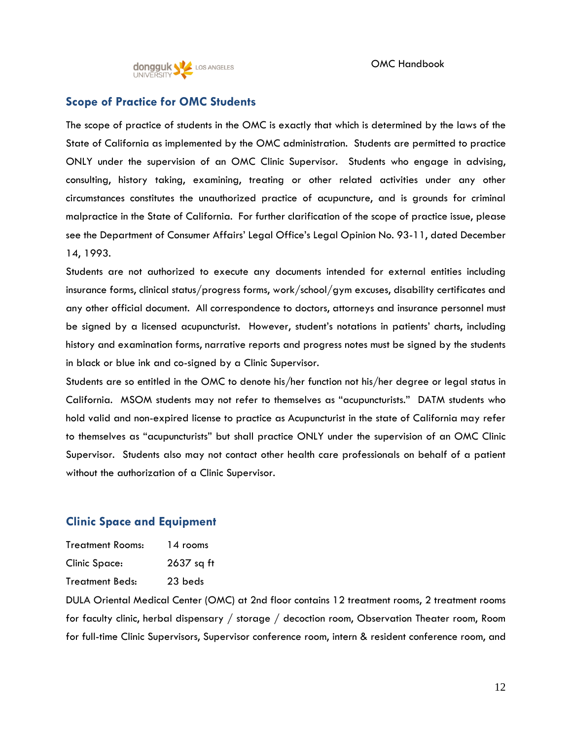## Scope of Practice for OMC Students

The scope of practice of students in the OMC is exactly that which is determined by the laws of the State of California as implemented by the OMC administration. Students are permitted to practice ONLY under the supervision of an OMC Clinic Supervisor. Students who engage in advising, consulting, history taking, examining, treating or other related activities under any other circumstances constitutes the unauthorized practice of acupuncture, and is grounds for criminal malpractice in the State of California. For further clarification of the scope of practice issue, please see the Department of Consumer Affairs' Legal Office's Legal Opinion No. 93-11, dated December 14, 1993.

Students are not authorized to execute any documents intended for external entities including insurance forms, clinical status/progress forms, work/school/gym excuses, disability certificates and any other official document. All correspondence to doctors, attorneys and insurance personnel must be signed by a licensed acupuncturist. However, student's notations in patients' charts, including history and examination forms, narrative reports and progress notes must be signed by the students in black or blue ink and co-signed by a Clinic Supervisor.

Students are so entitled in the OMC to denote his/her function not his/her degree or legal status in California. MSOM students may not refer to themselves as "acupuncturists." DATM students who hold valid and non-expired license to practice as Acupuncturist in the state of California may refer to themselves as "acupuncturists" but shall practice ONLY under the supervision of an OMC Clinic Supervisor. Students also may not contact other health care professionals on behalf of a patient without the authorization of a Clinic Supervisor.

## Clinic Space and Equipment

| | |
|---|---|
| Treatment Rooms: | 14 rooms |
| Clinic Space: | 2637 sq ft |
| Treatment Beds: | 23 beds |

DULA Oriental Medical Center (OMC) at 2nd floor contains 12 treatment rooms, 2 treatment rooms for faculty clinic, herbal dispensary / storage / decoction room, Observation Theater room, Room for full-time Clinic Supervisors, Supervisor conference room, intern & resident conference room, and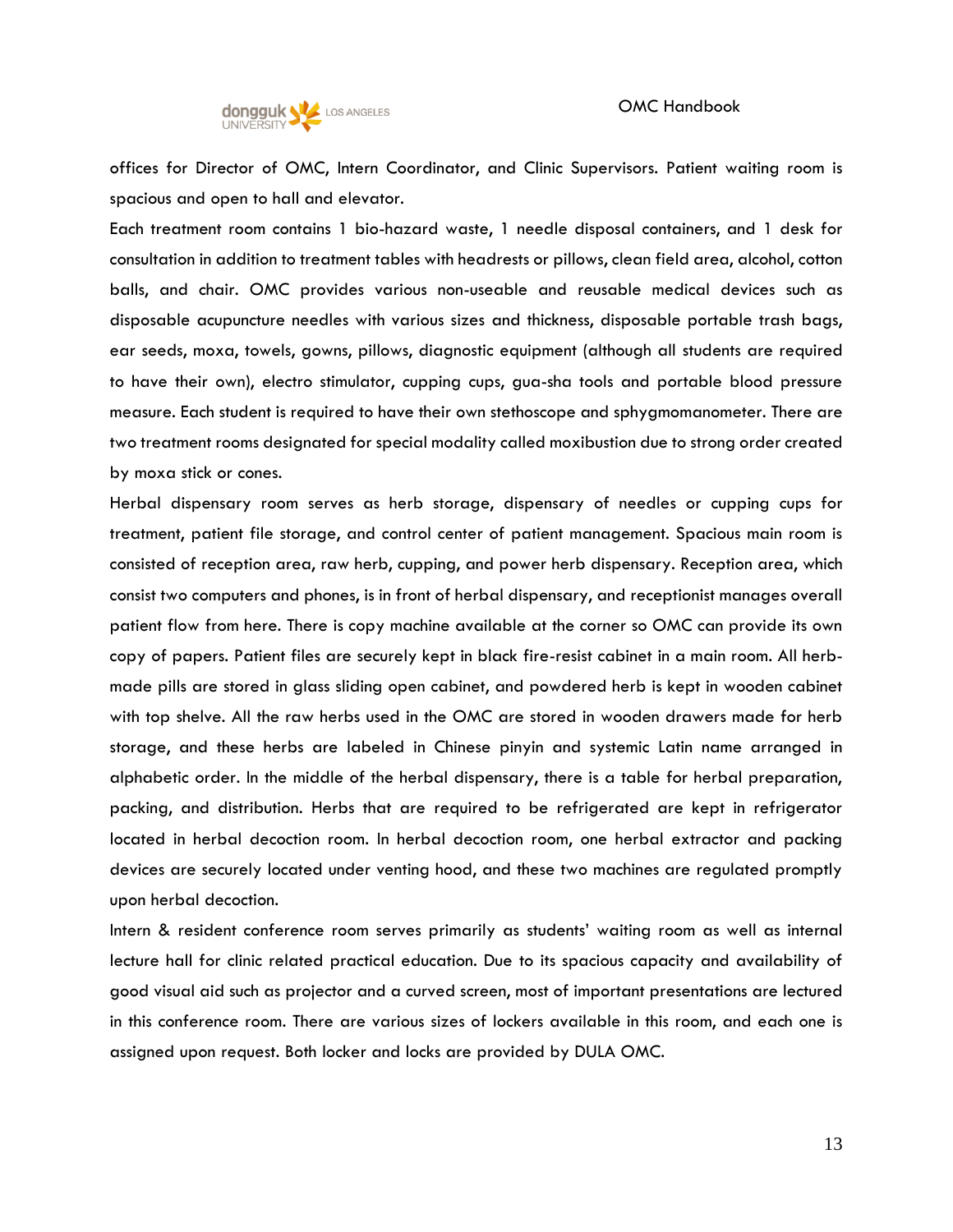offices for Director of OMC, Intern Coordinator, and Clinic Supervisors. Patient waiting room is spacious and open to hall and elevator.

Each treatment room contains 1 bio-hazard waste, 1 needle disposal containers, and 1 desk for consultation in addition to treatment tables with headrests or pillows, clean field area, alcohol, cotton balls, and chair. OMC provides various non-useable and reusable medical devices such as disposable acupuncture needles with various sizes and thickness, disposable portable trash bags, ear seeds, moxa, towels, gowns, pillows, diagnostic equipment (although all students are required to have their own), electro stimulator, cupping cups, gua-sha tools and portable blood pressure measure. Each student is required to have their own stethoscope and sphygmomanometer. There are two treatment rooms designated for special modality called moxibustion due to strong order created by moxa stick or cones.

Herbal dispensary room serves as herb storage, dispensary of needles or cupping cups for treatment, patient file storage, and control center of patient management. Spacious main room is consisted of reception area, raw herb, cupping, and power herb dispensary. Reception area, which consist two computers and phones, is in front of herbal dispensary, and receptionist manages overall patient flow from here. There is copy machine available at the corner so OMC can provide its own copy of papers. Patient files are securely kept in black fire-resist cabinet in a main room. All herb-made pills are stored in glass sliding open cabinet, and powdered herb is kept in wooden cabinet with top shelve. All the raw herbs used in the OMC are stored in wooden drawers made for herb storage, and these herbs are labeled in Chinese pinyin and systemic Latin name arranged in alphabetic order. In the middle of the herbal dispensary, there is a table for herbal preparation, packing, and distribution. Herbs that are required to be refrigerated are kept in refrigerator located in herbal decoction room. In herbal decoction room, one herbal extractor and packing devices are securely located under venting hood, and these two machines are regulated promptly upon herbal decoction.

Intern & resident conference room serves primarily as students' waiting room as well as internal lecture hall for clinic related practical education. Due to its spacious capacity and availability of good visual aid such as projector and a curved screen, most of important presentations are lectured in this conference room. There are various sizes of lockers available in this room, and each one is assigned upon request. Both locker and locks are provided by DULA OMC.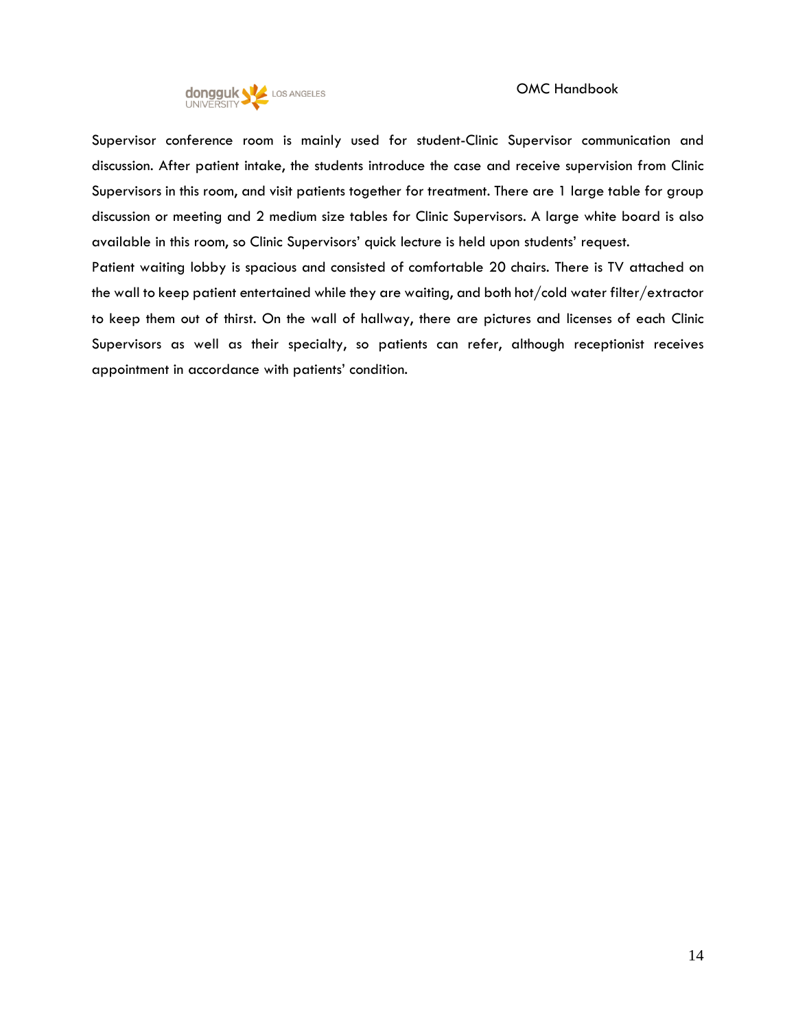Supervisor conference room is mainly used for student-Clinic Supervisor communication and discussion. After patient intake, the students introduce the case and receive supervision from Clinic Supervisors in this room, and visit patients together for treatment. There are 1 large table for group discussion or meeting and 2 medium size tables for Clinic Supervisors. A large white board is also available in this room, so Clinic Supervisors' quick lecture is held upon students' request.

Patient waiting lobby is spacious and consisted of comfortable 20 chairs. There is TV attached on the wall to keep patient entertained while they are waiting, and both hot/cold water filter/extractor to keep them out of thirst. On the wall of hallway, there are pictures and licenses of each Clinic Supervisors as well as their specialty, so patients can refer, although receptionist receives appointment in accordance with patients' condition.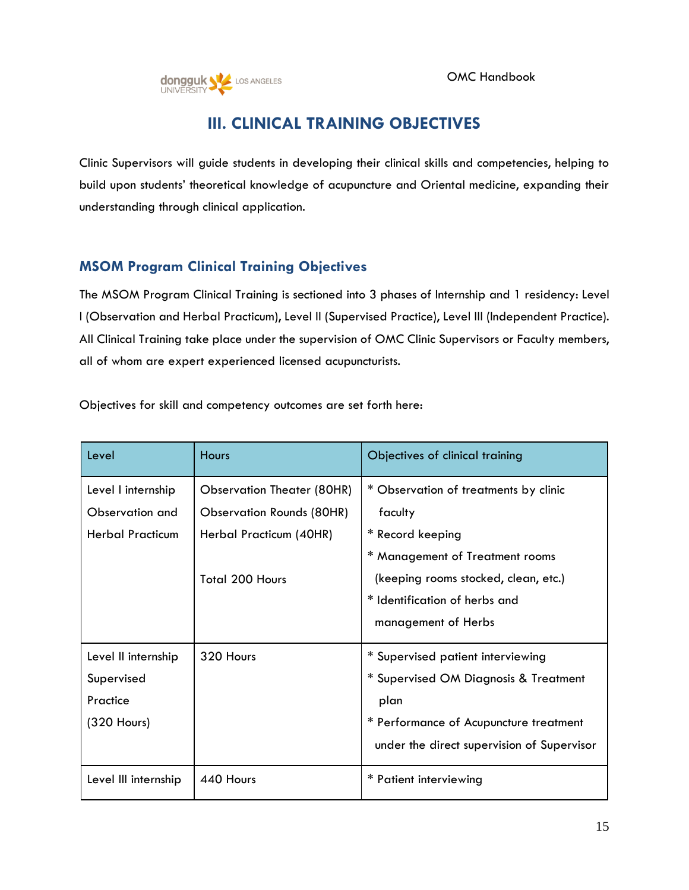# III. CLINICAL TRAINING OBJECTIVES

Clinic Supervisors will guide students in developing their clinical skills and competencies, helping to build upon students' theoretical knowledge of acupuncture and Oriental medicine, expanding their understanding through clinical application.

## MSOM Program Clinical Training Objectives

The MSOM Program Clinical Training is sectioned into 3 phases of Internship and 1 residency: Level I (Observation and Herbal Practicum), Level II (Supervised Practice), Level III (Independent Practice). All Clinical Training take place under the supervision of OMC Clinic Supervisors or Faculty members, all of whom are expert experienced licensed acupuncturists.

Objectives for skill and competency outcomes are set forth here:

| Level | Hours | Objectives of clinical training |
|---|---|---|
| Level I internship Observation and Herbal Practicum | Observation Theater (80HR)<br>Observation Rounds (80HR)<br>Herbal Practicum (40HR)<br><br>Total 200 Hours | * Observation of treatments by clinic faculty<br>* Record keeping<br>* Management of Treatment rooms (keeping rooms stocked, clean, etc.)<br>* Identification of herbs and management of Herbs |
| Level II internship Supervised Practice (320 Hours) | 320 Hours | * Supervised patient interviewing<br>* Supervised OM Diagnosis & Treatment plan<br>* Performance of Acupuncture treatment under the direct supervision of Supervisor |
| Level III internship | 440 Hours | * Patient interviewing |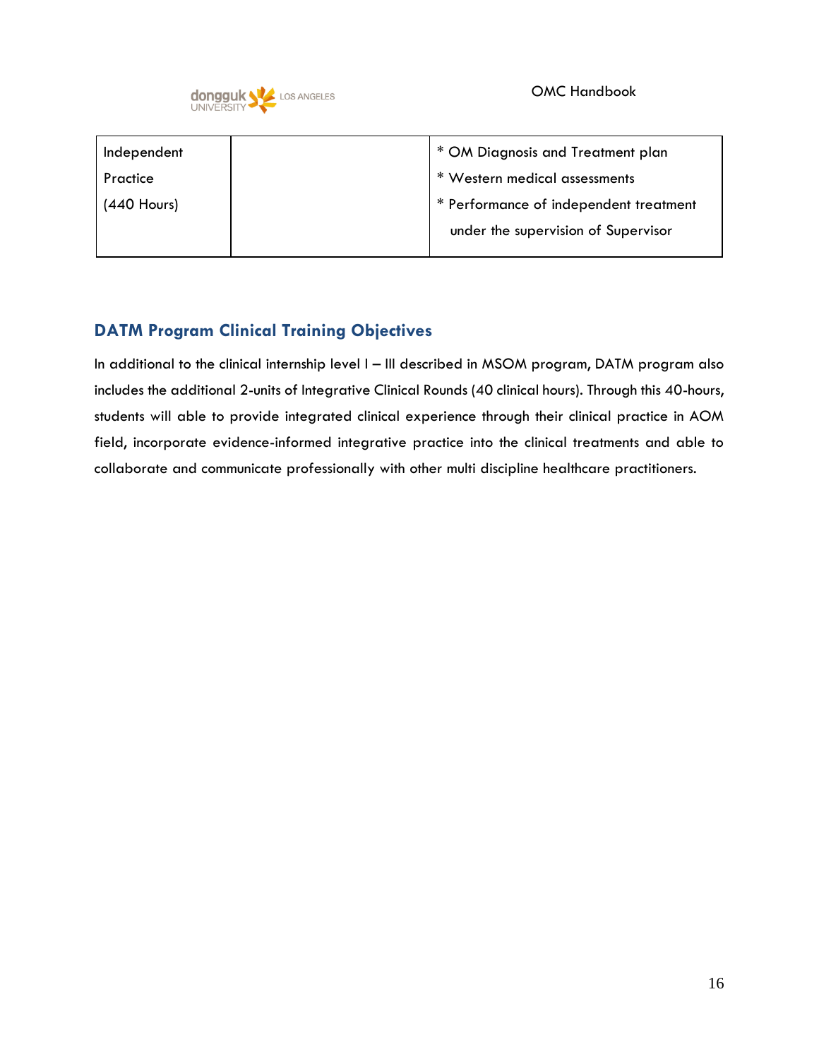| Independent Practice (440 Hours) | | * OM Diagnosis and Treatment plan<br>* Western medical assessments<br>* Performance of independent treatment under the supervision of Supervisor |
|---|---|---|

## DATM Program Clinical Training Objectives

In additional to the clinical internship level I – III described in MSOM program, DATM program also includes the additional 2-units of Integrative Clinical Rounds (40 clinical hours). Through this 40-hours, students will able to provide integrated clinical experience through their clinical practice in AOM field, incorporate evidence-informed integrative practice into the clinical treatments and able to collaborate and communicate professionally with other multi discipline healthcare practitioners.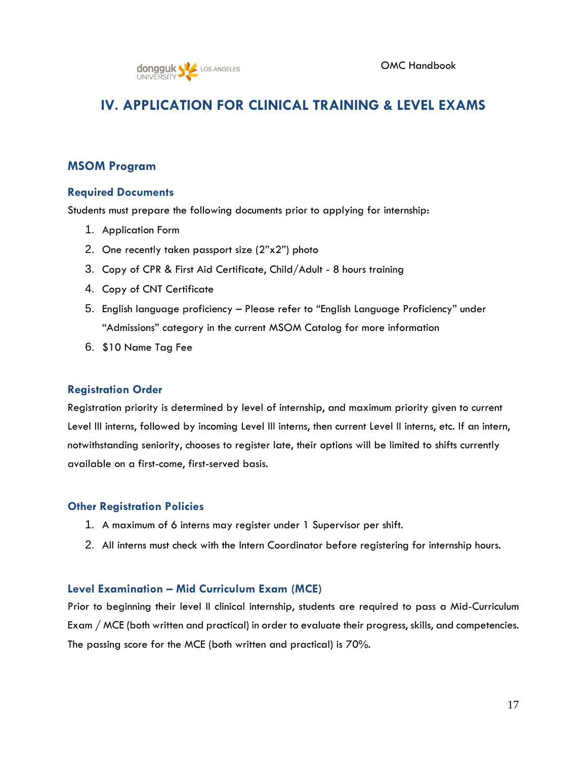# IV. APPLICATION FOR CLINICAL TRAINING & LEVEL EXAMS

## MSOM Program

### Required Documents

Students must prepare the following documents prior to applying for internship:

1. Application Form
2. One recently taken passport size (2"x2") photo
3. Copy of CPR & First Aid Certificate, Child/Adult - 8 hours training
4. Copy of CNT Certificate
5. English language proficiency – Please refer to "English Language Proficiency" under "Admissions" category in the current MSOM Catalog for more information
6. $10 Name Tag Fee

### Registration Order

Registration priority is determined by level of internship, and maximum priority given to current Level III interns, followed by incoming Level III interns, then current Level II interns, etc. If an intern, notwithstanding seniority, chooses to register late, their options will be limited to shifts currently available on a first-come, first-served basis.

### Other Registration Policies

1. A maximum of 6 interns may register under 1 Supervisor per shift.
2. All interns must check with the Intern Coordinator before registering for internship hours.

### Level Examination – Mid Curriculum Exam (MCE)

Prior to beginning their level II clinical internship, students are required to pass a Mid-Curriculum Exam / MCE (both written and practical) in order to evaluate their progress, skills, and competencies. The passing score for the MCE (both written and practical) is 70%.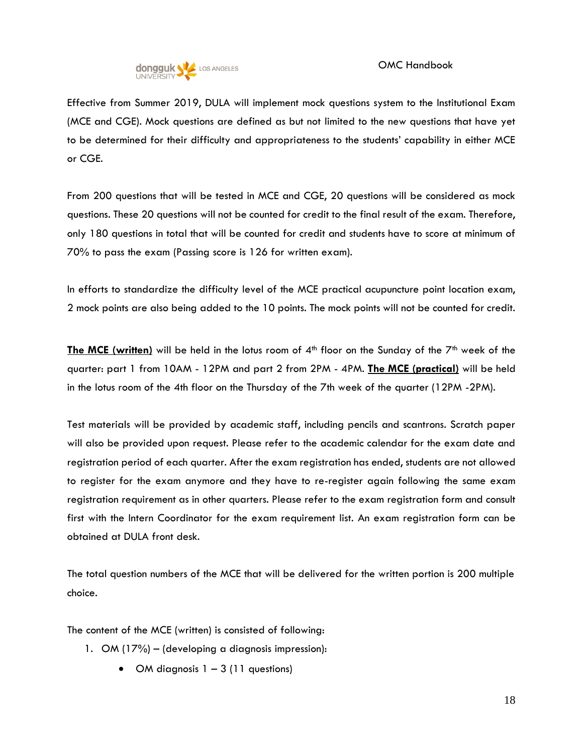Effective from Summer 2019, DULA will implement mock questions system to the Institutional Exam (MCE and CGE). Mock questions are defined as but not limited to the new questions that have yet to be determined for their difficulty and appropriateness to the students' capability in either MCE or CGE.

From 200 questions that will be tested in MCE and CGE, 20 questions will be considered as mock questions. These 20 questions will not be counted for credit to the final result of the exam. Therefore, only 180 questions in total that will be counted for credit and students have to score at minimum of 70% to pass the exam (Passing score is 126 for written exam).

In efforts to standardize the difficulty level of the MCE practical acupuncture point location exam, 2 mock points are also being added to the 10 points. The mock points will not be counted for credit.

**<u>The MCE (written)</u>** will be held in the lotus room of 4th floor on the Sunday of the 7th week of the quarter: part 1 from 10AM - 12PM and part 2 from 2PM - 4PM. **<u>The MCE (practical)</u>** will be held in the lotus room of the 4th floor on the Thursday of the 7th week of the quarter (12PM -2PM).

Test materials will be provided by academic staff, including pencils and scantrons. Scratch paper will also be provided upon request. Please refer to the academic calendar for the exam date and registration period of each quarter. After the exam registration has ended, students are not allowed to register for the exam anymore and they have to re-register again following the same exam registration requirement as in other quarters. Please refer to the exam registration form and consult first with the Intern Coordinator for the exam requirement list. An exam registration form can be obtained at DULA front desk.

The total question numbers of the MCE that will be delivered for the written portion is 200 multiple choice.

The content of the MCE (written) is consisted of following:

1. OM (17%) – (developing a diagnosis impression):
    - OM diagnosis 1 – 3 (11 questions)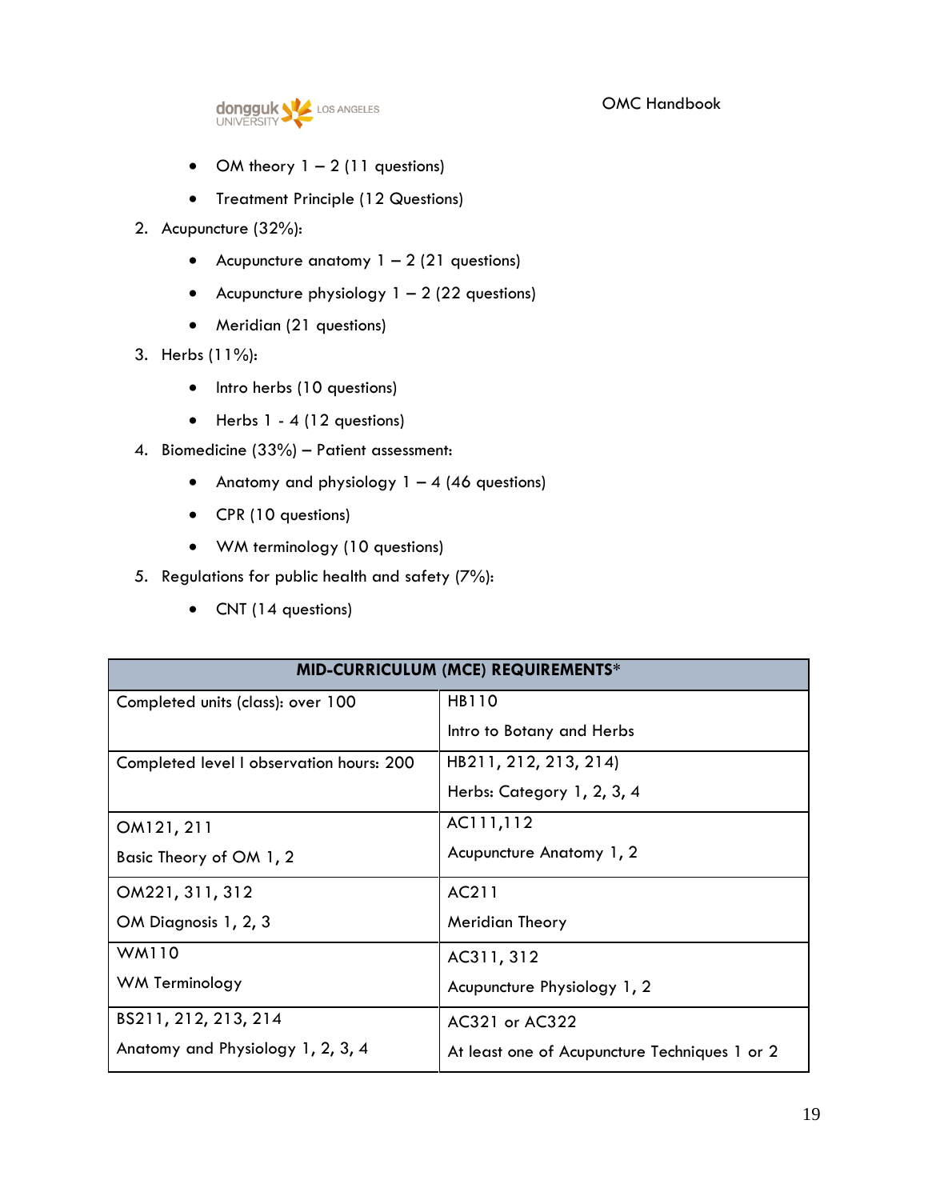- OM theory 1 – 2 (11 questions)
- Treatment Principle (12 Questions)

2. Acupuncture (32%):
    - Acupuncture anatomy 1 – 2 (21 questions)
    - Acupuncture physiology 1 – 2 (22 questions)
    - Meridian (21 questions)
3. Herbs (11%):
    - Intro herbs (10 questions)
    - Herbs 1 - 4 (12 questions)
4. Biomedicine (33%) – Patient assessment:
    - Anatomy and physiology 1 – 4 (46 questions)
    - CPR (10 questions)
    - WM terminology (10 questions)
5. Regulations for public health and safety (7%):
    - CNT (14 questions)

| **MID-CURRICULUM (MCE) REQUIREMENTS*** | |
|---|---|
| Completed units (class): over 100 | HB110<br>Intro to Botany and Herbs |
| Completed level I observation hours: 200 | HB211, 212, 213, 214)<br>Herbs: Category 1, 2, 3, 4 |
| OM121, 211<br>Basic Theory of OM 1, 2 | AC111,112<br>Acupuncture Anatomy 1, 2 |
| OM221, 311, 312<br>OM Diagnosis 1, 2, 3 | AC211<br>Meridian Theory |
| WM110<br>WM Terminology | AC311, 312<br>Acupuncture Physiology 1, 2 |
| BS211, 212, 213, 214<br>Anatomy and Physiology 1, 2, 3, 4 | AC321 or AC322<br>At least one of Acupuncture Techniques 1 or 2 |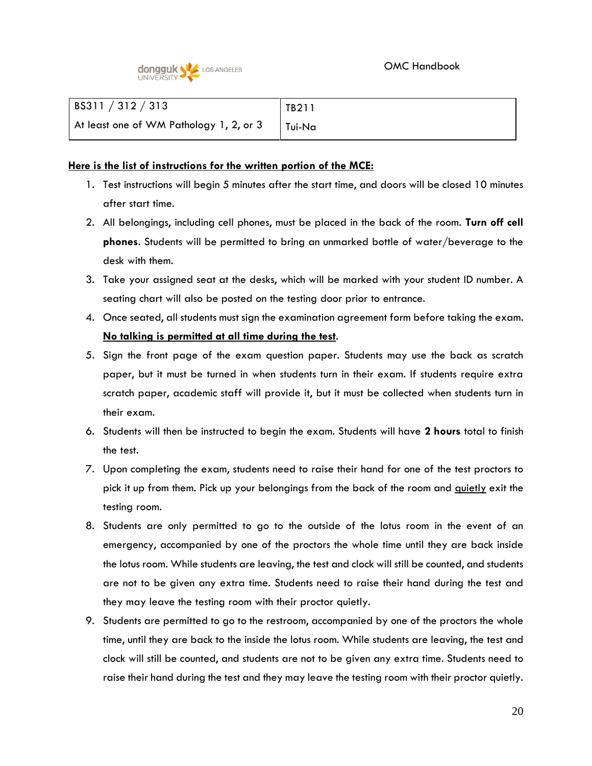| BS311 / 312 / 313<br>At least one of WM Pathology 1, 2, or 3 | TB211<br>Tui-Na |
|---|---|

**Here is the list of instructions for the written portion of the MCE:**

1. Test instructions will begin 5 minutes after the start time, and doors will be closed 10 minutes after start time.
2. All belongings, including cell phones, must be placed in the back of the room. **Turn off cell phones**. Students will be permitted to bring an unmarked bottle of water/beverage to the desk with them.
3. Take your assigned seat at the desks, which will be marked with your student ID number. A seating chart will also be posted on the testing door prior to entrance.
4. Once seated, all students must sign the examination agreement form before taking the exam. **No talking is permitted at all time during the test**.
5. Sign the front page of the exam question paper. Students may use the back as scratch paper, but it must be turned in when students turn in their exam. If students require extra scratch paper, academic staff will provide it, but it must be collected when students turn in their exam.
6. Students will then be instructed to begin the exam. Students will have **2 hours** total to finish the test.
7. Upon completing the exam, students need to raise their hand for one of the test proctors to pick it up from them. Pick up your belongings from the back of the room and quietly exit the testing room.
8. Students are only permitted to go to the outside of the lotus room in the event of an emergency, accompanied by one of the proctors the whole time until they are back inside the lotus room. While students are leaving, the test and clock will still be counted, and students are not to be given any extra time. Students need to raise their hand during the test and they may leave the testing room with their proctor quietly.
9. Students are permitted to go to the restroom, accompanied by one of the proctors the whole time, until they are back to the inside the lotus room. While students are leaving, the test and clock will still be counted, and students are not to be given any extra time. Students need to raise their hand during the test and they may leave the testing room with their proctor quietly.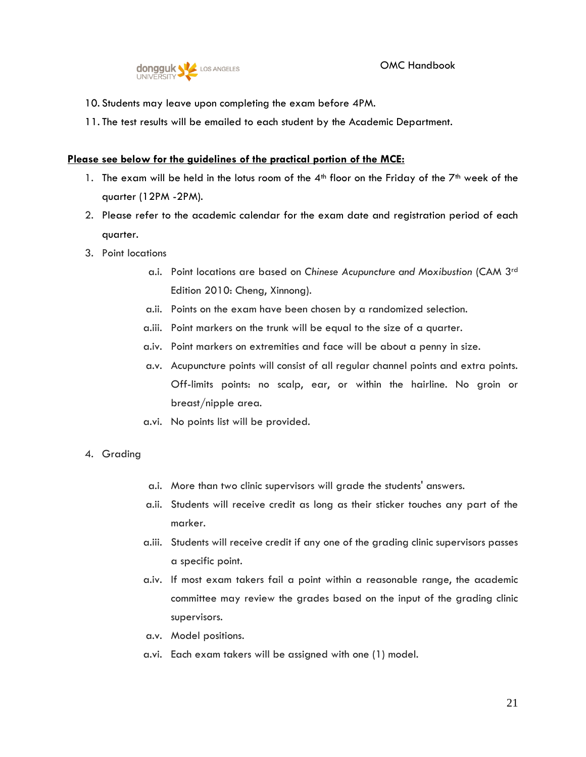10. Students may leave upon completing the exam before 4PM.
11. The test results will be emailed to each student by the Academic Department.

**Please see below for the guidelines of the practical portion of the MCE:**

1. The exam will be held in the lotus room of the 4th floor on the Friday of the 7th week of the quarter (12PM -2PM).
2. Please refer to the academic calendar for the exam date and registration period of each quarter.
3. Point locations
   - a.i. Point locations are based on *Chinese Acupuncture and Moxibustion* (CAM 3rd Edition 2010: Cheng, Xinnong).
   - a.ii. Points on the exam have been chosen by a randomized selection.
   - a.iii. Point markers on the trunk will be equal to the size of a quarter.
   - a.iv. Point markers on extremities and face will be about a penny in size.
   - a.v. Acupuncture points will consist of all regular channel points and extra points. Off-limits points: no scalp, ear, or within the hairline. No groin or breast/nipple area.
   - a.vi. No points list will be provided.

4. Grading
   - a.i. More than two clinic supervisors will grade the students' answers.
   - a.ii. Students will receive credit as long as their sticker touches any part of the marker.
   - a.iii. Students will receive credit if any one of the grading clinic supervisors passes a specific point.
   - a.iv. If most exam takers fail a point within a reasonable range, the academic committee may review the grades based on the input of the grading clinic supervisors.
   - a.v. Model positions.
   - a.vi. Each exam takers will be assigned with one (1) model.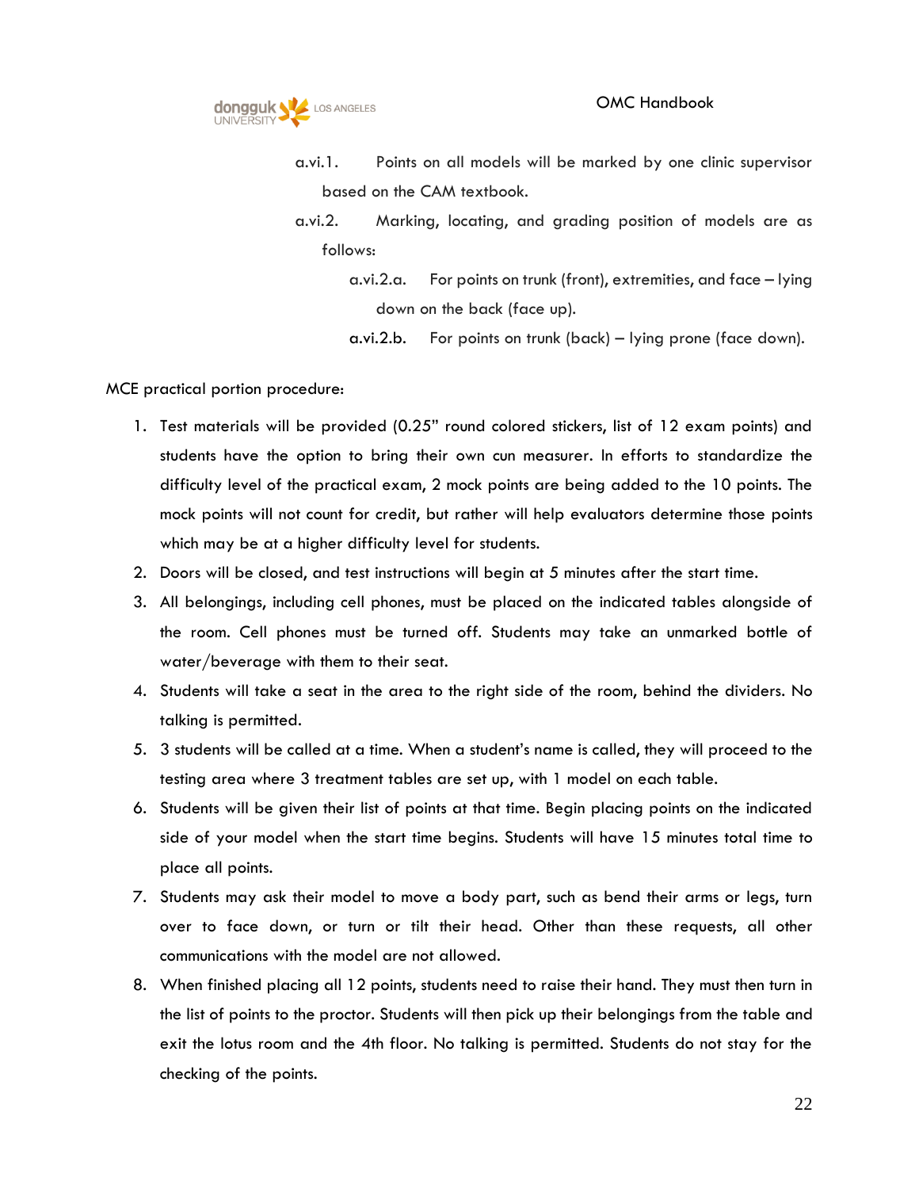a.vi.1. Points on all models will be marked by one clinic supervisor based on the CAM textbook.

a.vi.2. Marking, locating, and grading position of models are as follows:

a.vi.2.a. For points on trunk (front), extremities, and face – lying down on the back (face up).

a.vi.2.b. For points on trunk (back) – lying prone (face down).

MCE practical portion procedure:

1. Test materials will be provided (0.25" round colored stickers, list of 12 exam points) and students have the option to bring their own cun measurer. In efforts to standardize the difficulty level of the practical exam, 2 mock points are being added to the 10 points. The mock points will not count for credit, but rather will help evaluators determine those points which may be at a higher difficulty level for students.
2. Doors will be closed, and test instructions will begin at 5 minutes after the start time.
3. All belongings, including cell phones, must be placed on the indicated tables alongside of the room. Cell phones must be turned off. Students may take an unmarked bottle of water/beverage with them to their seat.
4. Students will take a seat in the area to the right side of the room, behind the dividers. No talking is permitted.
5. 3 students will be called at a time. When a student's name is called, they will proceed to the testing area where 3 treatment tables are set up, with 1 model on each table.
6. Students will be given their list of points at that time. Begin placing points on the indicated side of your model when the start time begins. Students will have 15 minutes total time to place all points.
7. Students may ask their model to move a body part, such as bend their arms or legs, turn over to face down, or turn or tilt their head. Other than these requests, all other communications with the model are not allowed.
8. When finished placing all 12 points, students need to raise their hand. They must then turn in the list of points to the proctor. Students will then pick up their belongings from the table and exit the lotus room and the 4th floor. No talking is permitted. Students do not stay for the checking of the points.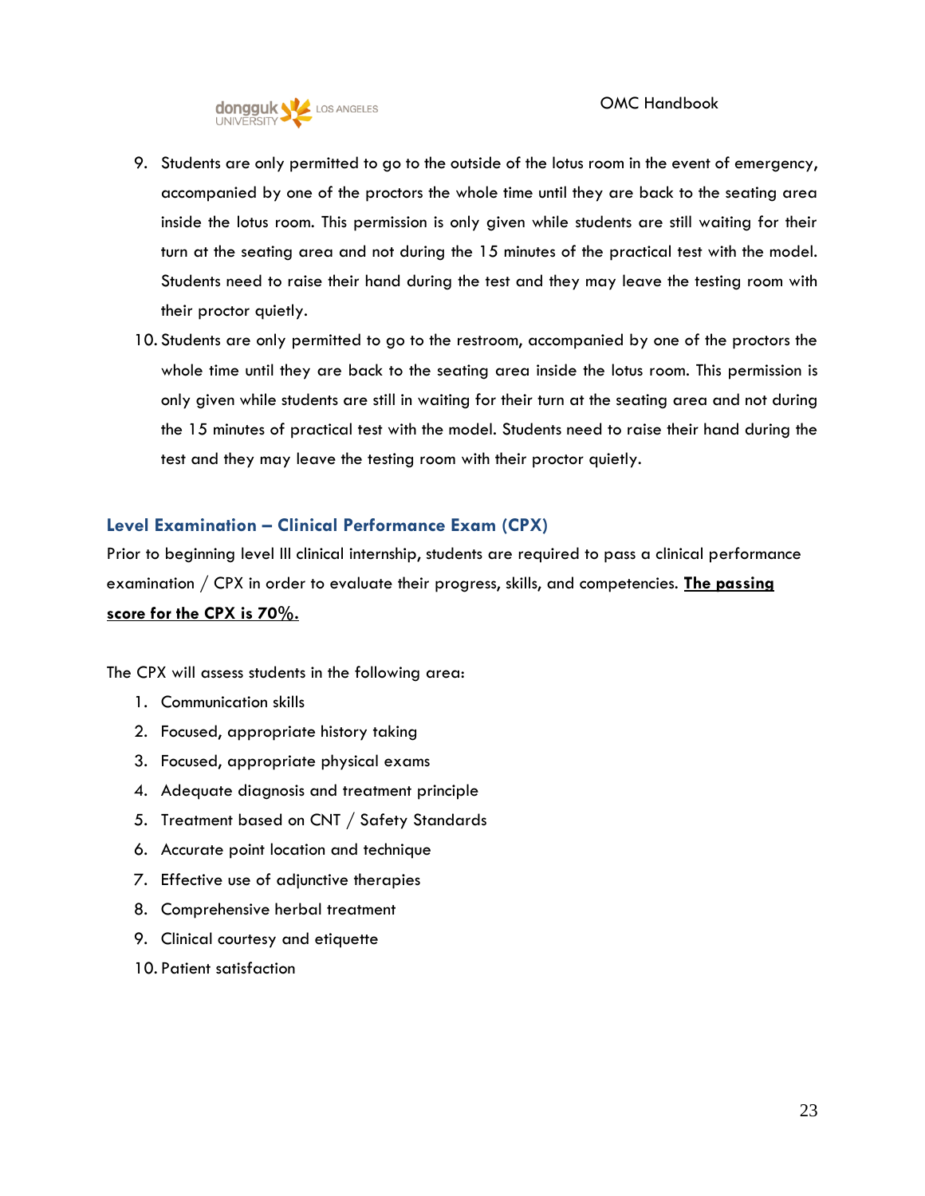9. Students are only permitted to go to the outside of the lotus room in the event of emergency, accompanied by one of the proctors the whole time until they are back to the seating area inside the lotus room. This permission is only given while students are still waiting for their turn at the seating area and not during the 15 minutes of the practical test with the model. Students need to raise their hand during the test and they may leave the testing room with their proctor quietly.
10. Students are only permitted to go to the restroom, accompanied by one of the proctors the whole time until they are back to the seating area inside the lotus room. This permission is only given while students are still in waiting for their turn at the seating area and not during the 15 minutes of practical test with the model. Students need to raise their hand during the test and they may leave the testing room with their proctor quietly.

### Level Examination – Clinical Performance Exam (CPX)

Prior to beginning level III clinical internship, students are required to pass a clinical performance examination / CPX in order to evaluate their progress, skills, and competencies. **The passing score for the CPX is 70%.**

The CPX will assess students in the following area:

1. Communication skills
2. Focused, appropriate history taking
3. Focused, appropriate physical exams
4. Adequate diagnosis and treatment principle
5. Treatment based on CNT / Safety Standards
6. Accurate point location and technique
7. Effective use of adjunctive therapies
8. Comprehensive herbal treatment
9. Clinical courtesy and etiquette
10. Patient satisfaction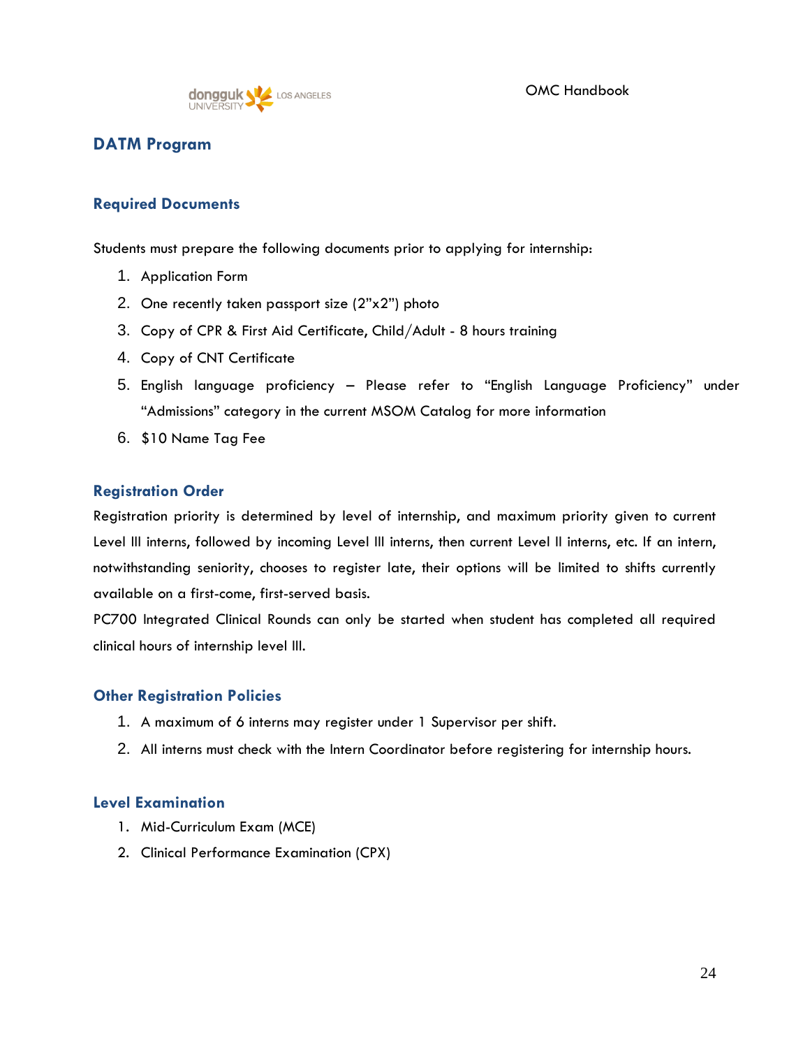## DATM Program

### Required Documents

Students must prepare the following documents prior to applying for internship:

1. Application Form
2. One recently taken passport size (2"x2") photo
3. Copy of CPR & First Aid Certificate, Child/Adult - 8 hours training
4. Copy of CNT Certificate
5. English language proficiency – Please refer to "English Language Proficiency" under "Admissions" category in the current MSOM Catalog for more information
6. $10 Name Tag Fee

### Registration Order

Registration priority is determined by level of internship, and maximum priority given to current Level III interns, followed by incoming Level III interns, then current Level II interns, etc. If an intern, notwithstanding seniority, chooses to register late, their options will be limited to shifts currently available on a first-come, first-served basis.

PC700 Integrated Clinical Rounds can only be started when student has completed all required clinical hours of internship level III.

### Other Registration Policies

1. A maximum of 6 interns may register under 1 Supervisor per shift.
2. All interns must check with the Intern Coordinator before registering for internship hours.

### Level Examination

1. Mid-Curriculum Exam (MCE)
2. Clinical Performance Examination (CPX)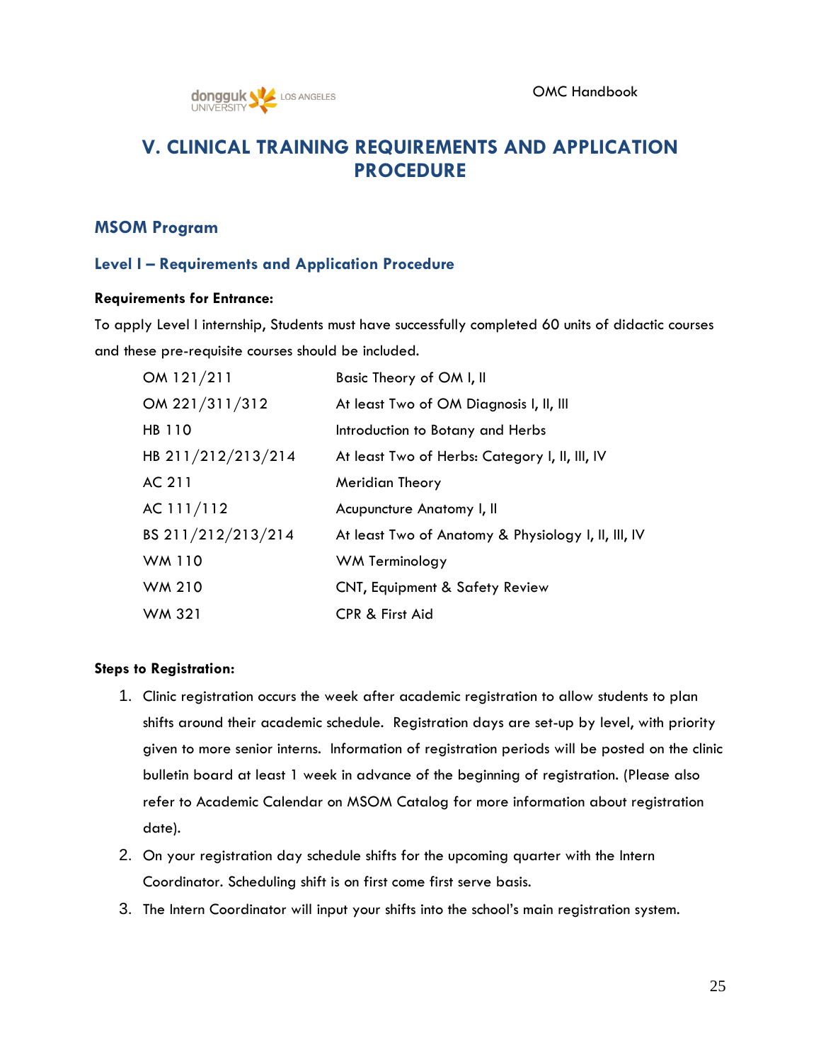# V. CLINICAL TRAINING REQUIREMENTS AND APPLICATION PROCEDURE

## MSOM Program

### Level I – Requirements and Application Procedure

**Requirements for Entrance:**

To apply Level I internship, Students must have successfully completed 60 units of didactic courses and these pre-requisite courses should be included.

| | |
|---|---|
| OM 121/211 | Basic Theory of OM I, II |
| OM 221/311/312 | At least Two of OM Diagnosis I, II, III |
| HB 110 | Introduction to Botany and Herbs |
| HB 211/212/213/214 | At least Two of Herbs: Category I, II, III, IV |
| AC 211 | Meridian Theory |
| AC 111/112 | Acupuncture Anatomy I, II |
| BS 211/212/213/214 | At least Two of Anatomy & Physiology I, II, III, IV |
| WM 110 | WM Terminology |
| WM 210 | CNT, Equipment & Safety Review |
| WM 321 | CPR & First Aid |

**Steps to Registration:**

1. Clinic registration occurs the week after academic registration to allow students to plan shifts around their academic schedule. Registration days are set-up by level, with priority given to more senior interns. Information of registration periods will be posted on the clinic bulletin board at least 1 week in advance of the beginning of registration. (Please also refer to Academic Calendar on MSOM Catalog for more information about registration date).
2. On your registration day schedule shifts for the upcoming quarter with the Intern Coordinator. Scheduling shift is on first come first serve basis.
3. The Intern Coordinator will input your shifts into the school's main registration system.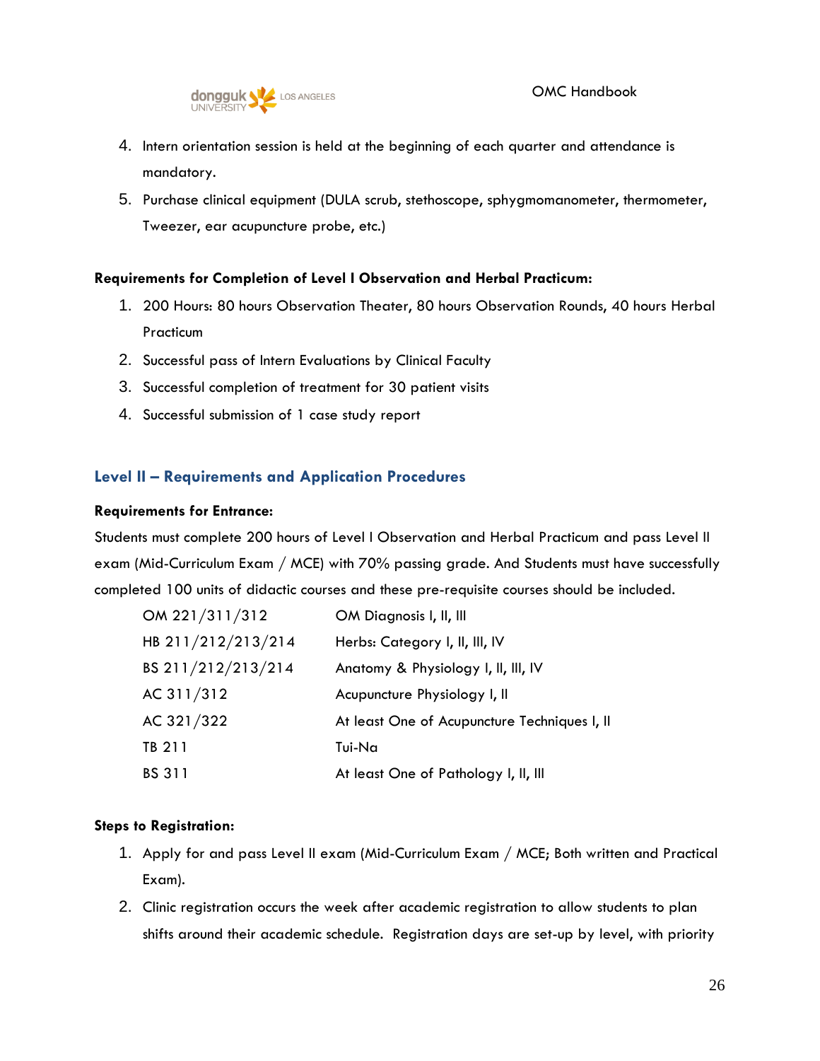4. Intern orientation session is held at the beginning of each quarter and attendance is mandatory.
5. Purchase clinical equipment (DULA scrub, stethoscope, sphygmomanometer, thermometer, Tweezer, ear acupuncture probe, etc.)

**Requirements for Completion of Level I Observation and Herbal Practicum:**

1. 200 Hours: 80 hours Observation Theater, 80 hours Observation Rounds, 40 hours Herbal Practicum
2. Successful pass of Intern Evaluations by Clinical Faculty
3. Successful completion of treatment for 30 patient visits
4. Successful submission of 1 case study report

## Level II – Requirements and Application Procedures

**Requirements for Entrance:**

Students must complete 200 hours of Level I Observation and Herbal Practicum and pass Level II exam (Mid-Curriculum Exam / MCE) with 70% passing grade. And Students must have successfully completed 100 units of didactic courses and these pre-requisite courses should be included.

| | |
|---|---|
| OM 221/311/312 | OM Diagnosis I, II, III |
| HB 211/212/213/214 | Herbs: Category I, II, III, IV |
| BS 211/212/213/214 | Anatomy & Physiology I, II, III, IV |
| AC 311/312 | Acupuncture Physiology I, II |
| AC 321/322 | At least One of Acupuncture Techniques I, II |
| TB 211 | Tui-Na |
| BS 311 | At least One of Pathology I, II, III |

**Steps to Registration:**

1. Apply for and pass Level II exam (Mid-Curriculum Exam / MCE; Both written and Practical Exam).
2. Clinic registration occurs the week after academic registration to allow students to plan shifts around their academic schedule. Registration days are set-up by level, with priority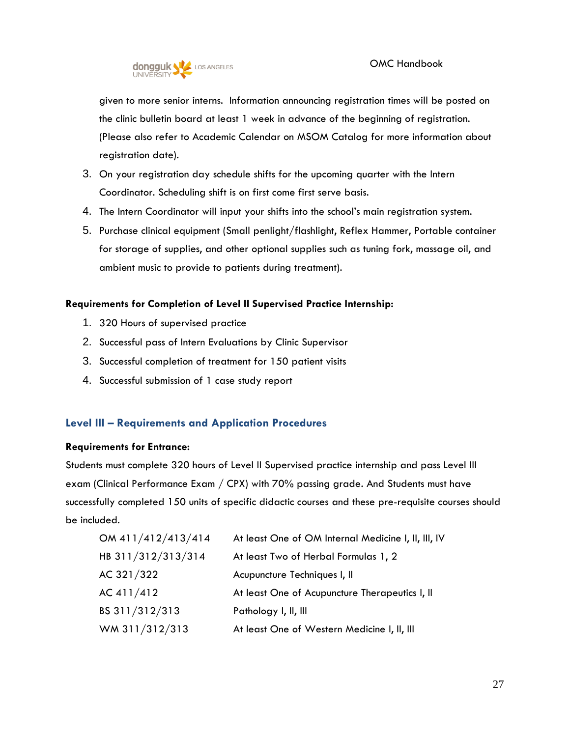given to more senior interns. Information announcing registration times will be posted on the clinic bulletin board at least 1 week in advance of the beginning of registration. (Please also refer to Academic Calendar on MSOM Catalog for more information about registration date).

3. On your registration day schedule shifts for the upcoming quarter with the Intern Coordinator. Scheduling shift is on first come first serve basis.
4. The Intern Coordinator will input your shifts into the school's main registration system.
5. Purchase clinical equipment (Small penlight/flashlight, Reflex Hammer, Portable container for storage of supplies, and other optional supplies such as tuning fork, massage oil, and ambient music to provide to patients during treatment).

**Requirements for Completion of Level II Supervised Practice Internship:**

1. 320 Hours of supervised practice
2. Successful pass of Intern Evaluations by Clinic Supervisor
3. Successful completion of treatment for 150 patient visits
4. Successful submission of 1 case study report

## Level III – Requirements and Application Procedures

**Requirements for Entrance:**

Students must complete 320 hours of Level II Supervised practice internship and pass Level III exam (Clinical Performance Exam / CPX) with 70% passing grade. And Students must have successfully completed 150 units of specific didactic courses and these pre-requisite courses should be included.

| | |
|---|---|
| OM 411/412/413/414 | At least One of OM Internal Medicine I, II, III, IV |
| HB 311/312/313/314 | At least Two of Herbal Formulas 1, 2 |
| AC 321/322 | Acupuncture Techniques I, II |
| AC 411/412 | At least One of Acupuncture Therapeutics I, II |
| BS 311/312/313 | Pathology I, II, III |
| WM 311/312/313 | At least One of Western Medicine I, II, III |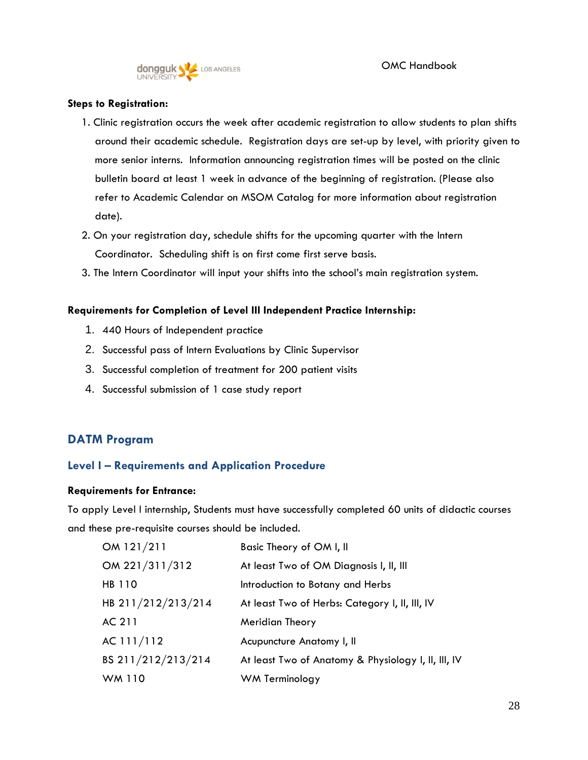**Steps to Registration:**

1. Clinic registration occurs the week after academic registration to allow students to plan shifts around their academic schedule. Registration days are set-up by level, with priority given to more senior interns. Information announcing registration times will be posted on the clinic bulletin board at least 1 week in advance of the beginning of registration. (Please also refer to Academic Calendar on MSOM Catalog for more information about registration date).
2. On your registration day, schedule shifts for the upcoming quarter with the Intern Coordinator. Scheduling shift is on first come first serve basis.
3. The Intern Coordinator will input your shifts into the school's main registration system.

**Requirements for Completion of Level III Independent Practice Internship:**

1. 440 Hours of Independent practice
2. Successful pass of Intern Evaluations by Clinic Supervisor
3. Successful completion of treatment for 200 patient visits
4. Successful submission of 1 case study report

## DATM Program

### Level I – Requirements and Application Procedure

**Requirements for Entrance:**

To apply Level I internship, Students must have successfully completed 60 units of didactic courses and these pre-requisite courses should be included.

| | |
|---|---|
| OM 121/211 | Basic Theory of OM I, II |
| OM 221/311/312 | At least Two of OM Diagnosis I, II, III |
| HB 110 | Introduction to Botany and Herbs |
| HB 211/212/213/214 | At least Two of Herbs: Category I, II, III, IV |
| AC 211 | Meridian Theory |
| AC 111/112 | Acupuncture Anatomy I, II |
| BS 211/212/213/214 | At least Two of Anatomy & Physiology I, II, III, IV |
| WM 110 | WM Terminology |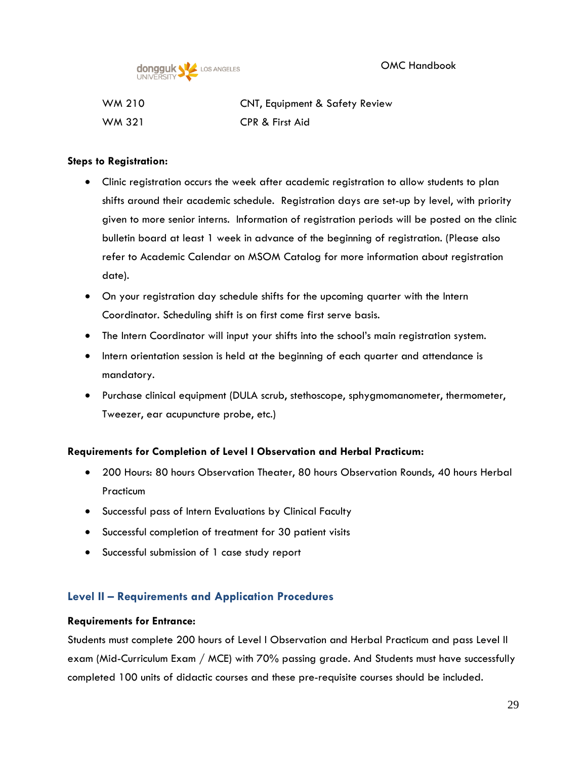| | |
|---|---|
| WM 210 | CNT, Equipment & Safety Review |
| WM 321 | CPR & First Aid |

**Steps to Registration:**

- Clinic registration occurs the week after academic registration to allow students to plan shifts around their academic schedule. Registration days are set-up by level, with priority given to more senior interns. Information of registration periods will be posted on the clinic bulletin board at least 1 week in advance of the beginning of registration. (Please also refer to Academic Calendar on MSOM Catalog for more information about registration date).
- On your registration day schedule shifts for the upcoming quarter with the Intern Coordinator. Scheduling shift is on first come first serve basis.
- The Intern Coordinator will input your shifts into the school's main registration system.
- Intern orientation session is held at the beginning of each quarter and attendance is mandatory.
- Purchase clinical equipment (DULA scrub, stethoscope, sphygmomanometer, thermometer, Tweezer, ear acupuncture probe, etc.)

**Requirements for Completion of Level I Observation and Herbal Practicum:**

- 200 Hours: 80 hours Observation Theater, 80 hours Observation Rounds, 40 hours Herbal Practicum
- Successful pass of Intern Evaluations by Clinical Faculty
- Successful completion of treatment for 30 patient visits
- Successful submission of 1 case study report

## Level II – Requirements and Application Procedures

**Requirements for Entrance:**

Students must complete 200 hours of Level I Observation and Herbal Practicum and pass Level II exam (Mid-Curriculum Exam / MCE) with 70% passing grade. And Students must have successfully completed 100 units of didactic courses and these pre-requisite courses should be included.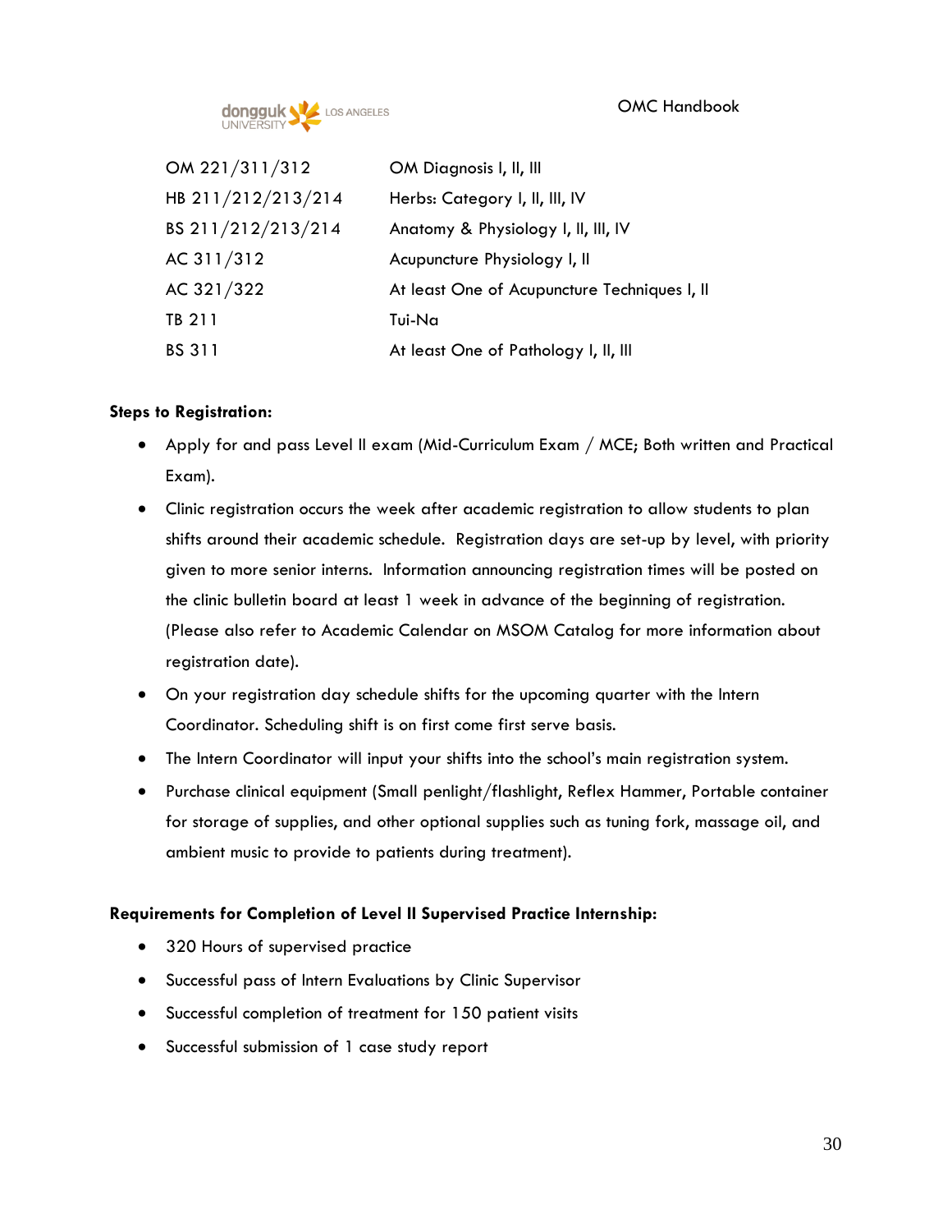| | |
|---|---|
| OM 221/311/312 | OM Diagnosis I, II, III |
| HB 211/212/213/214 | Herbs: Category I, II, III, IV |
| BS 211/212/213/214 | Anatomy & Physiology I, II, III, IV |
| AC 311/312 | Acupuncture Physiology I, II |
| AC 321/322 | At least One of Acupuncture Techniques I, II |
| TB 211 | Tui-Na |
| BS 311 | At least One of Pathology I, II, III |

**Steps to Registration:**

- Apply for and pass Level II exam (Mid-Curriculum Exam / MCE; Both written and Practical Exam).
- Clinic registration occurs the week after academic registration to allow students to plan shifts around their academic schedule. Registration days are set-up by level, with priority given to more senior interns. Information announcing registration times will be posted on the clinic bulletin board at least 1 week in advance of the beginning of registration. (Please also refer to Academic Calendar on MSOM Catalog for more information about registration date).
- On your registration day schedule shifts for the upcoming quarter with the Intern Coordinator. Scheduling shift is on first come first serve basis.
- The Intern Coordinator will input your shifts into the school's main registration system.
- Purchase clinical equipment (Small penlight/flashlight, Reflex Hammer, Portable container for storage of supplies, and other optional supplies such as tuning fork, massage oil, and ambient music to provide to patients during treatment).

**Requirements for Completion of Level II Supervised Practice Internship:**

- 320 Hours of supervised practice
- Successful pass of Intern Evaluations by Clinic Supervisor
- Successful completion of treatment for 150 patient visits
- Successful submission of 1 case study report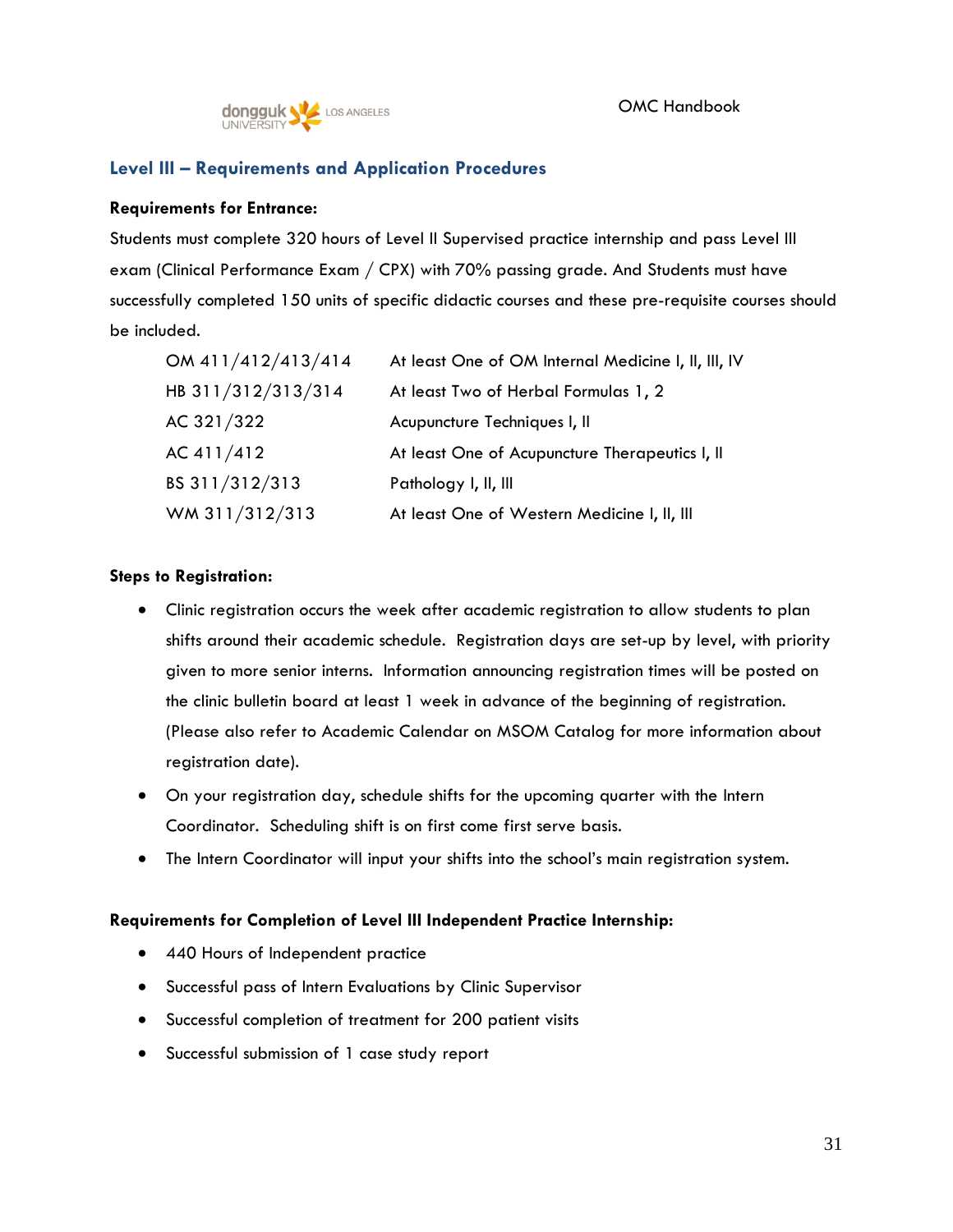## Level III – Requirements and Application Procedures

**Requirements for Entrance:**

Students must complete 320 hours of Level II Supervised practice internship and pass Level III exam (Clinical Performance Exam / CPX) with 70% passing grade. And Students must have successfully completed 150 units of specific didactic courses and these pre-requisite courses should be included.

| | |
|---|---|
| OM 411/412/413/414 | At least One of OM Internal Medicine I, II, III, IV |
| HB 311/312/313/314 | At least Two of Herbal Formulas 1, 2 |
| AC 321/322 | Acupuncture Techniques I, II |
| AC 411/412 | At least One of Acupuncture Therapeutics I, II |
| BS 311/312/313 | Pathology I, II, III |
| WM 311/312/313 | At least One of Western Medicine I, II, III |

**Steps to Registration:**

- Clinic registration occurs the week after academic registration to allow students to plan shifts around their academic schedule. Registration days are set-up by level, with priority given to more senior interns. Information announcing registration times will be posted on the clinic bulletin board at least 1 week in advance of the beginning of registration. (Please also refer to Academic Calendar on MSOM Catalog for more information about registration date).
- On your registration day, schedule shifts for the upcoming quarter with the Intern Coordinator. Scheduling shift is on first come first serve basis.
- The Intern Coordinator will input your shifts into the school's main registration system.

**Requirements for Completion of Level III Independent Practice Internship:**

- 440 Hours of Independent practice
- Successful pass of Intern Evaluations by Clinic Supervisor
- Successful completion of treatment for 200 patient visits
- Successful submission of 1 case study report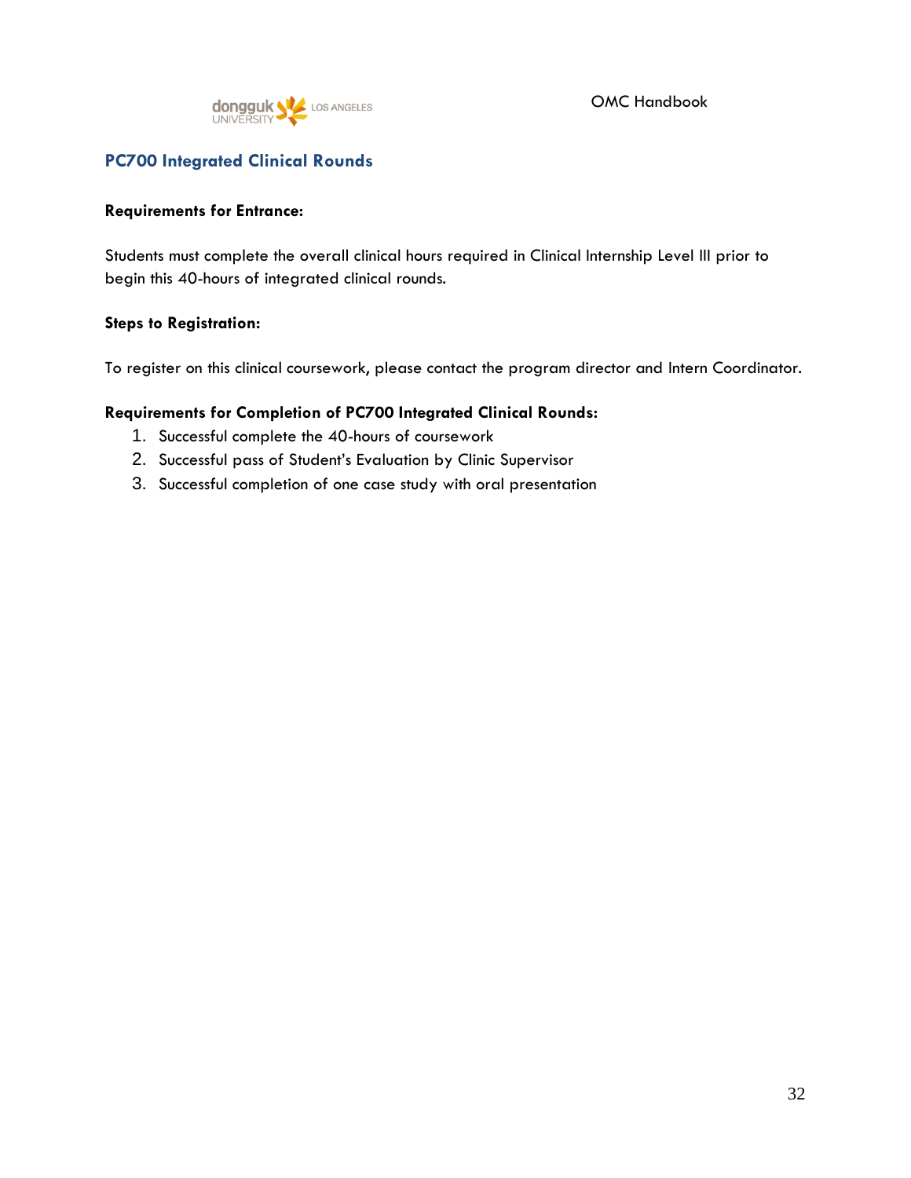## PC700 Integrated Clinical Rounds

**Requirements for Entrance:**

Students must complete the overall clinical hours required in Clinical Internship Level III prior to begin this 40-hours of integrated clinical rounds.

**Steps to Registration:**

To register on this clinical coursework, please contact the program director and Intern Coordinator.

**Requirements for Completion of PC700 Integrated Clinical Rounds:**

1. Successful complete the 40-hours of coursework
2. Successful pass of Student's Evaluation by Clinic Supervisor
3. Successful completion of one case study with oral presentation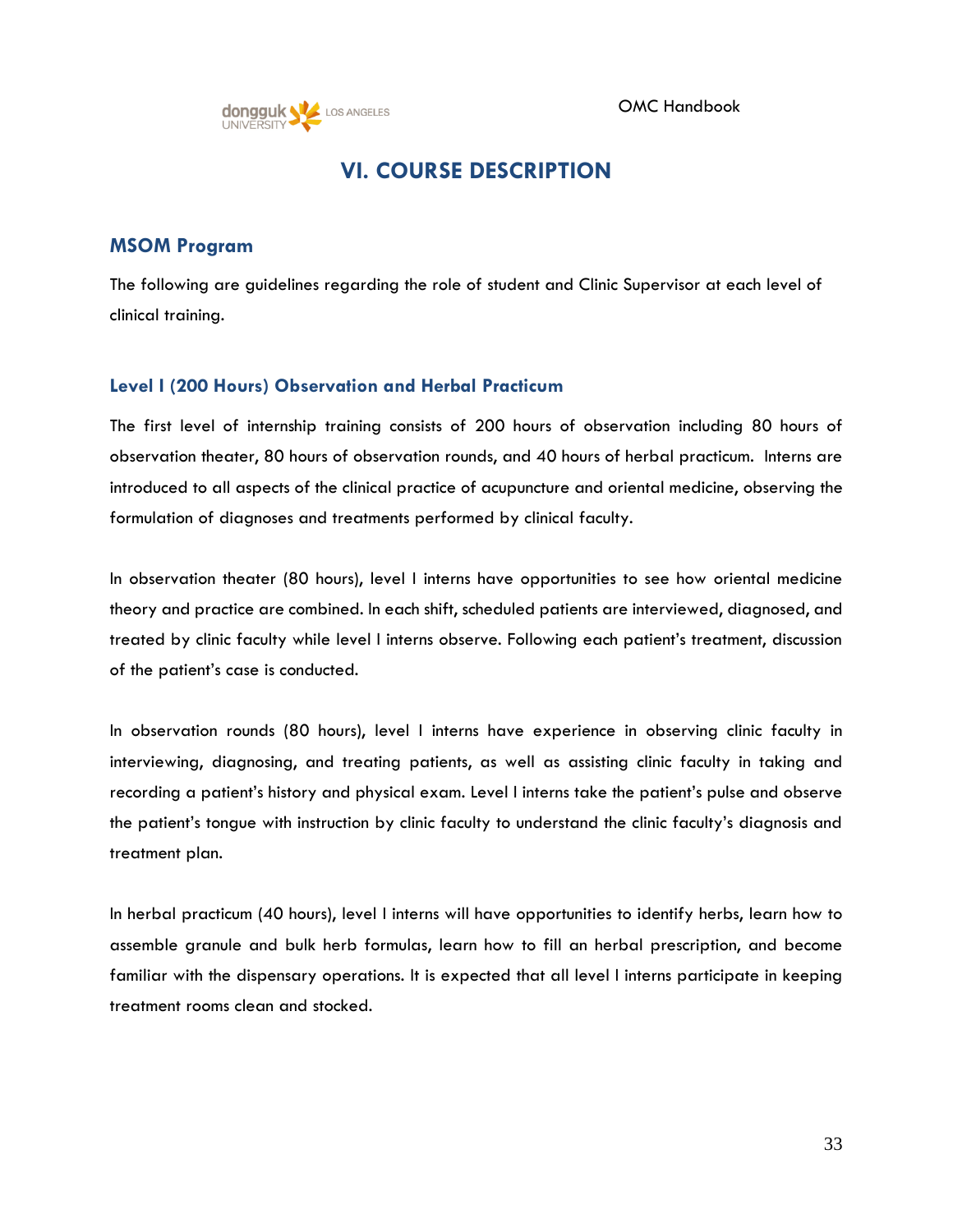# VI. COURSE DESCRIPTION

## MSOM Program

The following are guidelines regarding the role of student and Clinic Supervisor at each level of clinical training.

### Level I (200 Hours) Observation and Herbal Practicum

The first level of internship training consists of 200 hours of observation including 80 hours of observation theater, 80 hours of observation rounds, and 40 hours of herbal practicum. Interns are introduced to all aspects of the clinical practice of acupuncture and oriental medicine, observing the formulation of diagnoses and treatments performed by clinical faculty.

In observation theater (80 hours), level I interns have opportunities to see how oriental medicine theory and practice are combined. In each shift, scheduled patients are interviewed, diagnosed, and treated by clinic faculty while level I interns observe. Following each patient's treatment, discussion of the patient's case is conducted.

In observation rounds (80 hours), level I interns have experience in observing clinic faculty in interviewing, diagnosing, and treating patients, as well as assisting clinic faculty in taking and recording a patient's history and physical exam. Level I interns take the patient's pulse and observe the patient's tongue with instruction by clinic faculty to understand the clinic faculty's diagnosis and treatment plan.

In herbal practicum (40 hours), level I interns will have opportunities to identify herbs, learn how to assemble granule and bulk herb formulas, learn how to fill an herbal prescription, and become familiar with the dispensary operations. It is expected that all level I interns participate in keeping treatment rooms clean and stocked.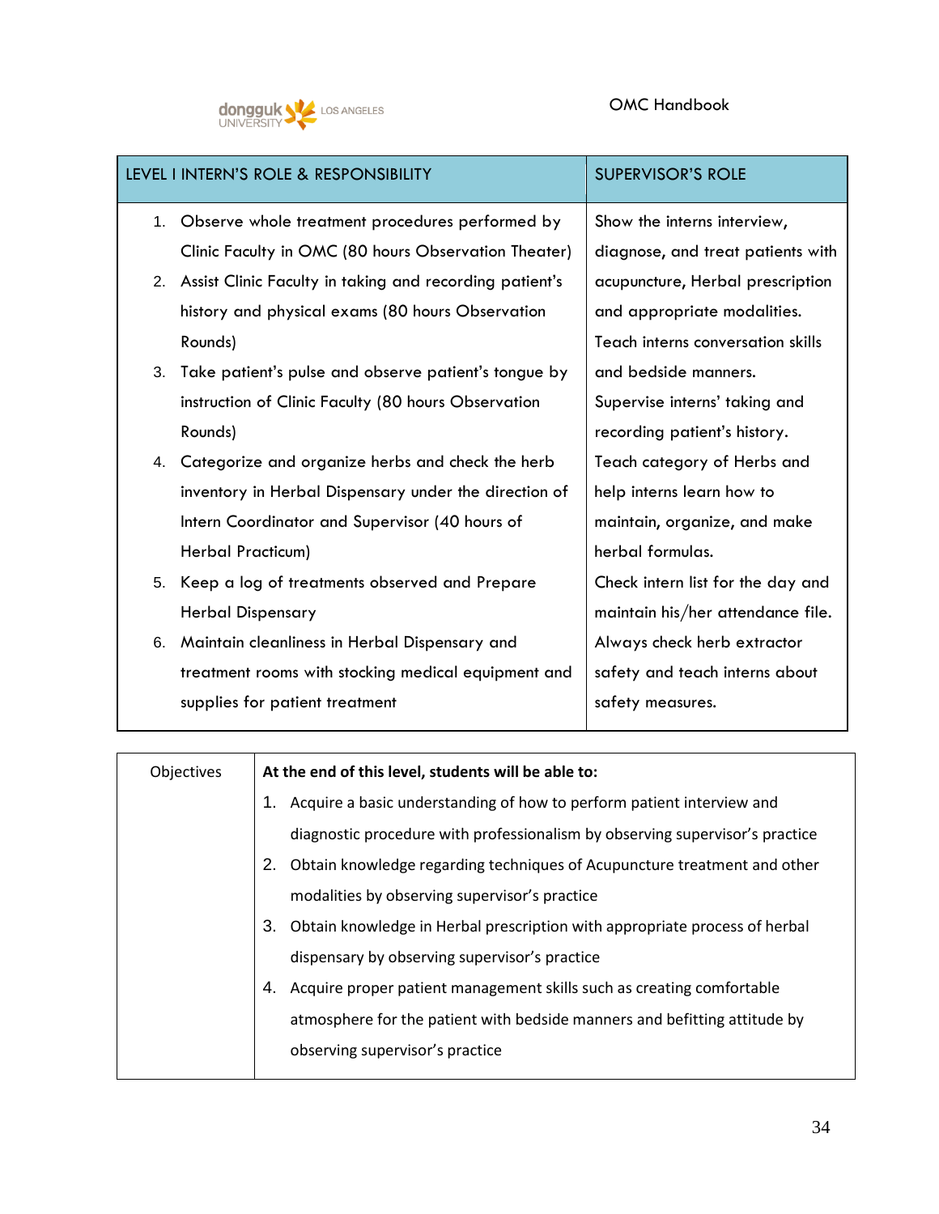| LEVEL I INTERN'S ROLE & RESPONSIBILITY | SUPERVISOR'S ROLE |
| --- | --- |
| 1. Observe whole treatment procedures performed by Clinic Faculty in OMC (80 hours Observation Theater)<br>2. Assist Clinic Faculty in taking and recording patient's history and physical exams (80 hours Observation Rounds)<br>3. Take patient's pulse and observe patient's tongue by instruction of Clinic Faculty (80 hours Observation Rounds)<br>4. Categorize and organize herbs and check the herb inventory in Herbal Dispensary under the direction of Intern Coordinator and Supervisor (40 hours of Herbal Practicum)<br>5. Keep a log of treatments observed and Prepare Herbal Dispensary<br>6. Maintain cleanliness in Herbal Dispensary and treatment rooms with stocking medical equipment and supplies for patient treatment | Show the interns interview, diagnose, and treat patients with acupuncture, Herbal prescription and appropriate modalities.<br>Teach interns conversation skills and bedside manners.<br>Supervise interns' taking and recording patient's history.<br>Teach category of Herbs and help interns learn how to maintain, organize, and make herbal formulas.<br>Check intern list for the day and maintain his/her attendance file.<br>Always check herb extractor safety and teach interns about safety measures. |

| Objectives | **At the end of this level, students will be able to:**<br>1. Acquire a basic understanding of how to perform patient interview and diagnostic procedure with professionalism by observing supervisor's practice<br>2. Obtain knowledge regarding techniques of Acupuncture treatment and other modalities by observing supervisor's practice<br>3. Obtain knowledge in Herbal prescription with appropriate process of herbal dispensary by observing supervisor's practice<br>4. Acquire proper patient management skills such as creating comfortable atmosphere for the patient with bedside manners and befitting attitude by observing supervisor's practice |
| --- | --- |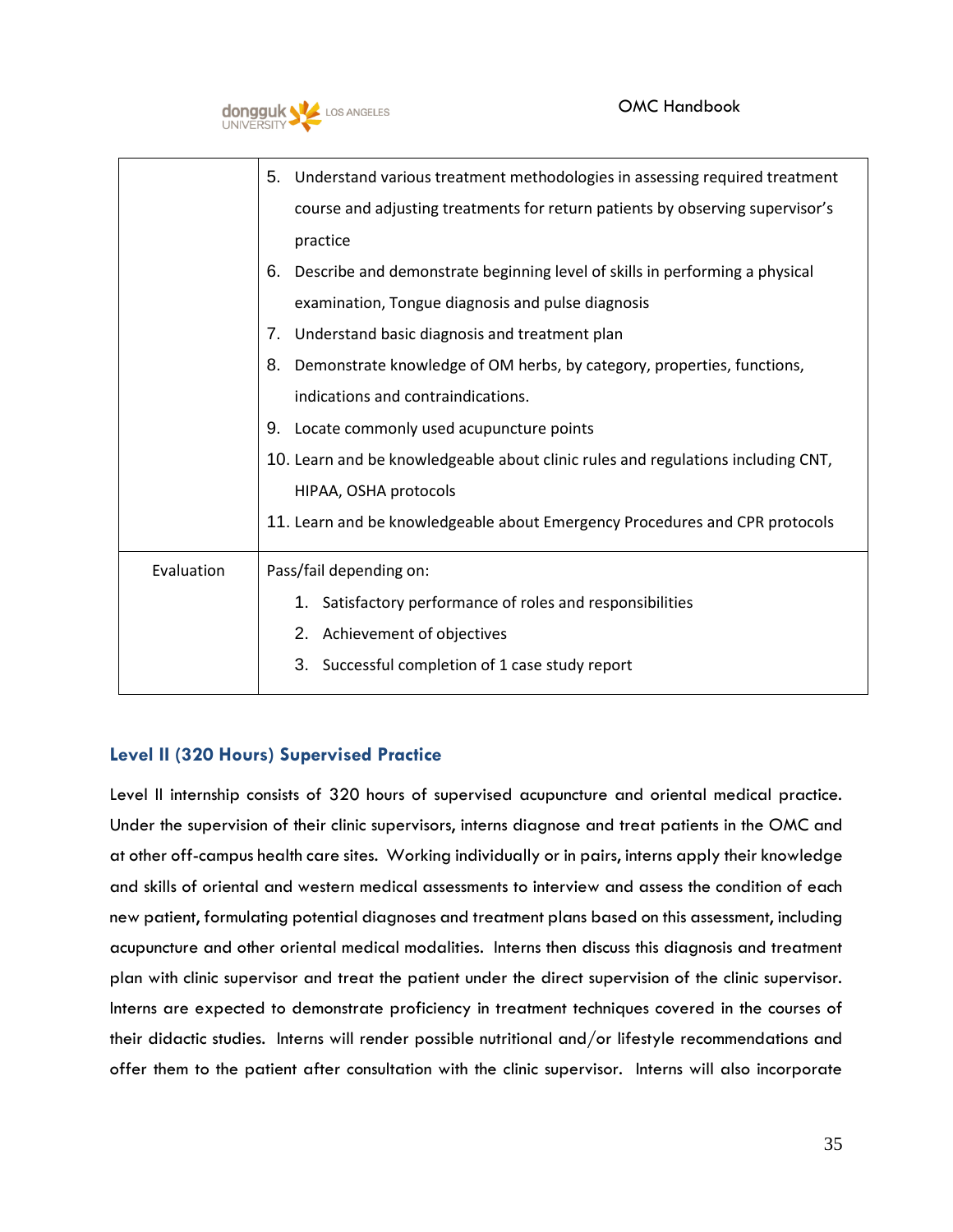| | |
|---|---|
| | 5. Understand various treatment methodologies in assessing required treatment course and adjusting treatments for return patients by observing supervisor's practice<br>6. Describe and demonstrate beginning level of skills in performing a physical examination, Tongue diagnosis and pulse diagnosis<br>7. Understand basic diagnosis and treatment plan<br>8. Demonstrate knowledge of OM herbs, by category, properties, functions, indications and contraindications.<br>9. Locate commonly used acupuncture points<br>10. Learn and be knowledgeable about clinic rules and regulations including CNT, HIPAA, OSHA protocols<br>11. Learn and be knowledgeable about Emergency Procedures and CPR protocols |
| Evaluation | Pass/fail depending on:<br>1. Satisfactory performance of roles and responsibilities<br>2. Achievement of objectives<br>3. Successful completion of 1 case study report |

### Level II (320 Hours) Supervised Practice

Level II internship consists of 320 hours of supervised acupuncture and oriental medical practice. Under the supervision of their clinic supervisors, interns diagnose and treat patients in the OMC and at other off-campus health care sites. Working individually or in pairs, interns apply their knowledge and skills of oriental and western medical assessments to interview and assess the condition of each new patient, formulating potential diagnoses and treatment plans based on this assessment, including acupuncture and other oriental medical modalities. Interns then discuss this diagnosis and treatment plan with clinic supervisor and treat the patient under the direct supervision of the clinic supervisor. Interns are expected to demonstrate proficiency in treatment techniques covered in the courses of their didactic studies. Interns will render possible nutritional and/or lifestyle recommendations and offer them to the patient after consultation with the clinic supervisor. Interns will also incorporate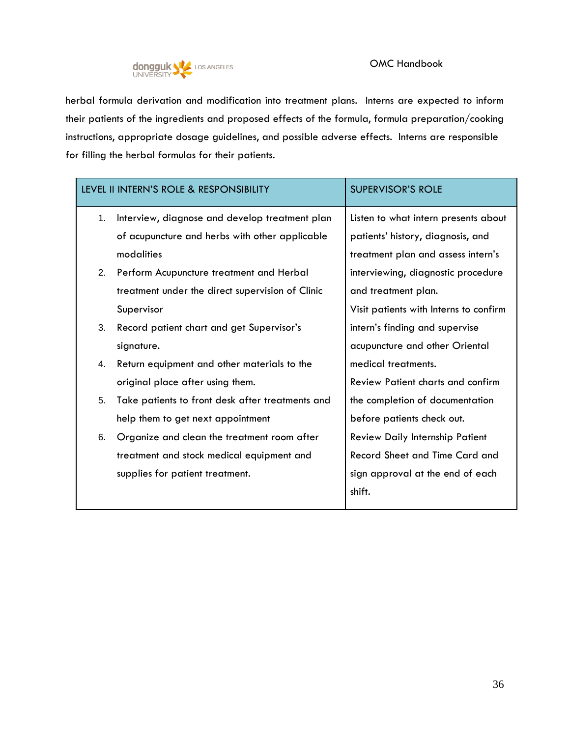herbal formula derivation and modification into treatment plans. Interns are expected to inform their patients of the ingredients and proposed effects of the formula, formula preparation/cooking instructions, appropriate dosage guidelines, and possible adverse effects. Interns are responsible for filling the herbal formulas for their patients.

| LEVEL II INTERN'S ROLE & RESPONSIBILITY | SUPERVISOR'S ROLE |
|---|---|
| 1. Interview, diagnose and develop treatment plan of acupuncture and herbs with other applicable modalities<br>2. Perform Acupuncture treatment and Herbal treatment under the direct supervision of Clinic Supervisor<br>3. Record patient chart and get Supervisor's signature.<br>4. Return equipment and other materials to the original place after using them.<br>5. Take patients to front desk after treatments and help them to get next appointment<br>6. Organize and clean the treatment room after treatment and stock medical equipment and supplies for patient treatment. | Listen to what intern presents about patients' history, diagnosis, and treatment plan and assess intern's interviewing, diagnostic procedure and treatment plan.<br>Visit patients with Interns to confirm intern's finding and supervise acupuncture and other Oriental medical treatments.<br>Review Patient charts and confirm the completion of documentation before patients check out.<br>Review Daily Internship Patient Record Sheet and Time Card and sign approval at the end of each shift. |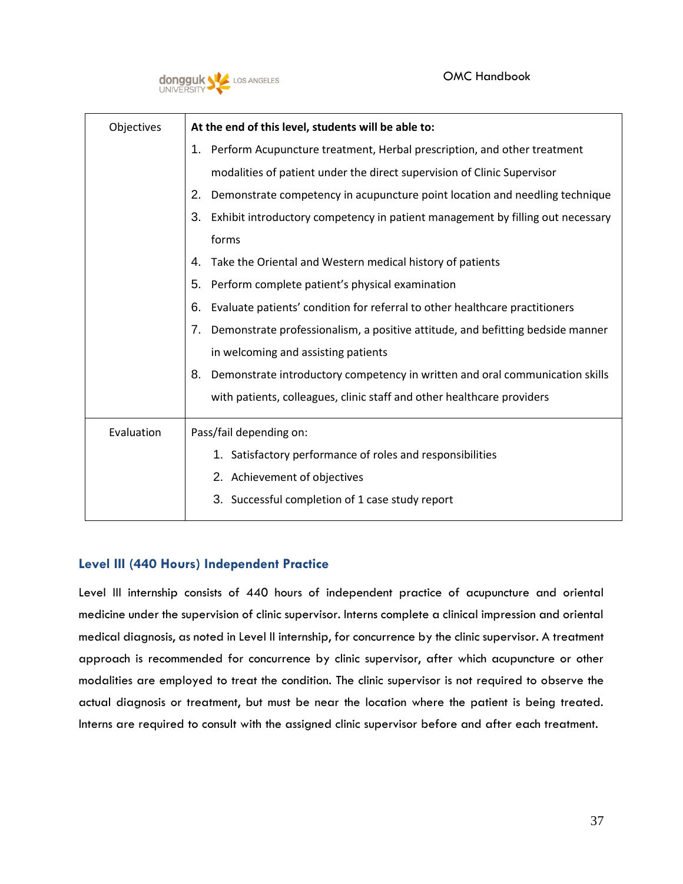| Objectives | **At the end of this level, students will be able to:**<br>1. Perform Acupuncture treatment, Herbal prescription, and other treatment modalities of patient under the direct supervision of Clinic Supervisor<br>2. Demonstrate competency in acupuncture point location and needling technique<br>3. Exhibit introductory competency in patient management by filling out necessary forms<br>4. Take the Oriental and Western medical history of patients<br>5. Perform complete patient's physical examination<br>6. Evaluate patients' condition for referral to other healthcare practitioners<br>7. Demonstrate professionalism, a positive attitude, and befitting bedside manner in welcoming and assisting patients<br>8. Demonstrate introductory competency in written and oral communication skills with patients, colleagues, clinic staff and other healthcare providers |
|---|---|
| Evaluation | Pass/fail depending on:<br>1. Satisfactory performance of roles and responsibilities<br>2. Achievement of objectives<br>3. Successful completion of 1 case study report |

### Level III (440 Hours) Independent Practice

Level III internship consists of 440 hours of independent practice of acupuncture and oriental medicine under the supervision of clinic supervisor. Interns complete a clinical impression and oriental medical diagnosis, as noted in Level II internship, for concurrence by the clinic supervisor. A treatment approach is recommended for concurrence by clinic supervisor, after which acupuncture or other modalities are employed to treat the condition. The clinic supervisor is not required to observe the actual diagnosis or treatment, but must be near the location where the patient is being treated. Interns are required to consult with the assigned clinic supervisor before and after each treatment.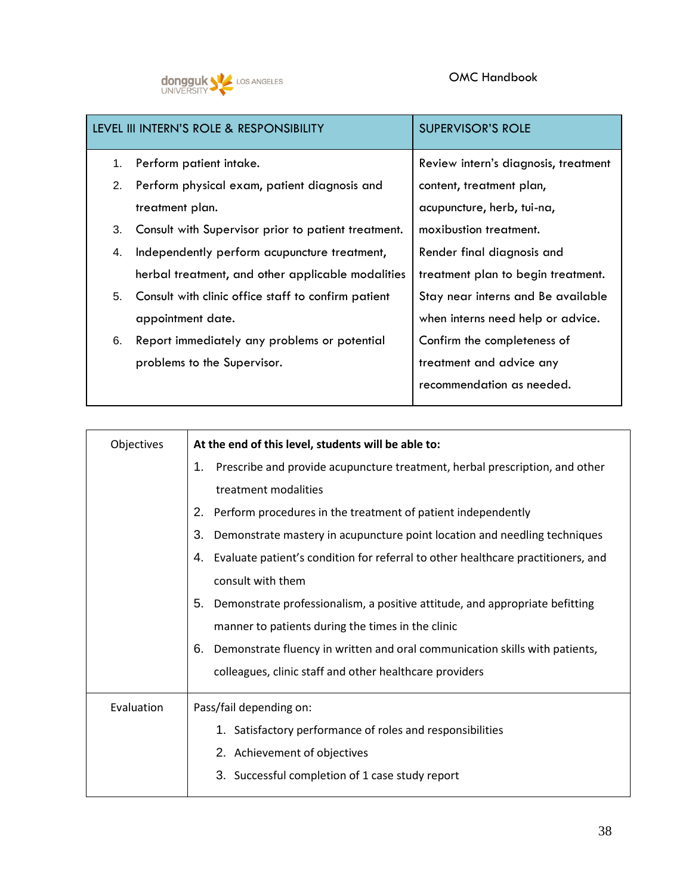| LEVEL III INTERN'S ROLE & RESPONSIBILITY | SUPERVISOR'S ROLE |
|---|---|
| 1. Perform patient intake.<br>2. Perform physical exam, patient diagnosis and treatment plan.<br>3. Consult with Supervisor prior to patient treatment.<br>4. Independently perform acupuncture treatment, herbal treatment, and other applicable modalities<br>5. Consult with clinic office staff to confirm patient appointment date.<br>6. Report immediately any problems or potential problems to the Supervisor. | Review intern's diagnosis, treatment content, treatment plan, acupuncture, herb, tui-na, moxibustion treatment.<br>Render final diagnosis and treatment plan to begin treatment.<br>Stay near interns and Be available when interns need help or advice.<br>Confirm the completeness of treatment and advice any recommendation as needed. |

| Objectives | **At the end of this level, students will be able to:**<br>1. Prescribe and provide acupuncture treatment, herbal prescription, and other treatment modalities<br>2. Perform procedures in the treatment of patient independently<br>3. Demonstrate mastery in acupuncture point location and needling techniques<br>4. Evaluate patient's condition for referral to other healthcare practitioners, and consult with them<br>5. Demonstrate professionalism, a positive attitude, and appropriate befitting manner to patients during the times in the clinic<br>6. Demonstrate fluency in written and oral communication skills with patients, colleagues, clinic staff and other healthcare providers |
|---|---|
| Evaluation | Pass/fail depending on:<br>1. Satisfactory performance of roles and responsibilities<br>2. Achievement of objectives<br>3. Successful completion of 1 case study report |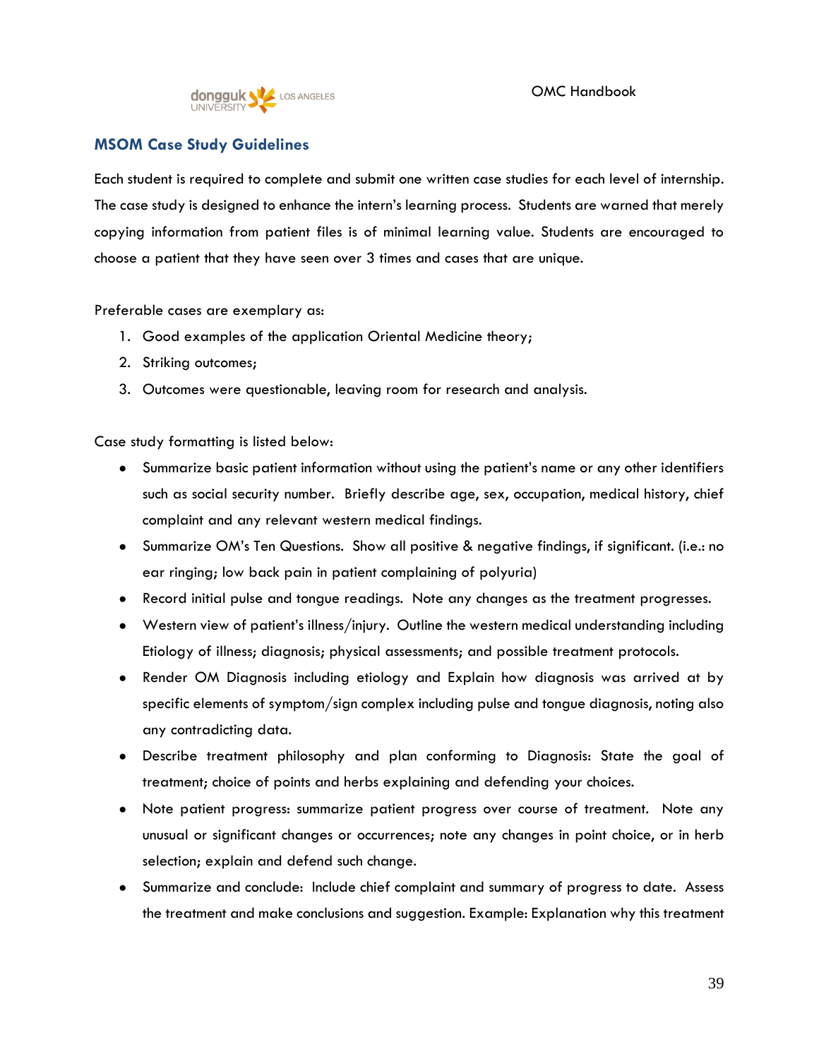## MSOM Case Study Guidelines

Each student is required to complete and submit one written case studies for each level of internship. The case study is designed to enhance the intern's learning process. Students are warned that merely copying information from patient files is of minimal learning value. Students are encouraged to choose a patient that they have seen over 3 times and cases that are unique.

Preferable cases are exemplary as:

1. Good examples of the application Oriental Medicine theory;
2. Striking outcomes;
3. Outcomes were questionable, leaving room for research and analysis.

Case study formatting is listed below:

- Summarize basic patient information without using the patient's name or any other identifiers such as social security number. Briefly describe age, sex, occupation, medical history, chief complaint and any relevant western medical findings.
- Summarize OM's Ten Questions. Show all positive & negative findings, if significant. (i.e.: no ear ringing; low back pain in patient complaining of polyuria)
- Record initial pulse and tongue readings. Note any changes as the treatment progresses.
- Western view of patient's illness/injury. Outline the western medical understanding including Etiology of illness; diagnosis; physical assessments; and possible treatment protocols.
- Render OM Diagnosis including etiology and Explain how diagnosis was arrived at by specific elements of symptom/sign complex including pulse and tongue diagnosis, noting also any contradicting data.
- Describe treatment philosophy and plan conforming to Diagnosis: State the goal of treatment; choice of points and herbs explaining and defending your choices.
- Note patient progress: summarize patient progress over course of treatment. Note any unusual or significant changes or occurrences; note any changes in point choice, or in herb selection; explain and defend such change.
- Summarize and conclude: Include chief complaint and summary of progress to date. Assess the treatment and make conclusions and suggestion. Example: Explanation why this treatment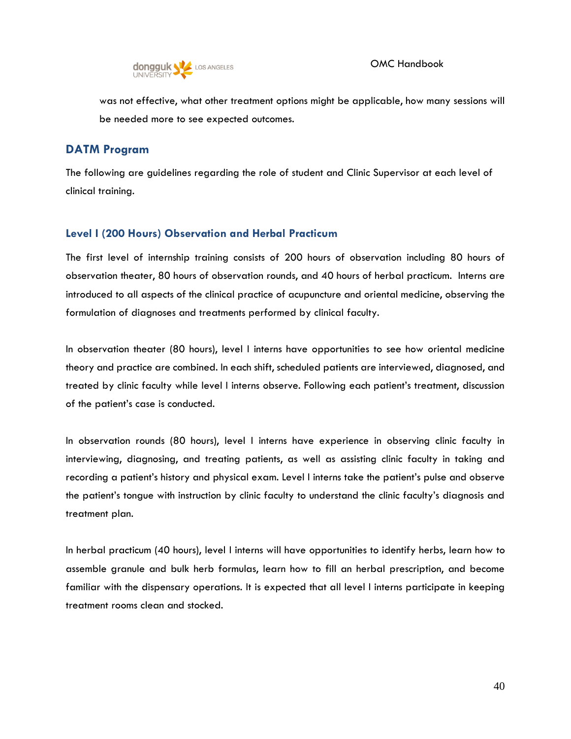was not effective, what other treatment options might be applicable, how many sessions will be needed more to see expected outcomes.

## DATM Program

The following are guidelines regarding the role of student and Clinic Supervisor at each level of clinical training.

### Level I (200 Hours) Observation and Herbal Practicum

The first level of internship training consists of 200 hours of observation including 80 hours of observation theater, 80 hours of observation rounds, and 40 hours of herbal practicum. Interns are introduced to all aspects of the clinical practice of acupuncture and oriental medicine, observing the formulation of diagnoses and treatments performed by clinical faculty.

In observation theater (80 hours), level I interns have opportunities to see how oriental medicine theory and practice are combined. In each shift, scheduled patients are interviewed, diagnosed, and treated by clinic faculty while level I interns observe. Following each patient's treatment, discussion of the patient's case is conducted.

In observation rounds (80 hours), level I interns have experience in observing clinic faculty in interviewing, diagnosing, and treating patients, as well as assisting clinic faculty in taking and recording a patient's history and physical exam. Level I interns take the patient's pulse and observe the patient's tongue with instruction by clinic faculty to understand the clinic faculty's diagnosis and treatment plan.

In herbal practicum (40 hours), level I interns will have opportunities to identify herbs, learn how to assemble granule and bulk herb formulas, learn how to fill an herbal prescription, and become familiar with the dispensary operations. It is expected that all level I interns participate in keeping treatment rooms clean and stocked.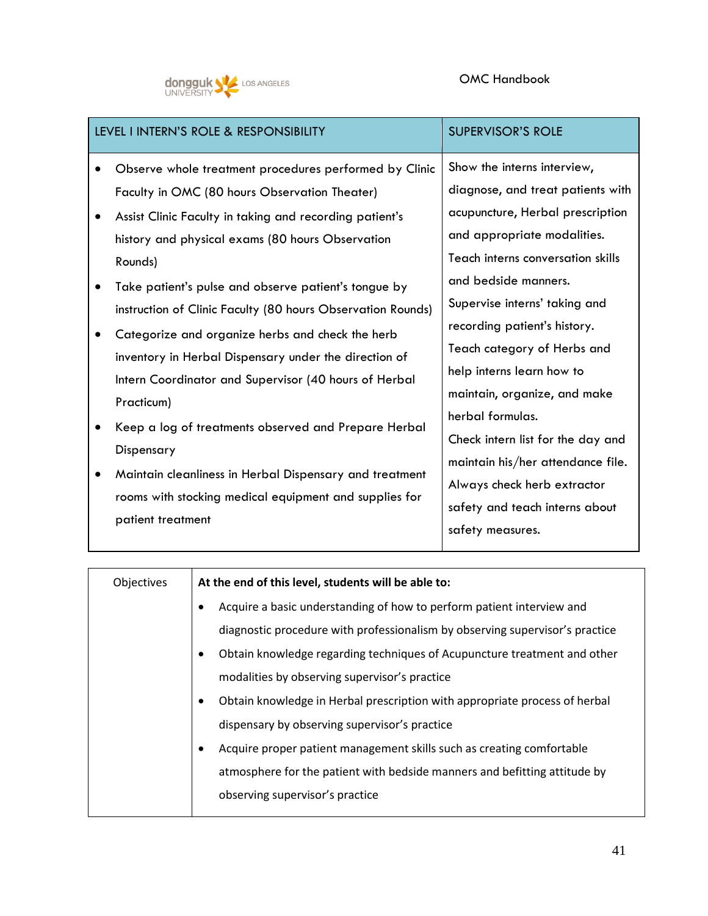| LEVEL I INTERN'S ROLE & RESPONSIBILITY | SUPERVISOR'S ROLE |
|---|---|
| • Observe whole treatment procedures performed by Clinic Faculty in OMC (80 hours Observation Theater)<br>• Assist Clinic Faculty in taking and recording patient's history and physical exams (80 hours Observation Rounds)<br>• Take patient's pulse and observe patient's tongue by instruction of Clinic Faculty (80 hours Observation Rounds)<br>• Categorize and organize herbs and check the herb inventory in Herbal Dispensary under the direction of Intern Coordinator and Supervisor (40 hours of Herbal Practicum)<br>• Keep a log of treatments observed and Prepare Herbal Dispensary<br>• Maintain cleanliness in Herbal Dispensary and treatment rooms with stocking medical equipment and supplies for patient treatment | Show the interns interview, diagnose, and treat patients with acupuncture, Herbal prescription and appropriate modalities.<br>Teach interns conversation skills and bedside manners.<br>Supervise interns' taking and recording patient's history.<br>Teach category of Herbs and help interns learn how to maintain, organize, and make herbal formulas.<br>Check intern list for the day and maintain his/her attendance file.<br>Always check herb extractor safety and teach interns about safety measures. |

| Objectives | **At the end of this level, students will be able to:** |
|---|---|
| | • Acquire a basic understanding of how to perform patient interview and diagnostic procedure with professionalism by observing supervisor's practice<br>• Obtain knowledge regarding techniques of Acupuncture treatment and other modalities by observing supervisor's practice<br>• Obtain knowledge in Herbal prescription with appropriate process of herbal dispensary by observing supervisor's practice<br>• Acquire proper patient management skills such as creating comfortable atmosphere for the patient with bedside manners and befitting attitude by observing supervisor's practice |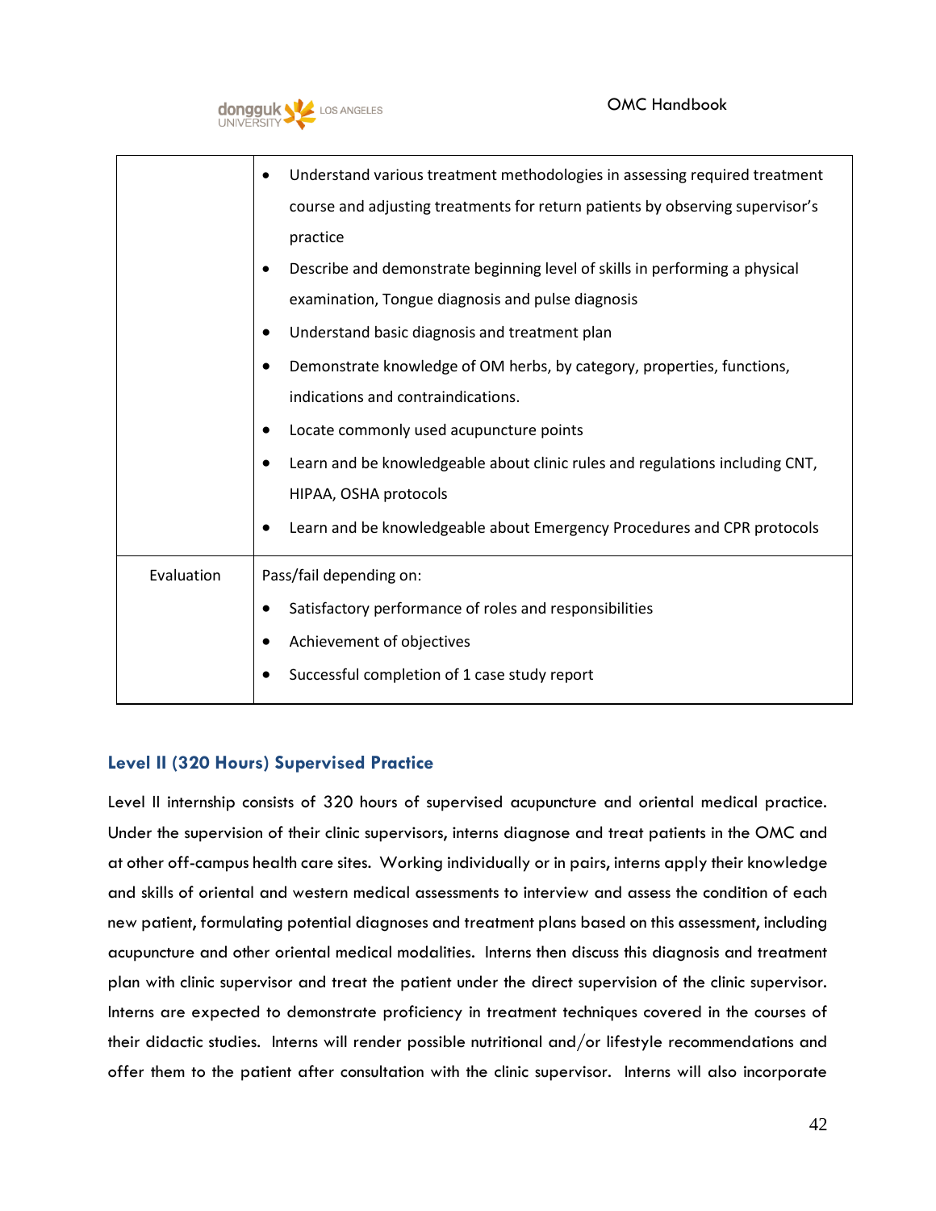| | |
|---|---|
| | • Understand various treatment methodologies in assessing required treatment course and adjusting treatments for return patients by observing supervisor's practice<br>• Describe and demonstrate beginning level of skills in performing a physical examination, Tongue diagnosis and pulse diagnosis<br>• Understand basic diagnosis and treatment plan<br>• Demonstrate knowledge of OM herbs, by category, properties, functions, indications and contraindications.<br>• Locate commonly used acupuncture points<br>• Learn and be knowledgeable about clinic rules and regulations including CNT, HIPAA, OSHA protocols<br>• Learn and be knowledgeable about Emergency Procedures and CPR protocols |
| Evaluation | Pass/fail depending on:<br>• Satisfactory performance of roles and responsibilities<br>• Achievement of objectives<br>• Successful completion of 1 case study report |

### Level II (320 Hours) Supervised Practice

Level II internship consists of 320 hours of supervised acupuncture and oriental medical practice. Under the supervision of their clinic supervisors, interns diagnose and treat patients in the OMC and at other off-campus health care sites. Working individually or in pairs, interns apply their knowledge and skills of oriental and western medical assessments to interview and assess the condition of each new patient, formulating potential diagnoses and treatment plans based on this assessment, including acupuncture and other oriental medical modalities. Interns then discuss this diagnosis and treatment plan with clinic supervisor and treat the patient under the direct supervision of the clinic supervisor. Interns are expected to demonstrate proficiency in treatment techniques covered in the courses of their didactic studies. Interns will render possible nutritional and/or lifestyle recommendations and offer them to the patient after consultation with the clinic supervisor. Interns will also incorporate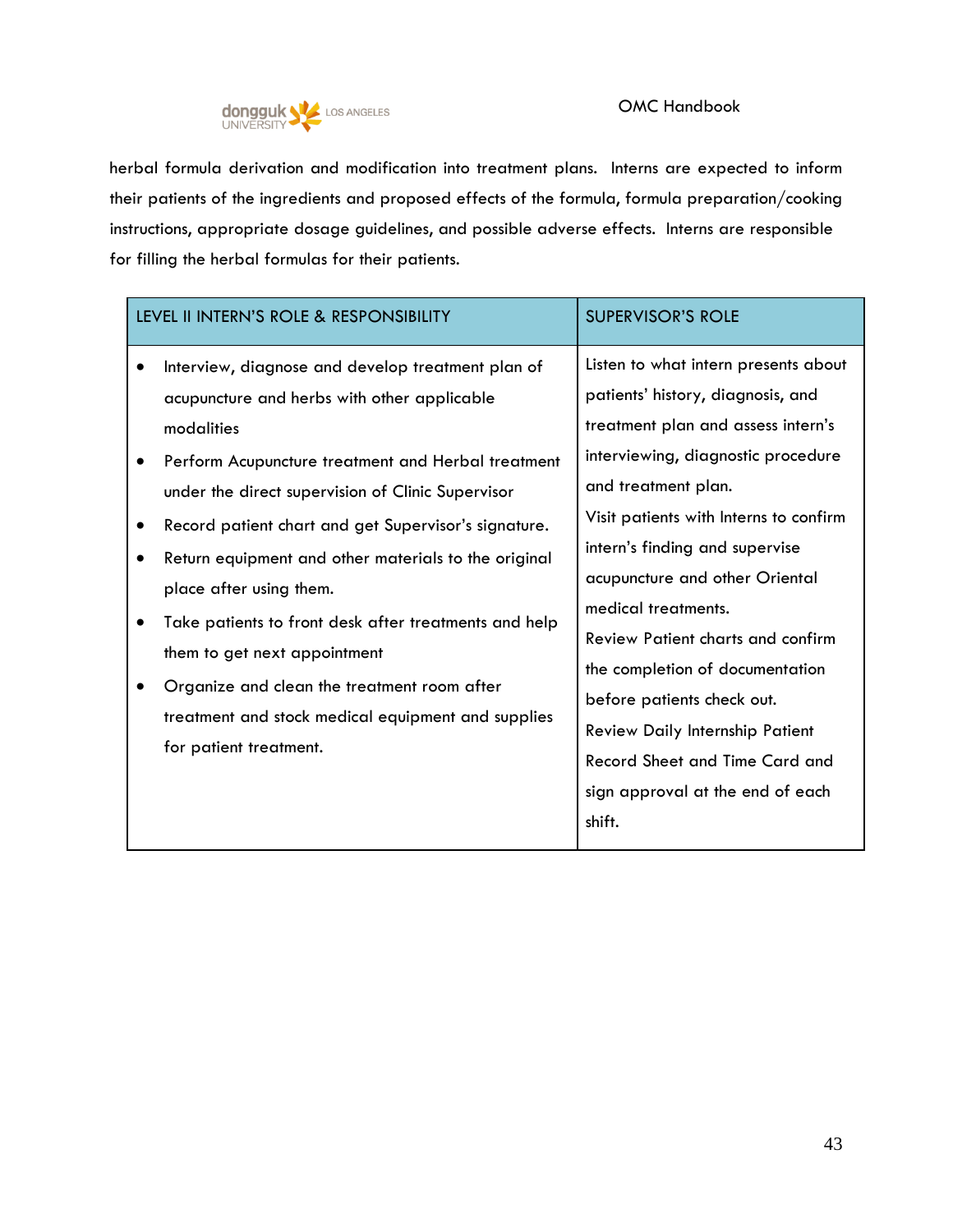herbal formula derivation and modification into treatment plans. Interns are expected to inform their patients of the ingredients and proposed effects of the formula, formula preparation/cooking instructions, appropriate dosage guidelines, and possible adverse effects. Interns are responsible for filling the herbal formulas for their patients.

| LEVEL II INTERN'S ROLE & RESPONSIBILITY | SUPERVISOR'S ROLE |
|---|---|
| • Interview, diagnose and develop treatment plan of acupuncture and herbs with other applicable modalities<br>• Perform Acupuncture treatment and Herbal treatment under the direct supervision of Clinic Supervisor<br>• Record patient chart and get Supervisor's signature.<br>• Return equipment and other materials to the original place after using them.<br>• Take patients to front desk after treatments and help them to get next appointment<br>• Organize and clean the treatment room after treatment and stock medical equipment and supplies for patient treatment. | Listen to what intern presents about patients' history, diagnosis, and treatment plan and assess intern's interviewing, diagnostic procedure and treatment plan.<br>Visit patients with Interns to confirm intern's finding and supervise acupuncture and other Oriental medical treatments.<br>Review Patient charts and confirm the completion of documentation before patients check out.<br>Review Daily Internship Patient Record Sheet and Time Card and sign approval at the end of each shift. |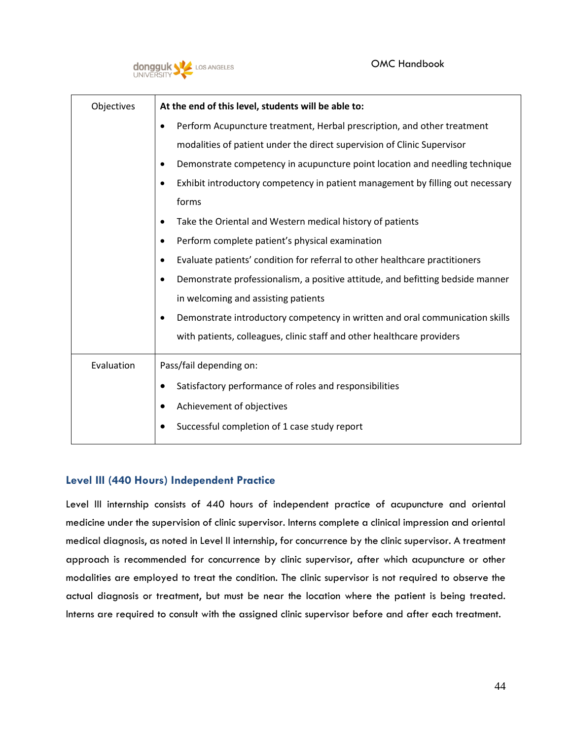| Objectives | **At the end of this level, students will be able to:**<br>• Perform Acupuncture treatment, Herbal prescription, and other treatment modalities of patient under the direct supervision of Clinic Supervisor<br>• Demonstrate competency in acupuncture point location and needling technique<br>• Exhibit introductory competency in patient management by filling out necessary forms<br>• Take the Oriental and Western medical history of patients<br>• Perform complete patient's physical examination<br>• Evaluate patients' condition for referral to other healthcare practitioners<br>• Demonstrate professionalism, a positive attitude, and befitting bedside manner in welcoming and assisting patients<br>• Demonstrate introductory competency in written and oral communication skills with patients, colleagues, clinic staff and other healthcare providers |
|---|---|
| Evaluation | Pass/fail depending on:<br>• Satisfactory performance of roles and responsibilities<br>• Achievement of objectives<br>• Successful completion of 1 case study report |

### Level III (440 Hours) Independent Practice

Level III internship consists of 440 hours of independent practice of acupuncture and oriental medicine under the supervision of clinic supervisor. Interns complete a clinical impression and oriental medical diagnosis, as noted in Level II internship, for concurrence by the clinic supervisor. A treatment approach is recommended for concurrence by clinic supervisor, after which acupuncture or other modalities are employed to treat the condition. The clinic supervisor is not required to observe the actual diagnosis or treatment, but must be near the location where the patient is being treated. Interns are required to consult with the assigned clinic supervisor before and after each treatment.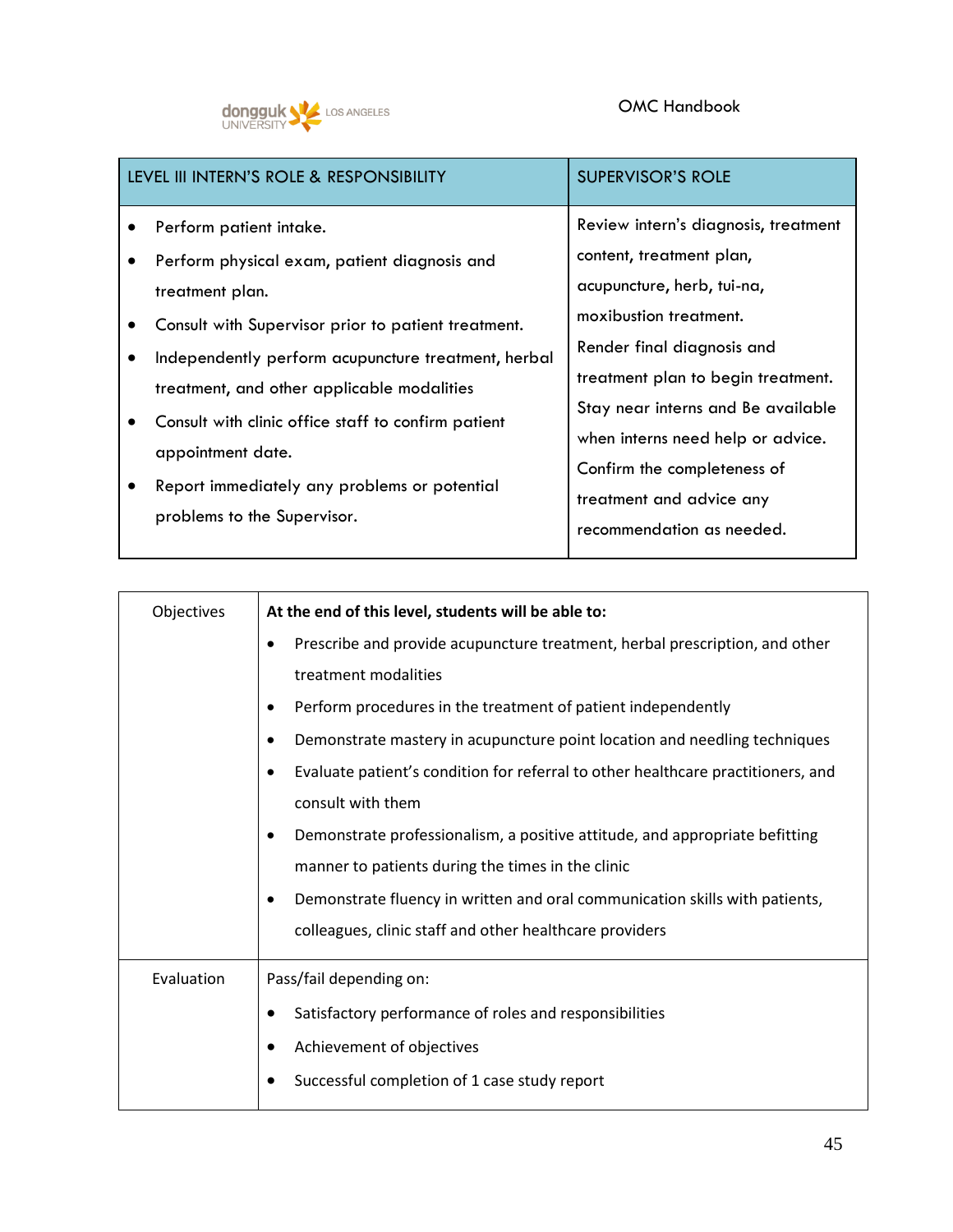| LEVEL III INTERN'S ROLE & RESPONSIBILITY | SUPERVISOR'S ROLE |
| --- | --- |
| • Perform patient intake.<br>• Perform physical exam, patient diagnosis and treatment plan.<br>• Consult with Supervisor prior to patient treatment.<br>• Independently perform acupuncture treatment, herbal treatment, and other applicable modalities<br>• Consult with clinic office staff to confirm patient appointment date.<br>• Report immediately any problems or potential problems to the Supervisor. | Review intern's diagnosis, treatment content, treatment plan, acupuncture, herb, tui-na, moxibustion treatment.<br>Render final diagnosis and treatment plan to begin treatment.<br>Stay near interns and Be available when interns need help or advice.<br>Confirm the completeness of treatment and advice any recommendation as needed. |

| Objectives | **At the end of this level, students will be able to:**<br>• Prescribe and provide acupuncture treatment, herbal prescription, and other treatment modalities<br>• Perform procedures in the treatment of patient independently<br>• Demonstrate mastery in acupuncture point location and needling techniques<br>• Evaluate patient's condition for referral to other healthcare practitioners, and consult with them<br>• Demonstrate professionalism, a positive attitude, and appropriate befitting manner to patients during the times in the clinic<br>• Demonstrate fluency in written and oral communication skills with patients, colleagues, clinic staff and other healthcare providers |
| --- | --- |
| Evaluation | Pass/fail depending on:<br>• Satisfactory performance of roles and responsibilities<br>• Achievement of objectives<br>• Successful completion of 1 case study report |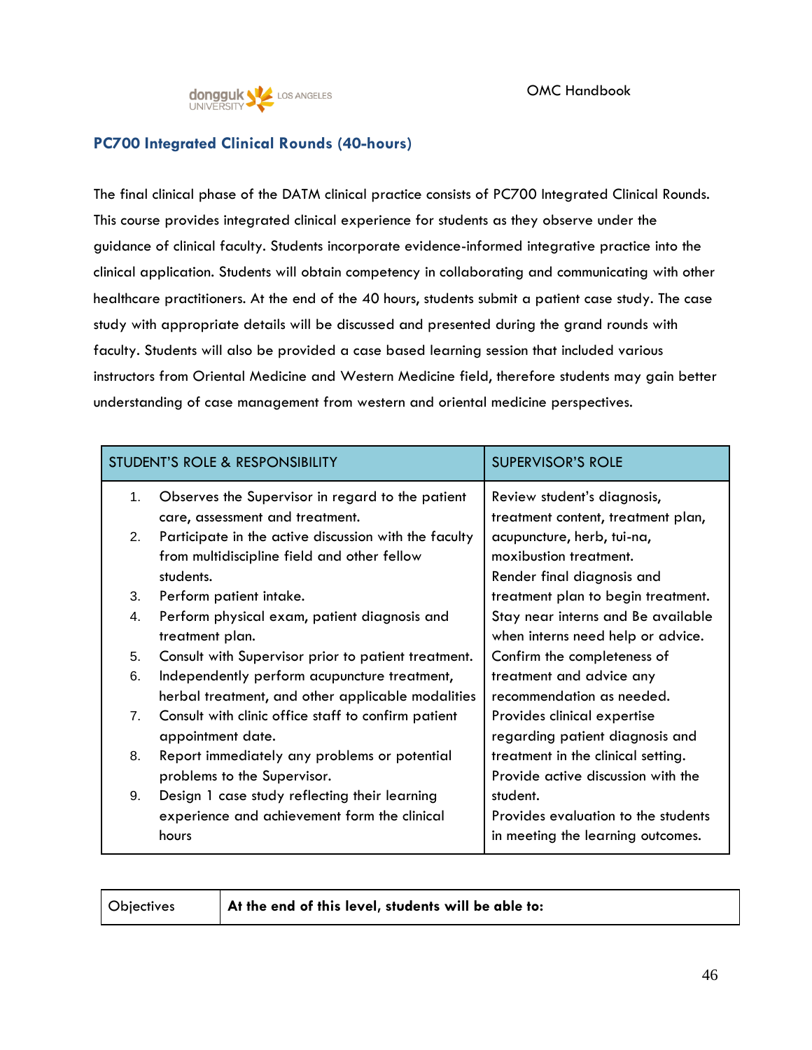## PC700 Integrated Clinical Rounds (40-hours)

The final clinical phase of the DATM clinical practice consists of PC700 Integrated Clinical Rounds. This course provides integrated clinical experience for students as they observe under the guidance of clinical faculty. Students incorporate evidence-informed integrative practice into the clinical application. Students will obtain competency in collaborating and communicating with other healthcare practitioners. At the end of the 40 hours, students submit a patient case study. The case study with appropriate details will be discussed and presented during the grand rounds with faculty. Students will also be provided a case based learning session that included various instructors from Oriental Medicine and Western Medicine field, therefore students may gain better understanding of case management from western and oriental medicine perspectives.

| STUDENT'S ROLE & RESPONSIBILITY | SUPERVISOR'S ROLE |
|---|---|
| 1. Observes the Supervisor in regard to the patient care, assessment and treatment.<br>2. Participate in the active discussion with the faculty from multidiscipline field and other fellow students.<br>3. Perform patient intake.<br>4. Perform physical exam, patient diagnosis and treatment plan.<br>5. Consult with Supervisor prior to patient treatment.<br>6. Independently perform acupuncture treatment, herbal treatment, and other applicable modalities<br>7. Consult with clinic office staff to confirm patient appointment date.<br>8. Report immediately any problems or potential problems to the Supervisor.<br>9. Design 1 case study reflecting their learning experience and achievement form the clinical hours | Review student's diagnosis, treatment content, treatment plan, acupuncture, herb, tui-na, moxibustion treatment.<br>Render final diagnosis and treatment plan to begin treatment.<br>Stay near interns and Be available when interns need help or advice.<br>Confirm the completeness of treatment and advice any recommendation as needed.<br>Provides clinical expertise regarding patient diagnosis and treatment in the clinical setting.<br>Provide active discussion with the student.<br>Provides evaluation to the students in meeting the learning outcomes. |

| Objectives | **At the end of this level, students will be able to:** |
|---|---|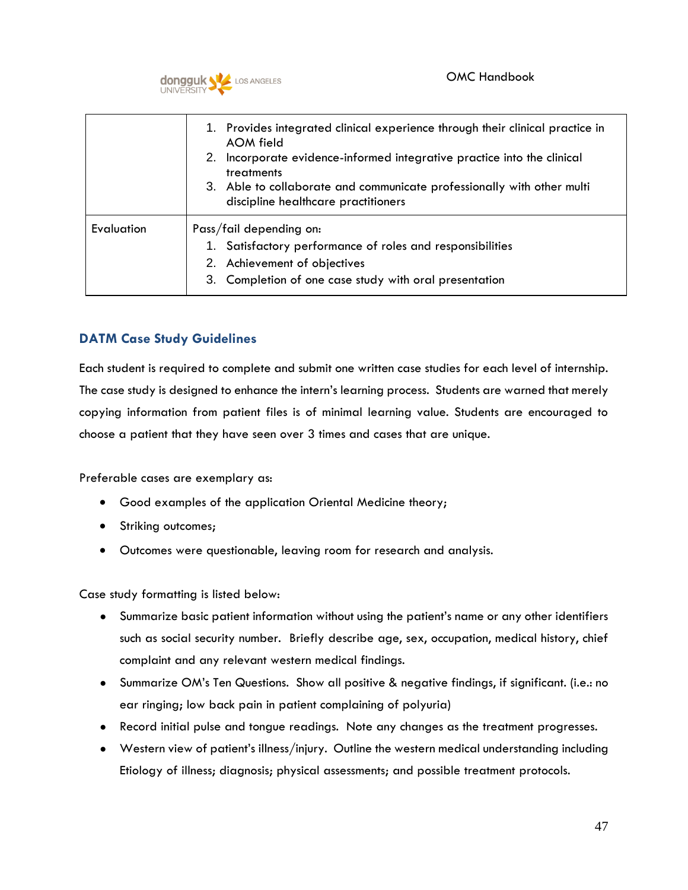| | |
|---|---|
| | 1. Provides integrated clinical experience through their clinical practice in AOM field<br>2. Incorporate evidence-informed integrative practice into the clinical treatments<br>3. Able to collaborate and communicate professionally with other multi discipline healthcare practitioners |
| Evaluation | Pass/fail depending on:<br>1. Satisfactory performance of roles and responsibilities<br>2. Achievement of objectives<br>3. Completion of one case study with oral presentation |

## DATM Case Study Guidelines

Each student is required to complete and submit one written case studies for each level of internship. The case study is designed to enhance the intern's learning process. Students are warned that merely copying information from patient files is of minimal learning value. Students are encouraged to choose a patient that they have seen over 3 times and cases that are unique.

Preferable cases are exemplary as:

- Good examples of the application Oriental Medicine theory;
- Striking outcomes;
- Outcomes were questionable, leaving room for research and analysis.

Case study formatting is listed below:

- Summarize basic patient information without using the patient's name or any other identifiers such as social security number. Briefly describe age, sex, occupation, medical history, chief complaint and any relevant western medical findings.
- Summarize OM's Ten Questions. Show all positive & negative findings, if significant. (i.e.: no ear ringing; low back pain in patient complaining of polyuria)
- Record initial pulse and tongue readings. Note any changes as the treatment progresses.
- Western view of patient's illness/injury. Outline the western medical understanding including Etiology of illness; diagnosis; physical assessments; and possible treatment protocols.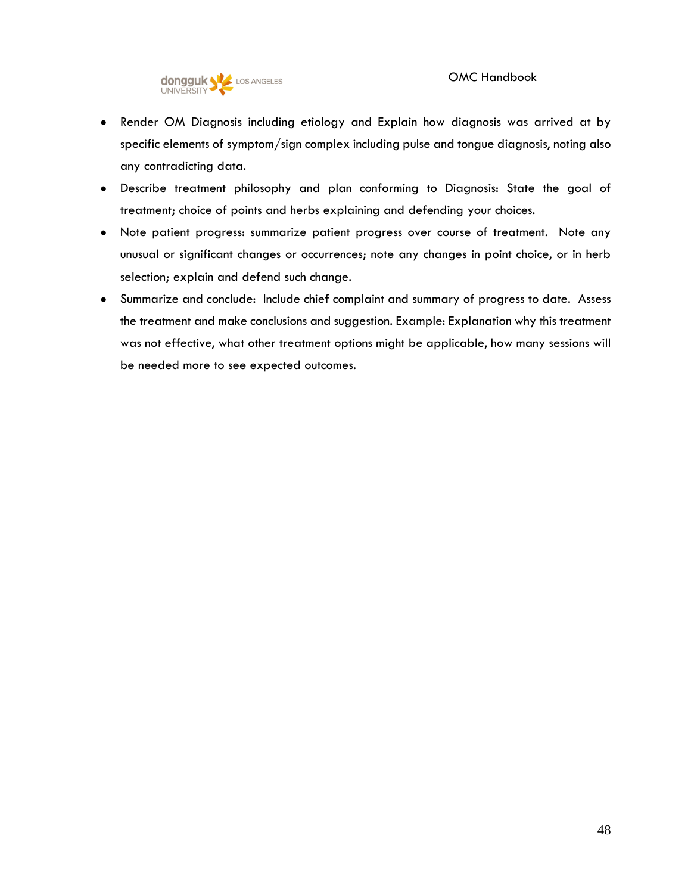- Render OM Diagnosis including etiology and Explain how diagnosis was arrived at by specific elements of symptom/sign complex including pulse and tongue diagnosis, noting also any contradicting data.
- Describe treatment philosophy and plan conforming to Diagnosis: State the goal of treatment; choice of points and herbs explaining and defending your choices.
- Note patient progress: summarize patient progress over course of treatment. Note any unusual or significant changes or occurrences; note any changes in point choice, or in herb selection; explain and defend such change.
- Summarize and conclude: Include chief complaint and summary of progress to date. Assess the treatment and make conclusions and suggestion. Example: Explanation why this treatment was not effective, what other treatment options might be applicable, how many sessions will be needed more to see expected outcomes.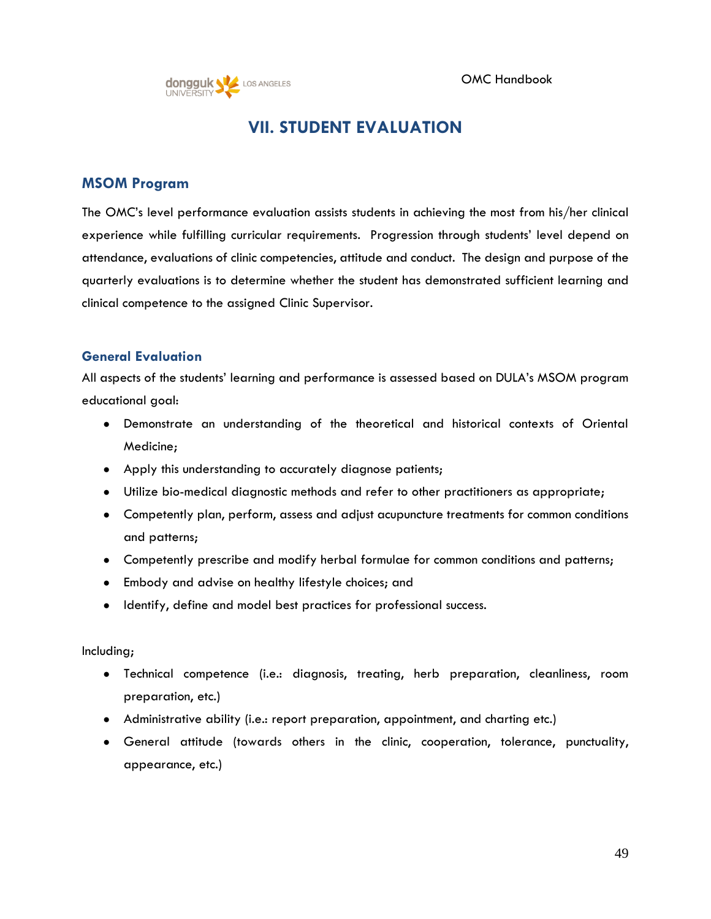# VII. STUDENT EVALUATION

## MSOM Program

The OMC's level performance evaluation assists students in achieving the most from his/her clinical experience while fulfilling curricular requirements. Progression through students' level depend on attendance, evaluations of clinic competencies, attitude and conduct. The design and purpose of the quarterly evaluations is to determine whether the student has demonstrated sufficient learning and clinical competence to the assigned Clinic Supervisor.

### General Evaluation

All aspects of the students' learning and performance is assessed based on DULA's MSOM program educational goal:

- Demonstrate an understanding of the theoretical and historical contexts of Oriental Medicine;
- Apply this understanding to accurately diagnose patients;
- Utilize bio-medical diagnostic methods and refer to other practitioners as appropriate;
- Competently plan, perform, assess and adjust acupuncture treatments for common conditions and patterns;
- Competently prescribe and modify herbal formulae for common conditions and patterns;
- Embody and advise on healthy lifestyle choices; and
- Identify, define and model best practices for professional success.

Including;

- Technical competence (i.e.: diagnosis, treating, herb preparation, cleanliness, room preparation, etc.)
- Administrative ability (i.e.: report preparation, appointment, and charting etc.)
- General attitude (towards others in the clinic, cooperation, tolerance, punctuality, appearance, etc.)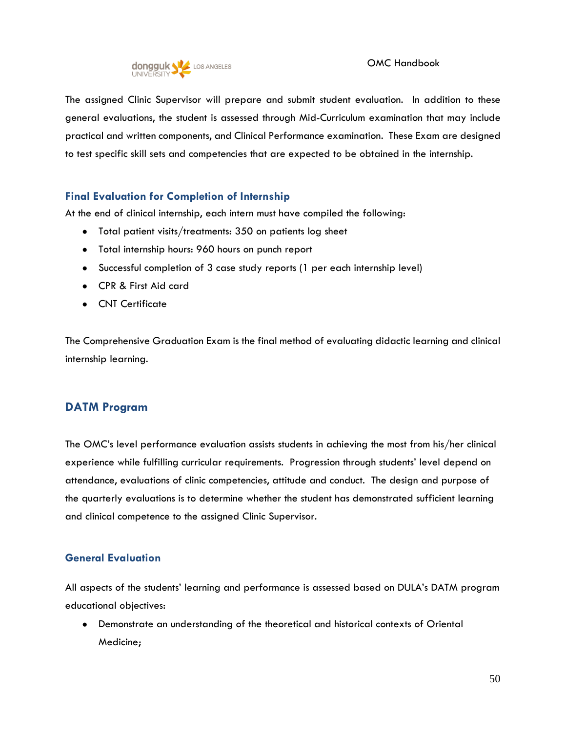The assigned Clinic Supervisor will prepare and submit student evaluation. In addition to these general evaluations, the student is assessed through Mid-Curriculum examination that may include practical and written components, and Clinical Performance examination. These Exam are designed to test specific skill sets and competencies that are expected to be obtained in the internship.

### Final Evaluation for Completion of Internship

At the end of clinical internship, each intern must have compiled the following:

- Total patient visits/treatments: 350 on patients log sheet
- Total internship hours: 960 hours on punch report
- Successful completion of 3 case study reports (1 per each internship level)
- CPR & First Aid card
- CNT Certificate

The Comprehensive Graduation Exam is the final method of evaluating didactic learning and clinical internship learning.

## DATM Program

The OMC's level performance evaluation assists students in achieving the most from his/her clinical experience while fulfilling curricular requirements. Progression through students' level depend on attendance, evaluations of clinic competencies, attitude and conduct. The design and purpose of the quarterly evaluations is to determine whether the student has demonstrated sufficient learning and clinical competence to the assigned Clinic Supervisor.

### General Evaluation

All aspects of the students' learning and performance is assessed based on DULA's DATM program educational objectives:

- Demonstrate an understanding of the theoretical and historical contexts of Oriental Medicine;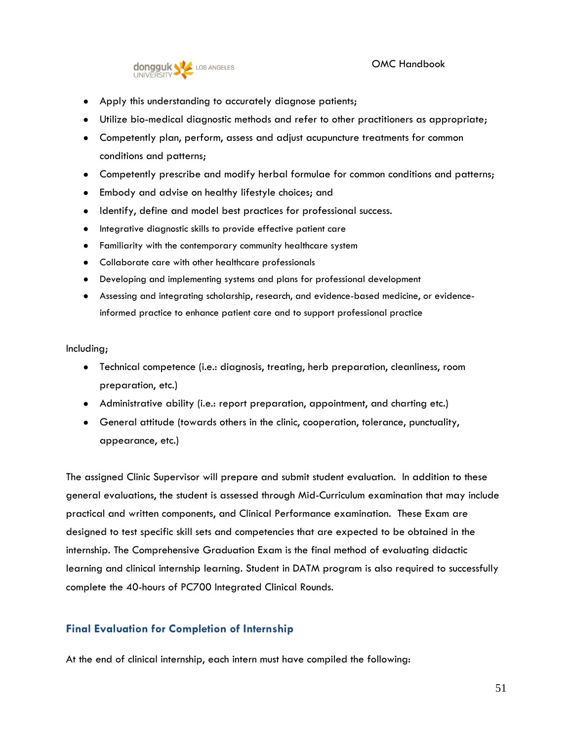- Apply this understanding to accurately diagnose patients;
- Utilize bio-medical diagnostic methods and refer to other practitioners as appropriate;
- Competently plan, perform, assess and adjust acupuncture treatments for common conditions and patterns;
- Competently prescribe and modify herbal formulae for common conditions and patterns;
- Embody and advise on healthy lifestyle choices; and
- Identify, define and model best practices for professional success.
- Integrative diagnostic skills to provide effective patient care
- Familiarity with the contemporary community healthcare system
- Collaborate care with other healthcare professionals
- Developing and implementing systems and plans for professional development
- Assessing and integrating scholarship, research, and evidence-based medicine, or evidence-informed practice to enhance patient care and to support professional practice

Including;

- Technical competence (i.e.: diagnosis, treating, herb preparation, cleanliness, room preparation, etc.)
- Administrative ability (i.e.: report preparation, appointment, and charting etc.)
- General attitude (towards others in the clinic, cooperation, tolerance, punctuality, appearance, etc.)

The assigned Clinic Supervisor will prepare and submit student evaluation. In addition to these general evaluations, the student is assessed through Mid-Curriculum examination that may include practical and written components, and Clinical Performance examination. These Exam are designed to test specific skill sets and competencies that are expected to be obtained in the internship. The Comprehensive Graduation Exam is the final method of evaluating didactic learning and clinical internship learning. Student in DATM program is also required to successfully complete the 40-hours of PC700 Integrated Clinical Rounds.

## Final Evaluation for Completion of Internship

At the end of clinical internship, each intern must have compiled the following: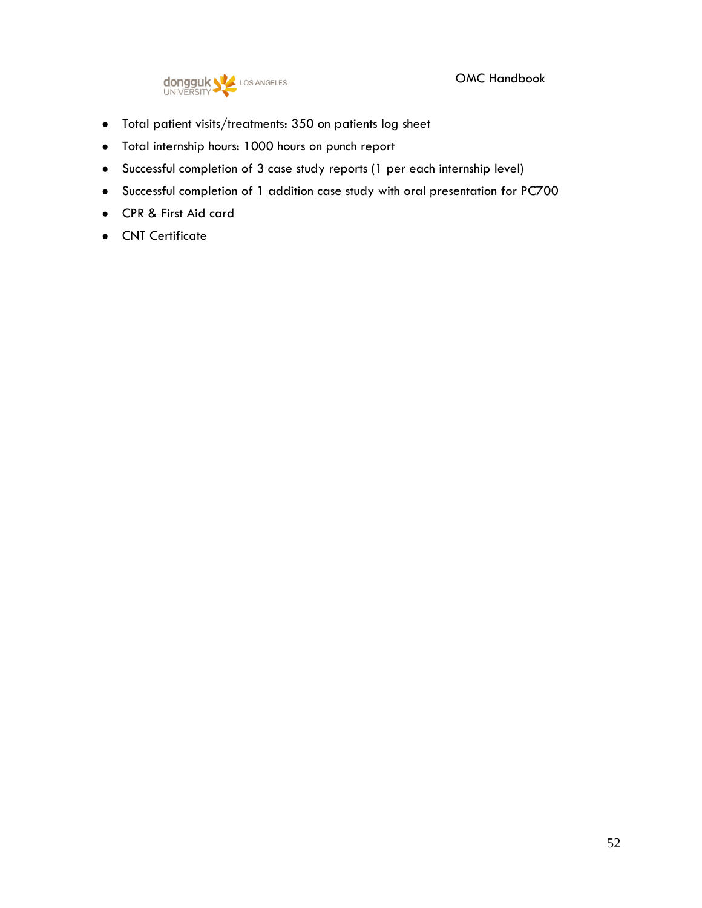- Total patient visits/treatments: 350 on patients log sheet
- Total internship hours: 1000 hours on punch report
- Successful completion of 3 case study reports (1 per each internship level)
- Successful completion of 1 addition case study with oral presentation for PC700
- CPR & First Aid card
- CNT Certificate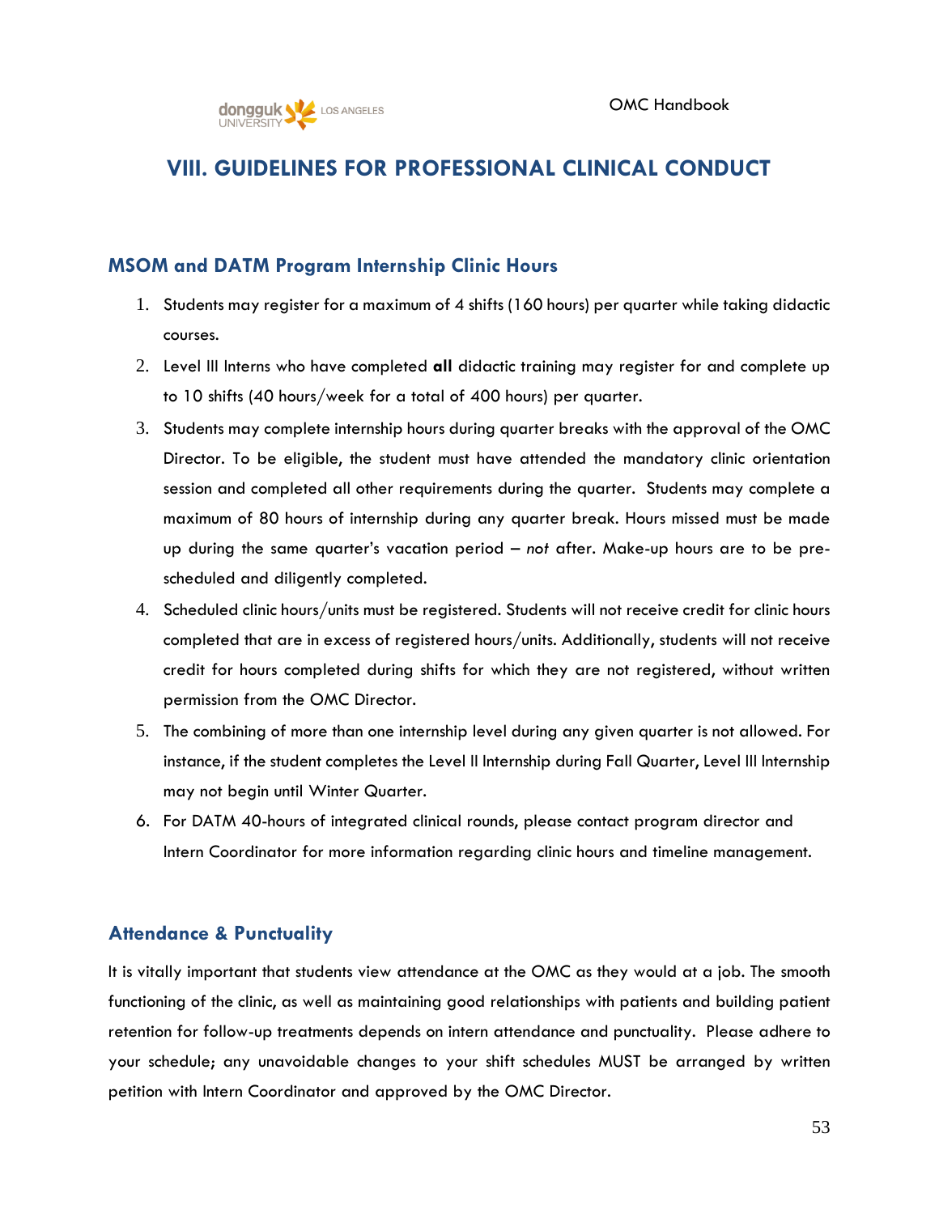# VIII. GUIDELINES FOR PROFESSIONAL CLINICAL CONDUCT

## MSOM and DATM Program Internship Clinic Hours

1. Students may register for a maximum of 4 shifts (160 hours) per quarter while taking didactic courses.
2. Level III Interns who have completed **all** didactic training may register for and complete up to 10 shifts (40 hours/week for a total of 400 hours) per quarter.
3. Students may complete internship hours during quarter breaks with the approval of the OMC Director. To be eligible, the student must have attended the mandatory clinic orientation session and completed all other requirements during the quarter. Students may complete a maximum of 80 hours of internship during any quarter break. Hours missed must be made up during the same quarter's vacation period – *not* after. Make-up hours are to be pre-scheduled and diligently completed.
4. Scheduled clinic hours/units must be registered. Students will not receive credit for clinic hours completed that are in excess of registered hours/units. Additionally, students will not receive credit for hours completed during shifts for which they are not registered, without written permission from the OMC Director.
5. The combining of more than one internship level during any given quarter is not allowed. For instance, if the student completes the Level II Internship during Fall Quarter, Level III Internship may not begin until Winter Quarter.
6. For DATM 40-hours of integrated clinical rounds, please contact program director and Intern Coordinator for more information regarding clinic hours and timeline management.

## Attendance & Punctuality

It is vitally important that students view attendance at the OMC as they would at a job. The smooth functioning of the clinic, as well as maintaining good relationships with patients and building patient retention for follow-up treatments depends on intern attendance and punctuality. Please adhere to your schedule; any unavoidable changes to your shift schedules MUST be arranged by written petition with Intern Coordinator and approved by the OMC Director.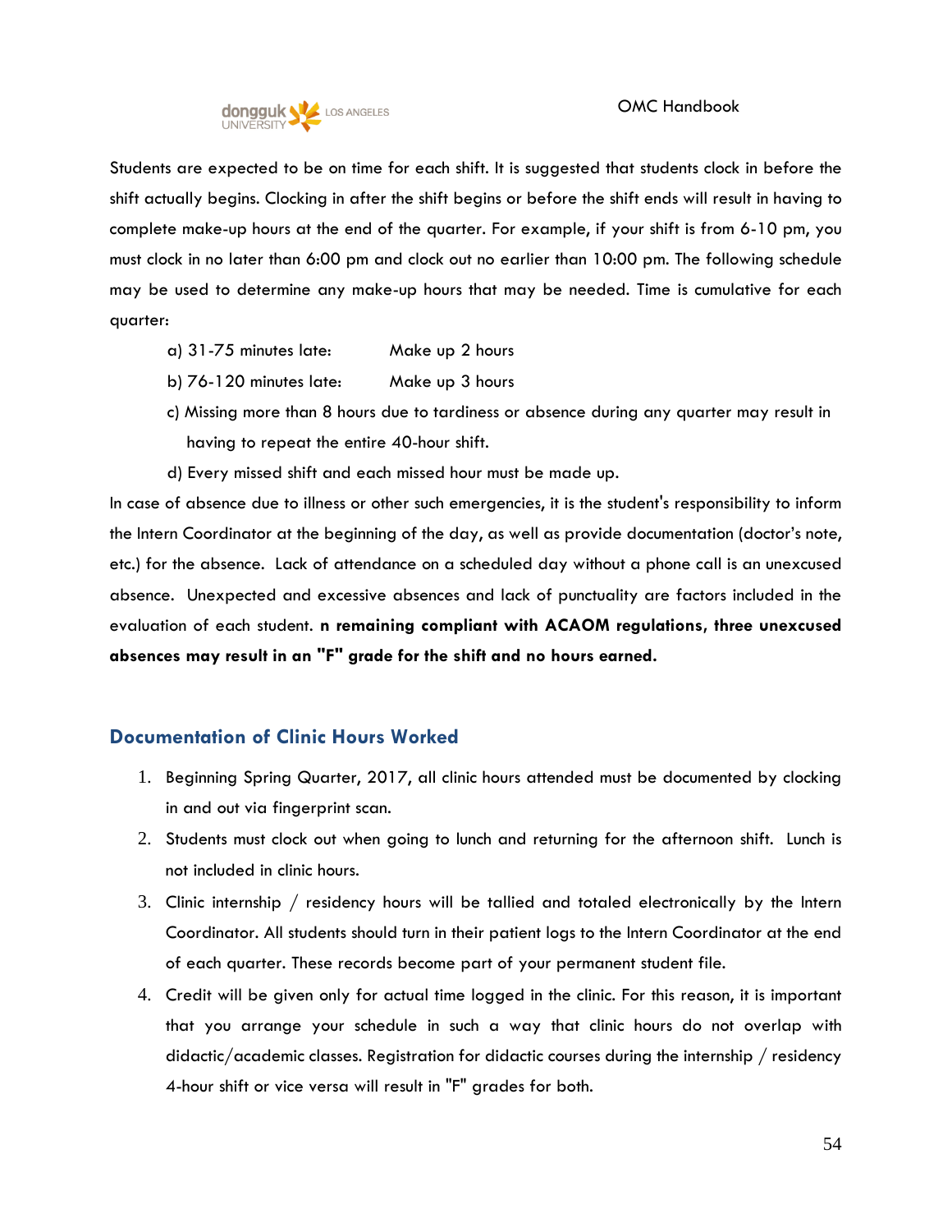Students are expected to be on time for each shift. It is suggested that students clock in before the shift actually begins. Clocking in after the shift begins or before the shift ends will result in having to complete make-up hours at the end of the quarter. For example, if your shift is from 6-10 pm, you must clock in no later than 6:00 pm and clock out no earlier than 10:00 pm. The following schedule may be used to determine any make-up hours that may be needed. Time is cumulative for each quarter:

a) 31-75 minutes late: Make up 2 hours

b) 76-120 minutes late: Make up 3 hours

c) Missing more than 8 hours due to tardiness or absence during any quarter may result in having to repeat the entire 40-hour shift.

d) Every missed shift and each missed hour must be made up.

In case of absence due to illness or other such emergencies, it is the student's responsibility to inform the Intern Coordinator at the beginning of the day, as well as provide documentation (doctor's note, etc.) for the absence. Lack of attendance on a scheduled day without a phone call is an unexcused absence. Unexpected and excessive absences and lack of punctuality are factors included in the evaluation of each student. **n remaining compliant with ACAOM regulations, three unexcused absences may result in an "F" grade for the shift and no hours earned.**

## Documentation of Clinic Hours Worked

1. Beginning Spring Quarter, 2017, all clinic hours attended must be documented by clocking in and out via fingerprint scan.
2. Students must clock out when going to lunch and returning for the afternoon shift. Lunch is not included in clinic hours.
3. Clinic internship / residency hours will be tallied and totaled electronically by the Intern Coordinator. All students should turn in their patient logs to the Intern Coordinator at the end of each quarter. These records become part of your permanent student file.
4. Credit will be given only for actual time logged in the clinic. For this reason, it is important that you arrange your schedule in such a way that clinic hours do not overlap with didactic/academic classes. Registration for didactic courses during the internship / residency 4-hour shift or vice versa will result in "F" grades for both.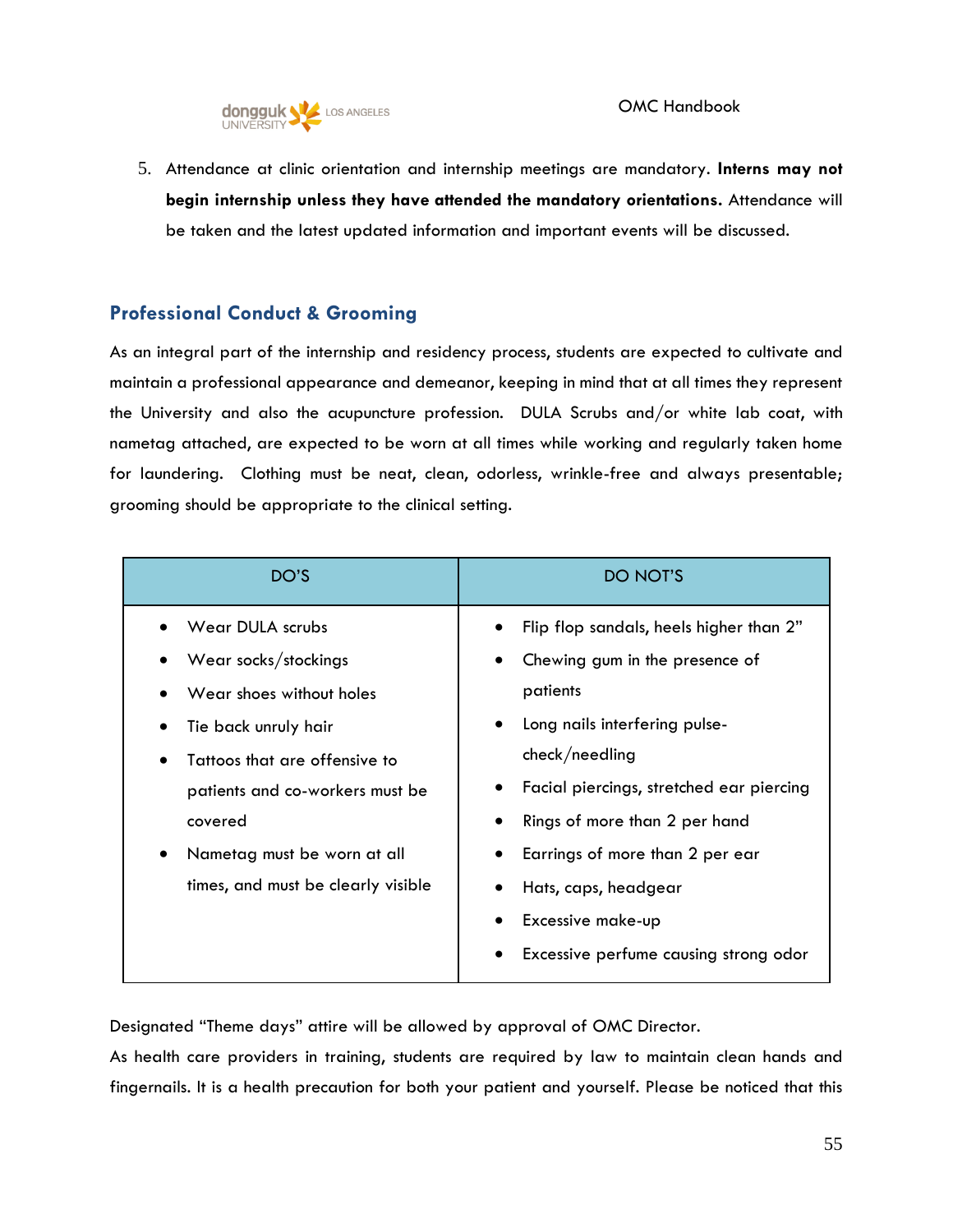5. Attendance at clinic orientation and internship meetings are mandatory. **Interns may not begin internship unless they have attended the mandatory orientations.** Attendance will be taken and the latest updated information and important events will be discussed.

## Professional Conduct & Grooming

As an integral part of the internship and residency process, students are expected to cultivate and maintain a professional appearance and demeanor, keeping in mind that at all times they represent the University and also the acupuncture profession. DULA Scrubs and/or white lab coat, with nametag attached, are expected to be worn at all times while working and regularly taken home for laundering. Clothing must be neat, clean, odorless, wrinkle-free and always presentable; grooming should be appropriate to the clinical setting.

| DO'S | DO NOT'S |
|---|---|
| • Wear DULA scrubs<br>• Wear socks/stockings<br>• Wear shoes without holes<br>• Tie back unruly hair<br>• Tattoos that are offensive to patients and co-workers must be covered<br>• Nametag must be worn at all times, and must be clearly visible | • Flip flop sandals, heels higher than 2"<br>• Chewing gum in the presence of patients<br>• Long nails interfering pulse-check/needling<br>• Facial piercings, stretched ear piercing<br>• Rings of more than 2 per hand<br>• Earrings of more than 2 per ear<br>• Hats, caps, headgear<br>• Excessive make-up<br>• Excessive perfume causing strong odor |

Designated "Theme days" attire will be allowed by approval of OMC Director.

As health care providers in training, students are required by law to maintain clean hands and fingernails. It is a health precaution for both your patient and yourself. Please be noticed that this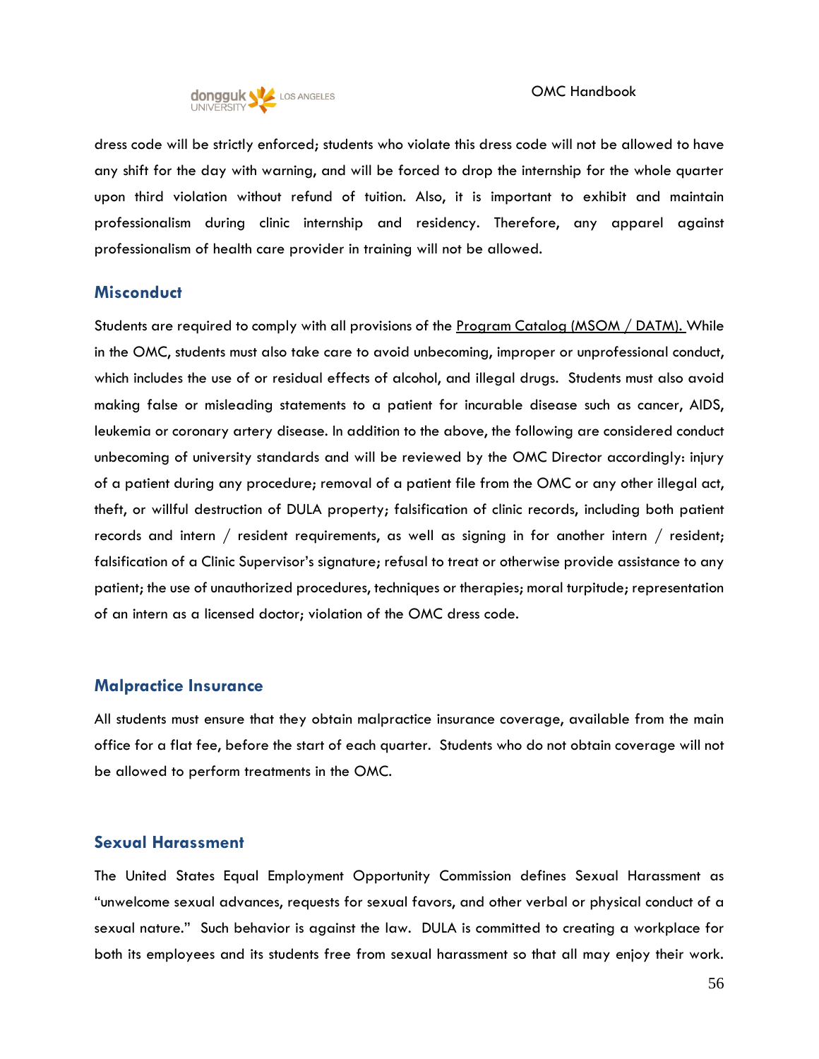dress code will be strictly enforced; students who violate this dress code will not be allowed to have any shift for the day with warning, and will be forced to drop the internship for the whole quarter upon third violation without refund of tuition. Also, it is important to exhibit and maintain professionalism during clinic internship and residency. Therefore, any apparel against professionalism of health care provider in training will not be allowed.

## Misconduct

Students are required to comply with all provisions of the Program Catalog (MSOM / DATM). While in the OMC, students must also take care to avoid unbecoming, improper or unprofessional conduct, which includes the use of or residual effects of alcohol, and illegal drugs. Students must also avoid making false or misleading statements to a patient for incurable disease such as cancer, AIDS, leukemia or coronary artery disease. In addition to the above, the following are considered conduct unbecoming of university standards and will be reviewed by the OMC Director accordingly: injury of a patient during any procedure; removal of a patient file from the OMC or any other illegal act, theft, or willful destruction of DULA property; falsification of clinic records, including both patient records and intern / resident requirements, as well as signing in for another intern / resident; falsification of a Clinic Supervisor's signature; refusal to treat or otherwise provide assistance to any patient; the use of unauthorized procedures, techniques or therapies; moral turpitude; representation of an intern as a licensed doctor; violation of the OMC dress code.

## Malpractice Insurance

All students must ensure that they obtain malpractice insurance coverage, available from the main office for a flat fee, before the start of each quarter. Students who do not obtain coverage will not be allowed to perform treatments in the OMC.

## Sexual Harassment

The United States Equal Employment Opportunity Commission defines Sexual Harassment as "unwelcome sexual advances, requests for sexual favors, and other verbal or physical conduct of a sexual nature." Such behavior is against the law. DULA is committed to creating a workplace for both its employees and its students free from sexual harassment so that all may enjoy their work.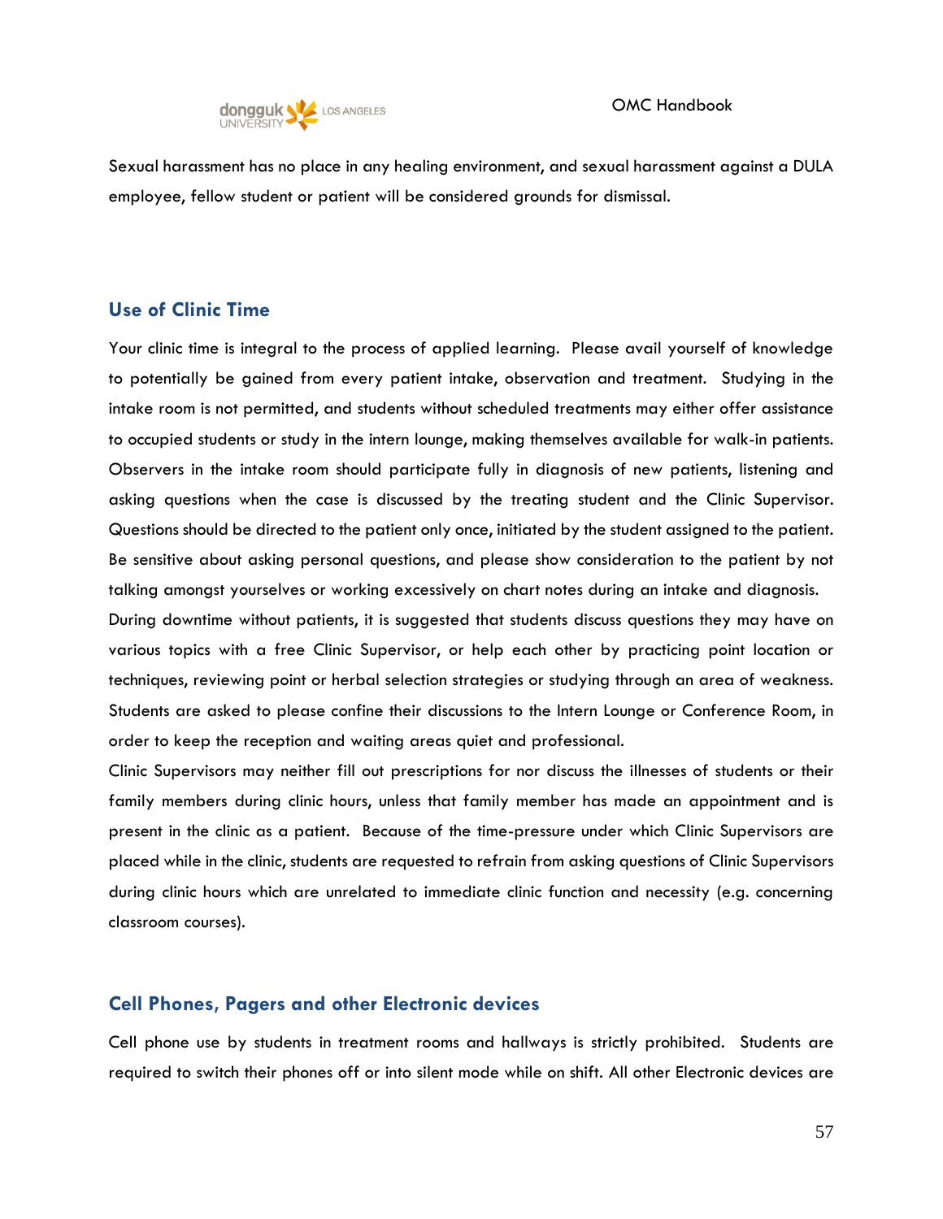Sexual harassment has no place in any healing environment, and sexual harassment against a DULA employee, fellow student or patient will be considered grounds for dismissal.

## Use of Clinic Time

Your clinic time is integral to the process of applied learning. Please avail yourself of knowledge to potentially be gained from every patient intake, observation and treatment. Studying in the intake room is not permitted, and students without scheduled treatments may either offer assistance to occupied students or study in the intern lounge, making themselves available for walk-in patients. Observers in the intake room should participate fully in diagnosis of new patients, listening and asking questions when the case is discussed by the treating student and the Clinic Supervisor. Questions should be directed to the patient only once, initiated by the student assigned to the patient. Be sensitive about asking personal questions, and please show consideration to the patient by not talking amongst yourselves or working excessively on chart notes during an intake and diagnosis.

During downtime without patients, it is suggested that students discuss questions they may have on various topics with a free Clinic Supervisor, or help each other by practicing point location or techniques, reviewing point or herbal selection strategies or studying through an area of weakness. Students are asked to please confine their discussions to the Intern Lounge or Conference Room, in order to keep the reception and waiting areas quiet and professional.

Clinic Supervisors may neither fill out prescriptions for nor discuss the illnesses of students or their family members during clinic hours, unless that family member has made an appointment and is present in the clinic as a patient. Because of the time-pressure under which Clinic Supervisors are placed while in the clinic, students are requested to refrain from asking questions of Clinic Supervisors during clinic hours which are unrelated to immediate clinic function and necessity (e.g. concerning classroom courses).

## Cell Phones, Pagers and other Electronic devices

Cell phone use by students in treatment rooms and hallways is strictly prohibited. Students are required to switch their phones off or into silent mode while on shift. All other Electronic devices are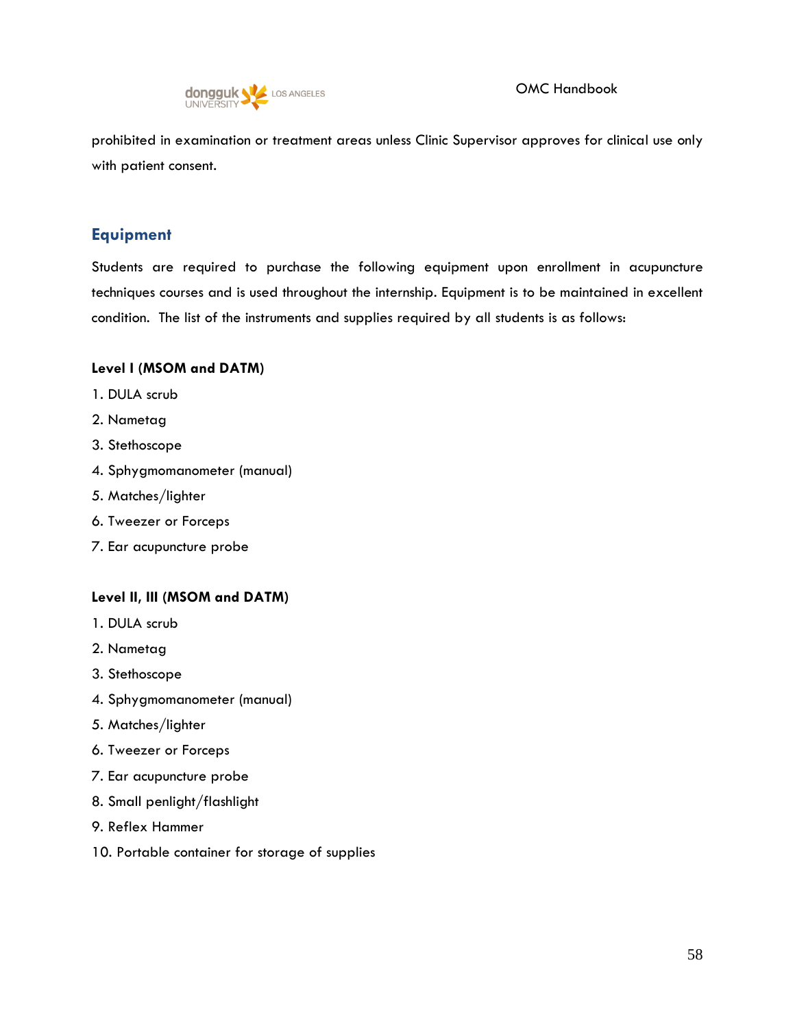prohibited in examination or treatment areas unless Clinic Supervisor approves for clinical use only with patient consent.

## Equipment

Students are required to purchase the following equipment upon enrollment in acupuncture techniques courses and is used throughout the internship. Equipment is to be maintained in excellent condition. The list of the instruments and supplies required by all students is as follows:

**Level I (MSOM and DATM)**

1. DULA scrub
2. Nametag
3. Stethoscope
4. Sphygmomanometer (manual)
5. Matches/lighter
6. Tweezer or Forceps
7. Ear acupuncture probe

**Level II, III (MSOM and DATM)**

1. DULA scrub
2. Nametag
3. Stethoscope
4. Sphygmomanometer (manual)
5. Matches/lighter
6. Tweezer or Forceps
7. Ear acupuncture probe
8. Small penlight/flashlight
9. Reflex Hammer
10. Portable container for storage of supplies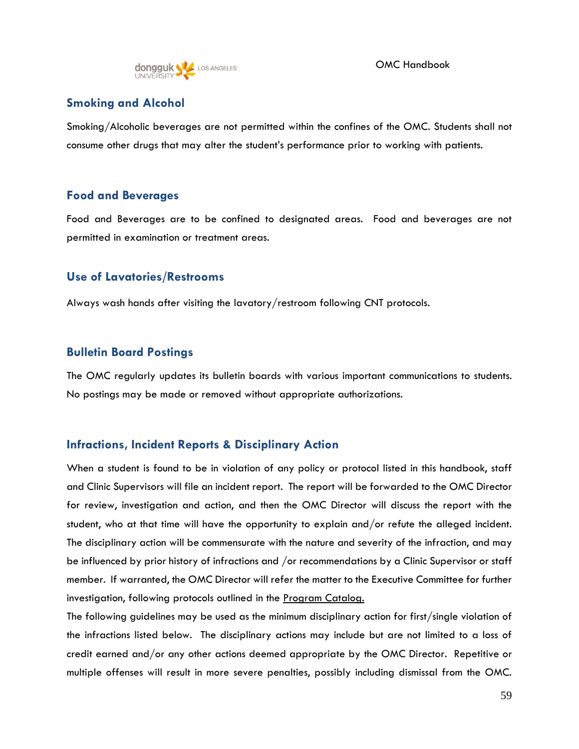## Smoking and Alcohol

Smoking/Alcoholic beverages are not permitted within the confines of the OMC. Students shall not consume other drugs that may alter the student's performance prior to working with patients.

## Food and Beverages

Food and Beverages are to be confined to designated areas. Food and beverages are not permitted in examination or treatment areas.

## Use of Lavatories/Restrooms

Always wash hands after visiting the lavatory/restroom following CNT protocols.

## Bulletin Board Postings

The OMC regularly updates its bulletin boards with various important communications to students. No postings may be made or removed without appropriate authorizations.

## Infractions, Incident Reports & Disciplinary Action

When a student is found to be in violation of any policy or protocol listed in this handbook, staff and Clinic Supervisors will file an incident report. The report will be forwarded to the OMC Director for review, investigation and action, and then the OMC Director will discuss the report with the student, who at that time will have the opportunity to explain and/or refute the alleged incident. The disciplinary action will be commensurate with the nature and severity of the infraction, and may be influenced by prior history of infractions and /or recommendations by a Clinic Supervisor or staff member. If warranted, the OMC Director will refer the matter to the Executive Committee for further investigation, following protocols outlined in the Program Catalog.

The following guidelines may be used as the minimum disciplinary action for first/single violation of the infractions listed below. The disciplinary actions may include but are not limited to a loss of credit earned and/or any other actions deemed appropriate by the OMC Director. Repetitive or multiple offenses will result in more severe penalties, possibly including dismissal from the OMC.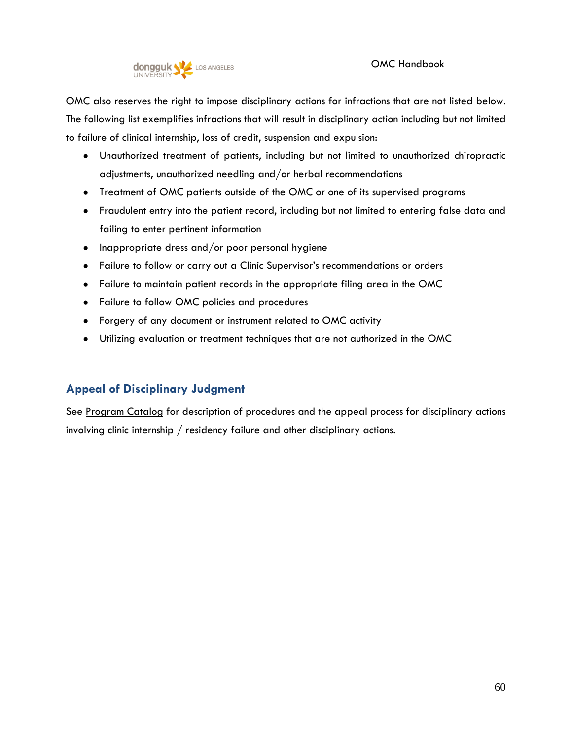OMC also reserves the right to impose disciplinary actions for infractions that are not listed below. The following list exemplifies infractions that will result in disciplinary action including but not limited to failure of clinical internship, loss of credit, suspension and expulsion:

- Unauthorized treatment of patients, including but not limited to unauthorized chiropractic adjustments, unauthorized needling and/or herbal recommendations
- Treatment of OMC patients outside of the OMC or one of its supervised programs
- Fraudulent entry into the patient record, including but not limited to entering false data and failing to enter pertinent information
- Inappropriate dress and/or poor personal hygiene
- Failure to follow or carry out a Clinic Supervisor's recommendations or orders
- Failure to maintain patient records in the appropriate filing area in the OMC
- Failure to follow OMC policies and procedures
- Forgery of any document or instrument related to OMC activity
- Utilizing evaluation or treatment techniques that are not authorized in the OMC

## Appeal of Disciplinary Judgment

See Program Catalog for description of procedures and the appeal process for disciplinary actions involving clinic internship / residency failure and other disciplinary actions.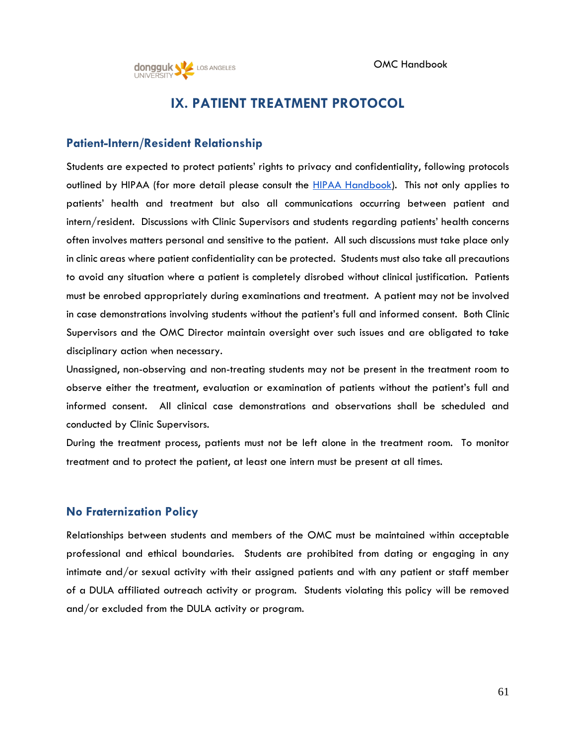# IX. PATIENT TREATMENT PROTOCOL

## Patient-Intern/Resident Relationship

Students are expected to protect patients' rights to privacy and confidentiality, following protocols outlined by HIPAA (for more detail please consult the [HIPAA Handbook](HIPAA Handbook)). This not only applies to patients' health and treatment but also all communications occurring between patient and intern/resident. Discussions with Clinic Supervisors and students regarding patients' health concerns often involves matters personal and sensitive to the patient. All such discussions must take place only in clinic areas where patient confidentiality can be protected. Students must also take all precautions to avoid any situation where a patient is completely disrobed without clinical justification. Patients must be enrobed appropriately during examinations and treatment. A patient may not be involved in case demonstrations involving students without the patient's full and informed consent. Both Clinic Supervisors and the OMC Director maintain oversight over such issues and are obligated to take disciplinary action when necessary.

Unassigned, non-observing and non-treating students may not be present in the treatment room to observe either the treatment, evaluation or examination of patients without the patient's full and informed consent. All clinical case demonstrations and observations shall be scheduled and conducted by Clinic Supervisors.

During the treatment process, patients must not be left alone in the treatment room. To monitor treatment and to protect the patient, at least one intern must be present at all times.

## No Fraternization Policy

Relationships between students and members of the OMC must be maintained within acceptable professional and ethical boundaries. Students are prohibited from dating or engaging in any intimate and/or sexual activity with their assigned patients and with any patient or staff member of a DULA affiliated outreach activity or program. Students violating this policy will be removed and/or excluded from the DULA activity or program.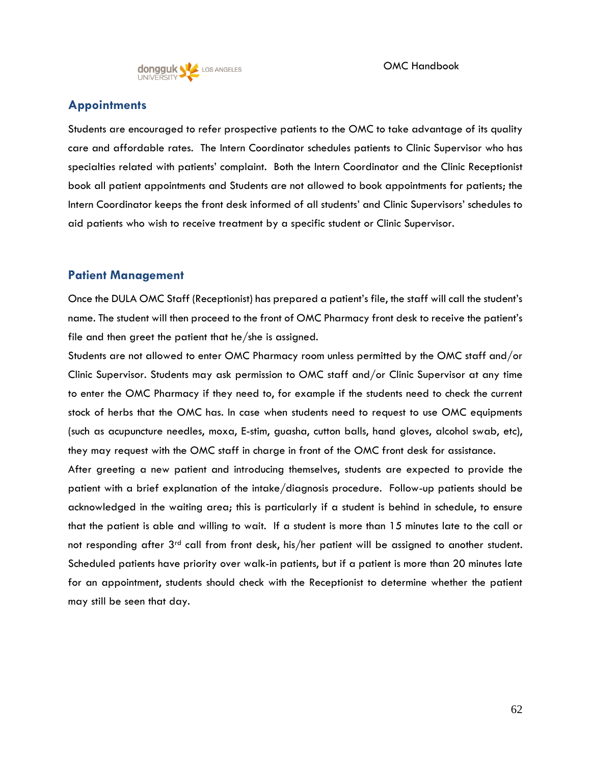## Appointments

Students are encouraged to refer prospective patients to the OMC to take advantage of its quality care and affordable rates. The Intern Coordinator schedules patients to Clinic Supervisor who has specialties related with patients' complaint. Both the Intern Coordinator and the Clinic Receptionist book all patient appointments and Students are not allowed to book appointments for patients; the Intern Coordinator keeps the front desk informed of all students' and Clinic Supervisors' schedules to aid patients who wish to receive treatment by a specific student or Clinic Supervisor.

## Patient Management

Once the DULA OMC Staff (Receptionist) has prepared a patient's file, the staff will call the student's name. The student will then proceed to the front of OMC Pharmacy front desk to receive the patient's file and then greet the patient that he/she is assigned.

Students are not allowed to enter OMC Pharmacy room unless permitted by the OMC staff and/or Clinic Supervisor. Students may ask permission to OMC staff and/or Clinic Supervisor at any time to enter the OMC Pharmacy if they need to, for example if the students need to check the current stock of herbs that the OMC has. In case when students need to request to use OMC equipments (such as acupuncture needles, moxa, E-stim, guasha, cutton balls, hand gloves, alcohol swab, etc), they may request with the OMC staff in charge in front of the OMC front desk for assistance.

After greeting a new patient and introducing themselves, students are expected to provide the patient with a brief explanation of the intake/diagnosis procedure. Follow-up patients should be acknowledged in the waiting area; this is particularly if a student is behind in schedule, to ensure that the patient is able and willing to wait. If a student is more than 15 minutes late to the call or not responding after 3rd call from front desk, his/her patient will be assigned to another student. Scheduled patients have priority over walk-in patients, but if a patient is more than 20 minutes late for an appointment, students should check with the Receptionist to determine whether the patient may still be seen that day.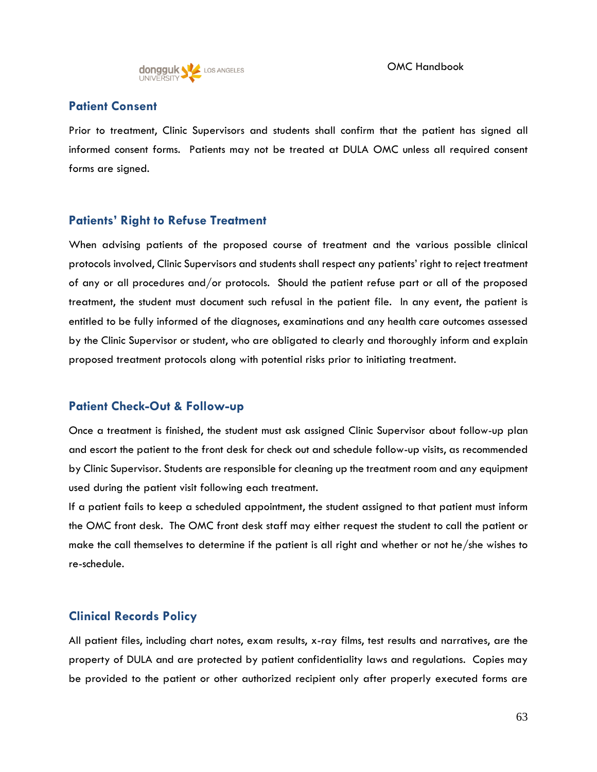## Patient Consent

Prior to treatment, Clinic Supervisors and students shall confirm that the patient has signed all informed consent forms. Patients may not be treated at DULA OMC unless all required consent forms are signed.

## Patients' Right to Refuse Treatment

When advising patients of the proposed course of treatment and the various possible clinical protocols involved, Clinic Supervisors and students shall respect any patients' right to reject treatment of any or all procedures and/or protocols. Should the patient refuse part or all of the proposed treatment, the student must document such refusal in the patient file. In any event, the patient is entitled to be fully informed of the diagnoses, examinations and any health care outcomes assessed by the Clinic Supervisor or student, who are obligated to clearly and thoroughly inform and explain proposed treatment protocols along with potential risks prior to initiating treatment.

## Patient Check-Out & Follow-up

Once a treatment is finished, the student must ask assigned Clinic Supervisor about follow-up plan and escort the patient to the front desk for check out and schedule follow-up visits, as recommended by Clinic Supervisor. Students are responsible for cleaning up the treatment room and any equipment used during the patient visit following each treatment.

If a patient fails to keep a scheduled appointment, the student assigned to that patient must inform the OMC front desk. The OMC front desk staff may either request the student to call the patient or make the call themselves to determine if the patient is all right and whether or not he/she wishes to re-schedule.

## Clinical Records Policy

All patient files, including chart notes, exam results, x-ray films, test results and narratives, are the property of DULA and are protected by patient confidentiality laws and regulations. Copies may be provided to the patient or other authorized recipient only after properly executed forms are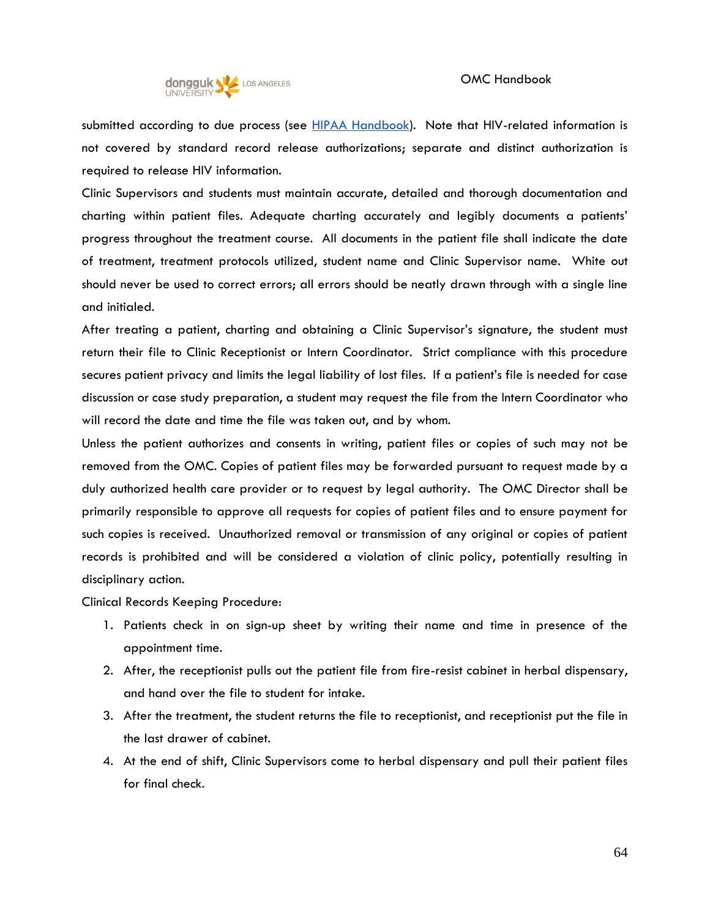submitted according to due process (see [HIPAA Handbook](HIPAA Handbook)). Note that HIV-related information is not covered by standard record release authorizations; separate and distinct authorization is required to release HIV information.

Clinic Supervisors and students must maintain accurate, detailed and thorough documentation and charting within patient files. Adequate charting accurately and legibly documents a patients' progress throughout the treatment course. All documents in the patient file shall indicate the date of treatment, treatment protocols utilized, student name and Clinic Supervisor name. White out should never be used to correct errors; all errors should be neatly drawn through with a single line and initialed.

After treating a patient, charting and obtaining a Clinic Supervisor's signature, the student must return their file to Clinic Receptionist or Intern Coordinator. Strict compliance with this procedure secures patient privacy and limits the legal liability of lost files. If a patient's file is needed for case discussion or case study preparation, a student may request the file from the Intern Coordinator who will record the date and time the file was taken out, and by whom.

Unless the patient authorizes and consents in writing, patient files or copies of such may not be removed from the OMC. Copies of patient files may be forwarded pursuant to request made by a duly authorized health care provider or to request by legal authority. The OMC Director shall be primarily responsible to approve all requests for copies of patient files and to ensure payment for such copies is received. Unauthorized removal or transmission of any original or copies of patient records is prohibited and will be considered a violation of clinic policy, potentially resulting in disciplinary action.

Clinical Records Keeping Procedure:

1. Patients check in on sign-up sheet by writing their name and time in presence of the appointment time.
2. After, the receptionist pulls out the patient file from fire-resist cabinet in herbal dispensary, and hand over the file to student for intake.
3. After the treatment, the student returns the file to receptionist, and receptionist put the file in the last drawer of cabinet.
4. At the end of shift, Clinic Supervisors come to herbal dispensary and pull their patient files for final check.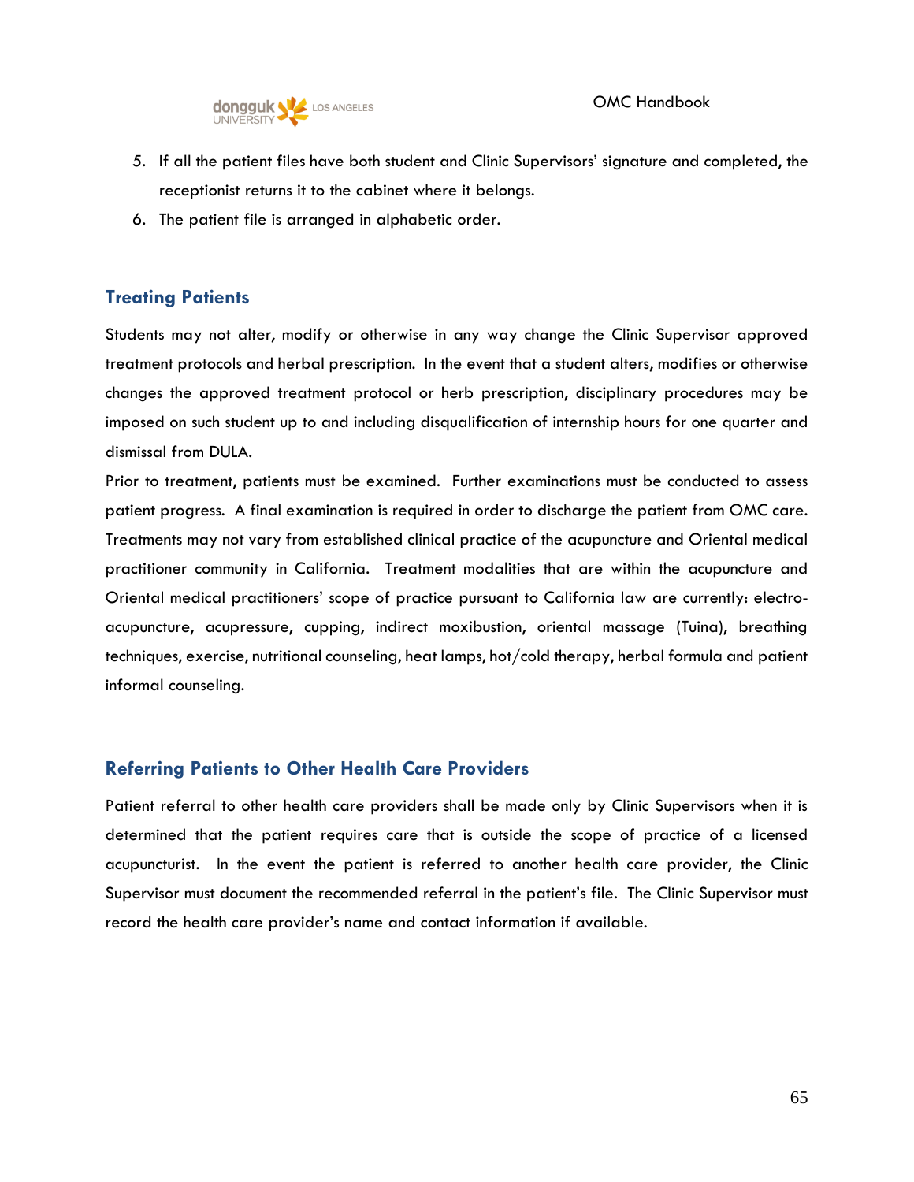5. If all the patient files have both student and Clinic Supervisors' signature and completed, the receptionist returns it to the cabinet where it belongs.
6. The patient file is arranged in alphabetic order.

## Treating Patients

Students may not alter, modify or otherwise in any way change the Clinic Supervisor approved treatment protocols and herbal prescription. In the event that a student alters, modifies or otherwise changes the approved treatment protocol or herb prescription, disciplinary procedures may be imposed on such student up to and including disqualification of internship hours for one quarter and dismissal from DULA.

Prior to treatment, patients must be examined. Further examinations must be conducted to assess patient progress. A final examination is required in order to discharge the patient from OMC care. Treatments may not vary from established clinical practice of the acupuncture and Oriental medical practitioner community in California. Treatment modalities that are within the acupuncture and Oriental medical practitioners' scope of practice pursuant to California law are currently: electro-acupuncture, acupressure, cupping, indirect moxibustion, oriental massage (Tuina), breathing techniques, exercise, nutritional counseling, heat lamps, hot/cold therapy, herbal formula and patient informal counseling.

## Referring Patients to Other Health Care Providers

Patient referral to other health care providers shall be made only by Clinic Supervisors when it is determined that the patient requires care that is outside the scope of practice of a licensed acupuncturist. In the event the patient is referred to another health care provider, the Clinic Supervisor must document the recommended referral in the patient's file. The Clinic Supervisor must record the health care provider's name and contact information if available.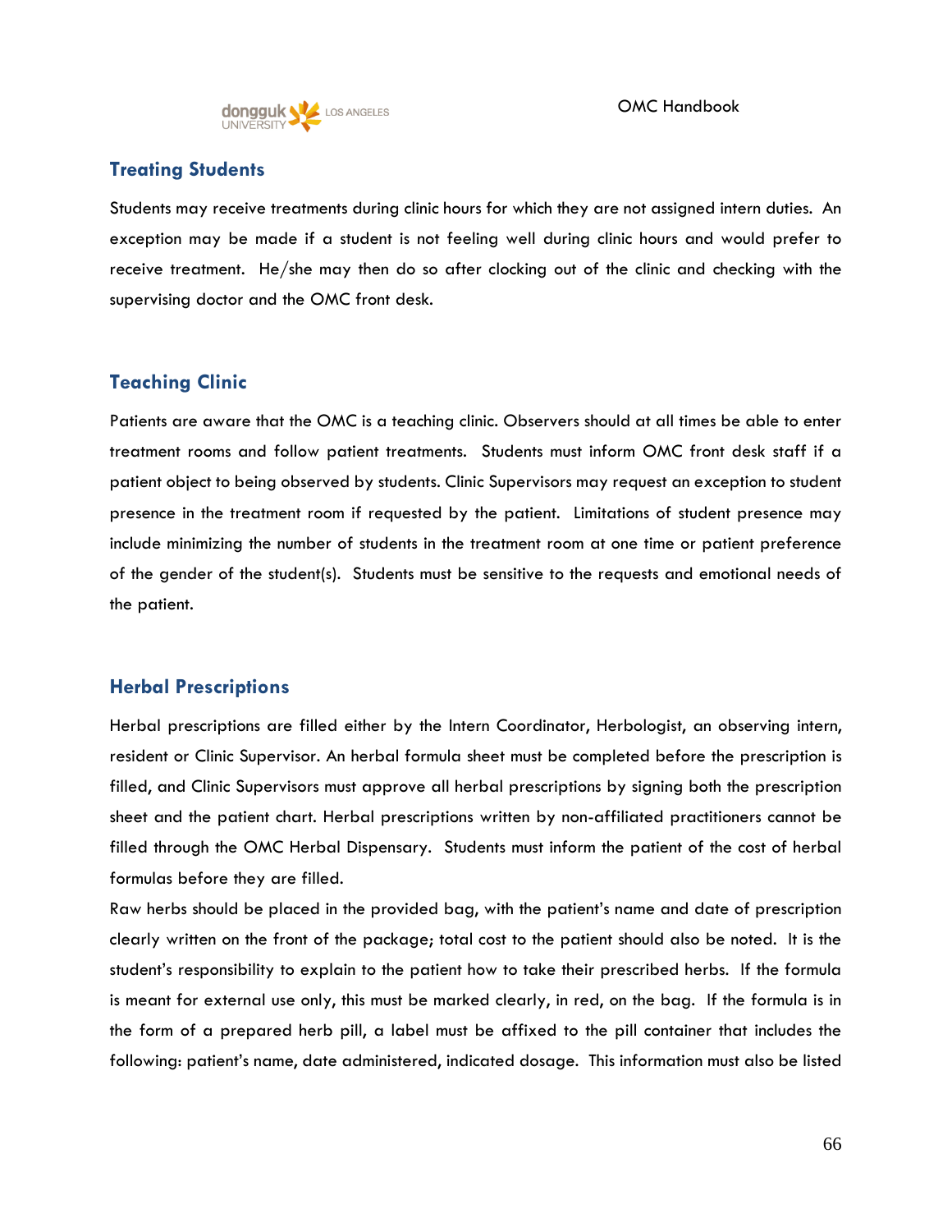## Treating Students

Students may receive treatments during clinic hours for which they are not assigned intern duties. An exception may be made if a student is not feeling well during clinic hours and would prefer to receive treatment. He/she may then do so after clocking out of the clinic and checking with the supervising doctor and the OMC front desk.

## Teaching Clinic

Patients are aware that the OMC is a teaching clinic. Observers should at all times be able to enter treatment rooms and follow patient treatments. Students must inform OMC front desk staff if a patient object to being observed by students. Clinic Supervisors may request an exception to student presence in the treatment room if requested by the patient. Limitations of student presence may include minimizing the number of students in the treatment room at one time or patient preference of the gender of the student(s). Students must be sensitive to the requests and emotional needs of the patient.

## Herbal Prescriptions

Herbal prescriptions are filled either by the Intern Coordinator, Herbologist, an observing intern, resident or Clinic Supervisor. An herbal formula sheet must be completed before the prescription is filled, and Clinic Supervisors must approve all herbal prescriptions by signing both the prescription sheet and the patient chart. Herbal prescriptions written by non-affiliated practitioners cannot be filled through the OMC Herbal Dispensary. Students must inform the patient of the cost of herbal formulas before they are filled.

Raw herbs should be placed in the provided bag, with the patient's name and date of prescription clearly written on the front of the package; total cost to the patient should also be noted. It is the student's responsibility to explain to the patient how to take their prescribed herbs. If the formula is meant for external use only, this must be marked clearly, in red, on the bag. If the formula is in the form of a prepared herb pill, a label must be affixed to the pill container that includes the following: patient's name, date administered, indicated dosage. This information must also be listed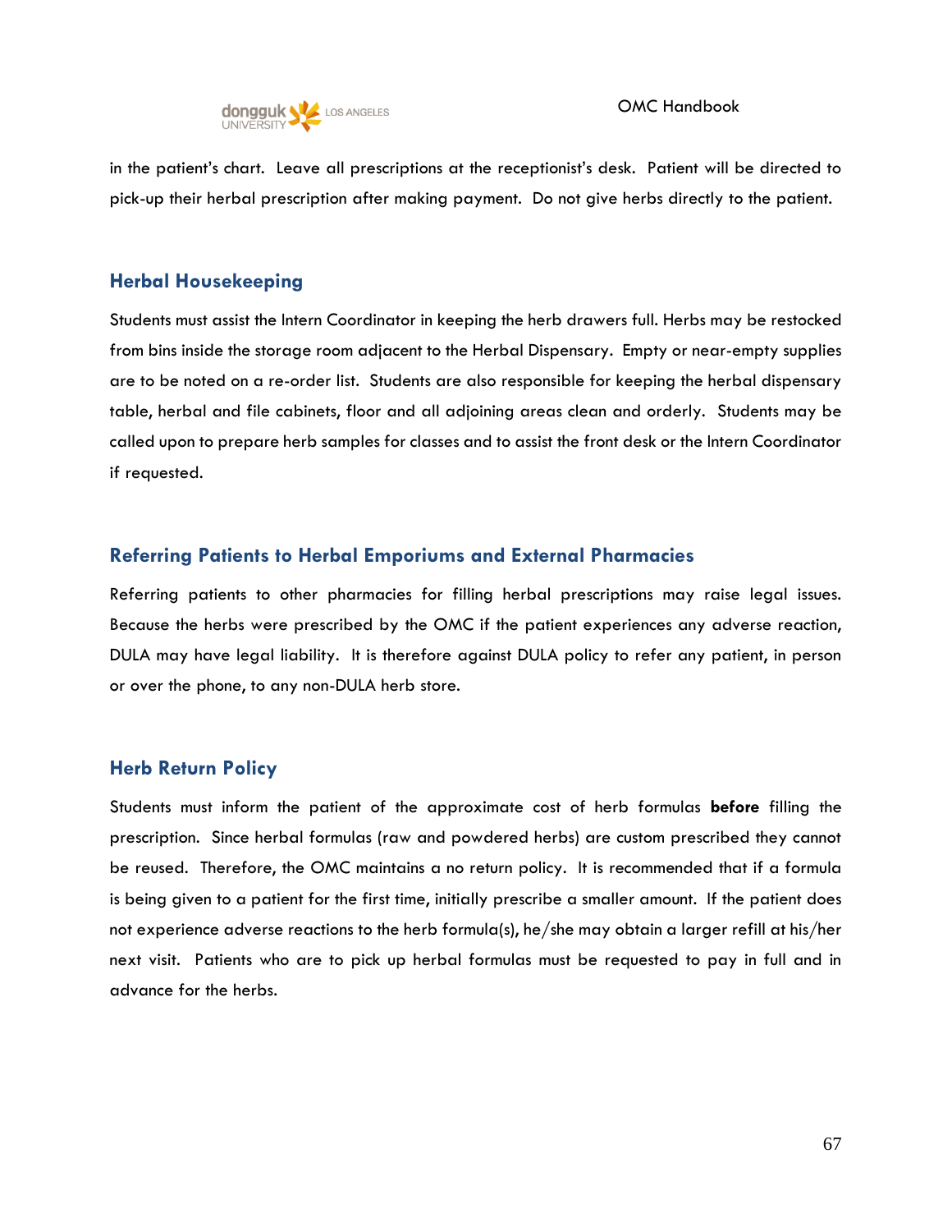in the patient's chart. Leave all prescriptions at the receptionist's desk. Patient will be directed to pick-up their herbal prescription after making payment. Do not give herbs directly to the patient.

## Herbal Housekeeping

Students must assist the Intern Coordinator in keeping the herb drawers full. Herbs may be restocked from bins inside the storage room adjacent to the Herbal Dispensary. Empty or near-empty supplies are to be noted on a re-order list. Students are also responsible for keeping the herbal dispensary table, herbal and file cabinets, floor and all adjoining areas clean and orderly. Students may be called upon to prepare herb samples for classes and to assist the front desk or the Intern Coordinator if requested.

## Referring Patients to Herbal Emporiums and External Pharmacies

Referring patients to other pharmacies for filling herbal prescriptions may raise legal issues. Because the herbs were prescribed by the OMC if the patient experiences any adverse reaction, DULA may have legal liability. It is therefore against DULA policy to refer any patient, in person or over the phone, to any non-DULA herb store.

## Herb Return Policy

Students must inform the patient of the approximate cost of herb formulas **before** filling the prescription. Since herbal formulas (raw and powdered herbs) are custom prescribed they cannot be reused. Therefore, the OMC maintains a no return policy. It is recommended that if a formula is being given to a patient for the first time, initially prescribe a smaller amount. If the patient does not experience adverse reactions to the herb formula(s), he/she may obtain a larger refill at his/her next visit. Patients who are to pick up herbal formulas must be requested to pay in full and in advance for the herbs.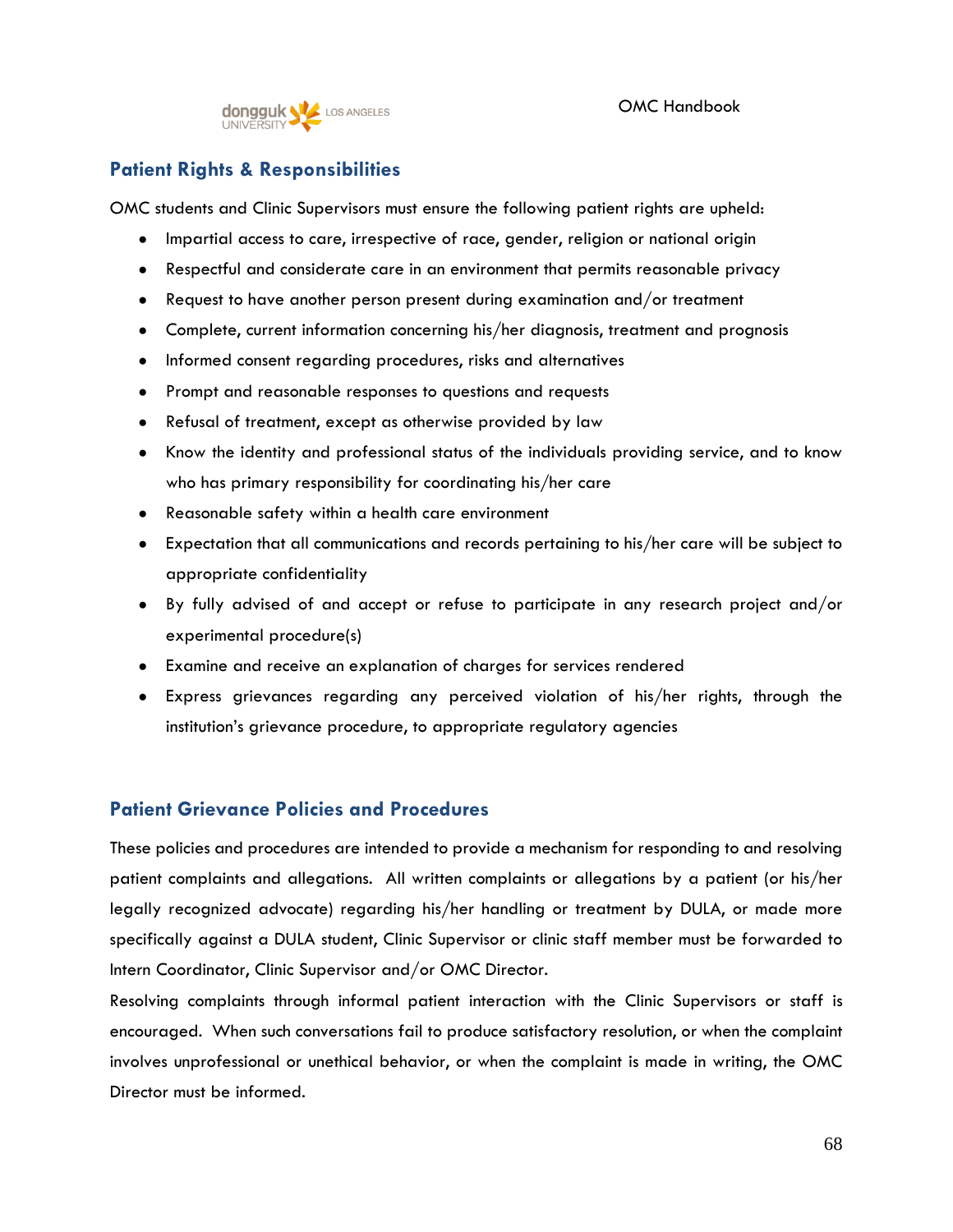## Patient Rights & Responsibilities

OMC students and Clinic Supervisors must ensure the following patient rights are upheld:

- Impartial access to care, irrespective of race, gender, religion or national origin
- Respectful and considerate care in an environment that permits reasonable privacy
- Request to have another person present during examination and/or treatment
- Complete, current information concerning his/her diagnosis, treatment and prognosis
- Informed consent regarding procedures, risks and alternatives
- Prompt and reasonable responses to questions and requests
- Refusal of treatment, except as otherwise provided by law
- Know the identity and professional status of the individuals providing service, and to know who has primary responsibility for coordinating his/her care
- Reasonable safety within a health care environment
- Expectation that all communications and records pertaining to his/her care will be subject to appropriate confidentiality
- By fully advised of and accept or refuse to participate in any research project and/or experimental procedure(s)
- Examine and receive an explanation of charges for services rendered
- Express grievances regarding any perceived violation of his/her rights, through the institution's grievance procedure, to appropriate regulatory agencies

## Patient Grievance Policies and Procedures

These policies and procedures are intended to provide a mechanism for responding to and resolving patient complaints and allegations. All written complaints or allegations by a patient (or his/her legally recognized advocate) regarding his/her handling or treatment by DULA, or made more specifically against a DULA student, Clinic Supervisor or clinic staff member must be forwarded to Intern Coordinator, Clinic Supervisor and/or OMC Director.

Resolving complaints through informal patient interaction with the Clinic Supervisors or staff is encouraged. When such conversations fail to produce satisfactory resolution, or when the complaint involves unprofessional or unethical behavior, or when the complaint is made in writing, the OMC Director must be informed.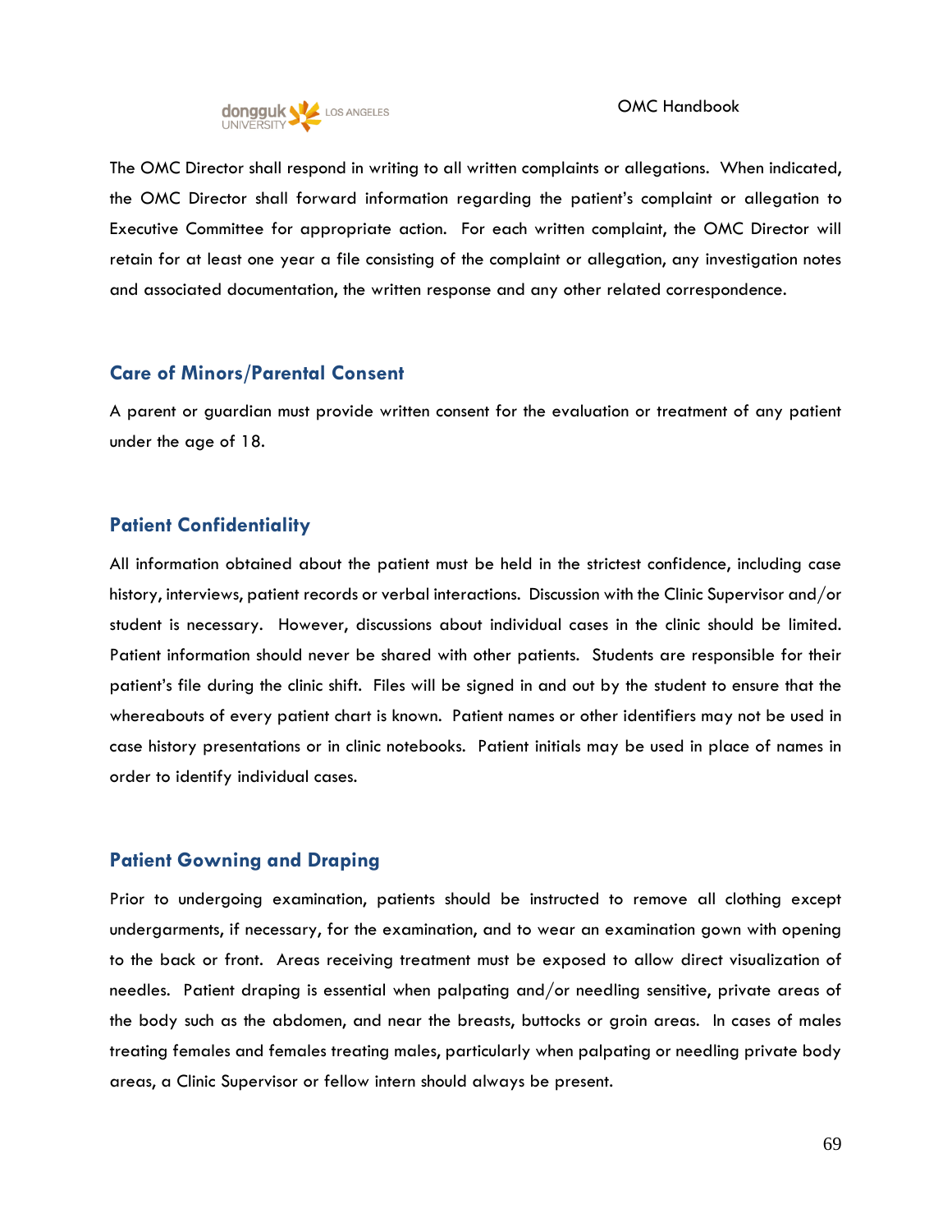The OMC Director shall respond in writing to all written complaints or allegations. When indicated, the OMC Director shall forward information regarding the patient's complaint or allegation to Executive Committee for appropriate action. For each written complaint, the OMC Director will retain for at least one year a file consisting of the complaint or allegation, any investigation notes and associated documentation, the written response and any other related correspondence.

## Care of Minors/Parental Consent

A parent or guardian must provide written consent for the evaluation or treatment of any patient under the age of 18.

## Patient Confidentiality

All information obtained about the patient must be held in the strictest confidence, including case history, interviews, patient records or verbal interactions. Discussion with the Clinic Supervisor and/or student is necessary. However, discussions about individual cases in the clinic should be limited. Patient information should never be shared with other patients. Students are responsible for their patient's file during the clinic shift. Files will be signed in and out by the student to ensure that the whereabouts of every patient chart is known. Patient names or other identifiers may not be used in case history presentations or in clinic notebooks. Patient initials may be used in place of names in order to identify individual cases.

## Patient Gowning and Draping

Prior to undergoing examination, patients should be instructed to remove all clothing except undergarments, if necessary, for the examination, and to wear an examination gown with opening to the back or front. Areas receiving treatment must be exposed to allow direct visualization of needles. Patient draping is essential when palpating and/or needling sensitive, private areas of the body such as the abdomen, and near the breasts, buttocks or groin areas. In cases of males treating females and females treating males, particularly when palpating or needling private body areas, a Clinic Supervisor or fellow intern should always be present.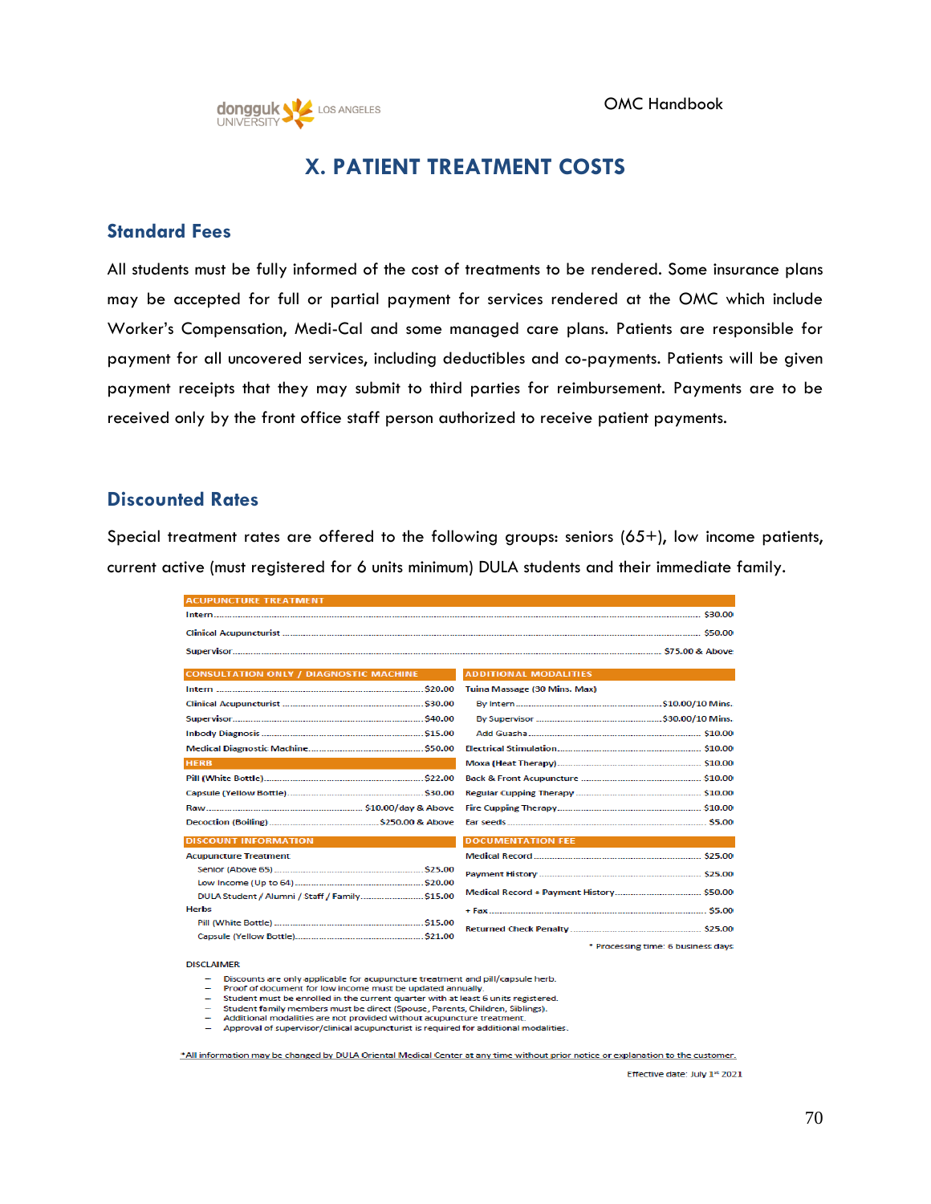## X. PATIENT TREATMENT COSTS

### Standard Fees

All students must be fully informed of the cost of treatments to be rendered. Some insurance plans may be accepted for full or partial payment for services rendered at the OMC which include Worker's Compensation, Medi-Cal and some managed care plans. Patients are responsible for payment for all uncovered services, including deductibles and co-payments. Patients will be given payment receipts that they may submit to third parties for reimbursement. Payments are to be received only by the front office staff person authorized to receive patient payments.

### Discounted Rates

Special treatment rates are offered to the following groups: seniors (65+), low income patients, current active (must registered for 6 units minimum) DULA students and their immediate family.

| ACUPUNCTURE TREATMENT | |
|---|---|
| Intern | $30.00 |
| Clinical Acupuncturist | $50.00 |
| Supervisor | $75.00 & Above |

| CONSULTATION ONLY / DIAGNOSTIC MACHINE | |
|---|---|
| Intern | $20.00 |
| Clinical Acupuncturist | $30.00 |
| Supervisor | $40.00 |
| Inbody Diagnosis | $15.00 |
| Medical Diagnostic Machine | $50.00 |

| HERB | |
|---|---|
| Pill (White Bottle) | $22.00 |
| Capsule (Yellow Bottle) | $30.00 |
| Raw | $10.00/day & Above |
| Decoction (Boiling) | $250.00 & Above |

| DISCOUNT INFORMATION | |
|---|---|
| Acupuncture Treatment | |
| Senior (Above 65) | $25.00 |
| Low Income (Up to 64) | $20.00 |
| DULA Student / Alumni / Staff / Family | $15.00 |
| Herbs | |
| Pill (White Bottle) | $15.00 |
| Capsule (Yellow Bottle) | $21.00 |

| ADDITIONAL MODALITIES | |
|---|---|
| Tuina Massage (30 Mins. Max) | |
| By Intern | $10.00/10 Mins. |
| By Supervisor | $30.00/10 Mins. |
| Add Guasha | $10.00 |
| Electrical Stimulation | $10.00 |
| Moxa (Heat Therapy) | $10.00 |
| Back & Front Acupuncture | $10.00 |
| Regular Cupping Therapy | $10.00 |
| Fire Cupping Therapy | $10.00 |
| Ear seeds | $5.00 |

| DOCUMENTATION FEE | |
|---|---|
| Medical Record | $25.00 |
| Payment History | $25.00 |
| Medical Record + Payment History | $50.00 |
| + Fax | $5.00 |
| Returned Check Penalty | $25.00 |

* Processing time: 6 business days

DISCLAIMER

- Discounts are only applicable for acupuncture treatment and pill/capsule herb.
- Proof of document for low income must be updated annually.
- Student must be enrolled in the current quarter with at least 6 units registered.
- Student family members must be direct (Spouse, Parents, Children, Siblings).
- Additional modalities are not provided without acupuncture treatment.
- Approval of supervisor/clinical acupuncturist is required for additional modalities.

*All information may be changed by DULA Oriental Medical Center at any time without prior notice or explanation to the customer.

Effective date: July 1st 2021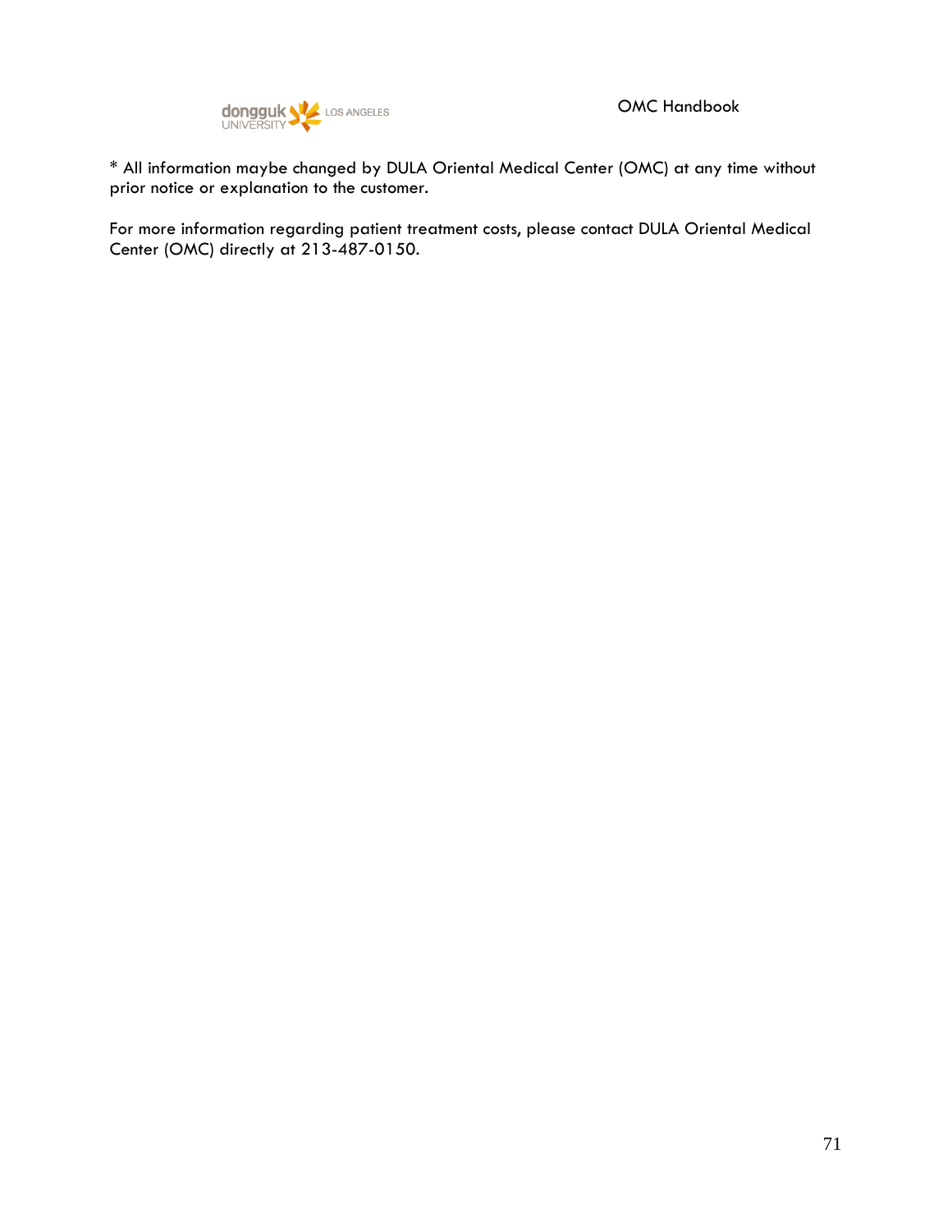* All information maybe changed by DULA Oriental Medical Center (OMC) at any time without prior notice or explanation to the customer.

For more information regarding patient treatment costs, please contact DULA Oriental Medical Center (OMC) directly at 213-487-0150.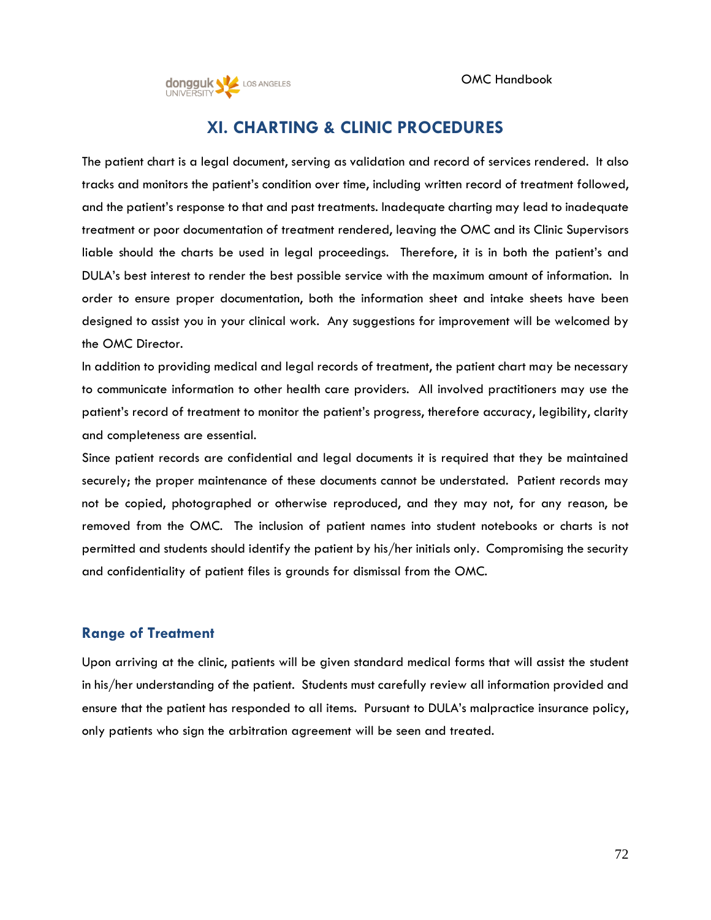## XI. CHARTING & CLINIC PROCEDURES

The patient chart is a legal document, serving as validation and record of services rendered. It also tracks and monitors the patient's condition over time, including written record of treatment followed, and the patient's response to that and past treatments. Inadequate charting may lead to inadequate treatment or poor documentation of treatment rendered, leaving the OMC and its Clinic Supervisors liable should the charts be used in legal proceedings. Therefore, it is in both the patient's and DULA's best interest to render the best possible service with the maximum amount of information. In order to ensure proper documentation, both the information sheet and intake sheets have been designed to assist you in your clinical work. Any suggestions for improvement will be welcomed by the OMC Director.

In addition to providing medical and legal records of treatment, the patient chart may be necessary to communicate information to other health care providers. All involved practitioners may use the patient's record of treatment to monitor the patient's progress, therefore accuracy, legibility, clarity and completeness are essential.

Since patient records are confidential and legal documents it is required that they be maintained securely; the proper maintenance of these documents cannot be understated. Patient records may not be copied, photographed or otherwise reproduced, and they may not, for any reason, be removed from the OMC. The inclusion of patient names into student notebooks or charts is not permitted and students should identify the patient by his/her initials only. Compromising the security and confidentiality of patient files is grounds for dismissal from the OMC.

### Range of Treatment

Upon arriving at the clinic, patients will be given standard medical forms that will assist the student in his/her understanding of the patient. Students must carefully review all information provided and ensure that the patient has responded to all items. Pursuant to DULA's malpractice insurance policy, only patients who sign the arbitration agreement will be seen and treated.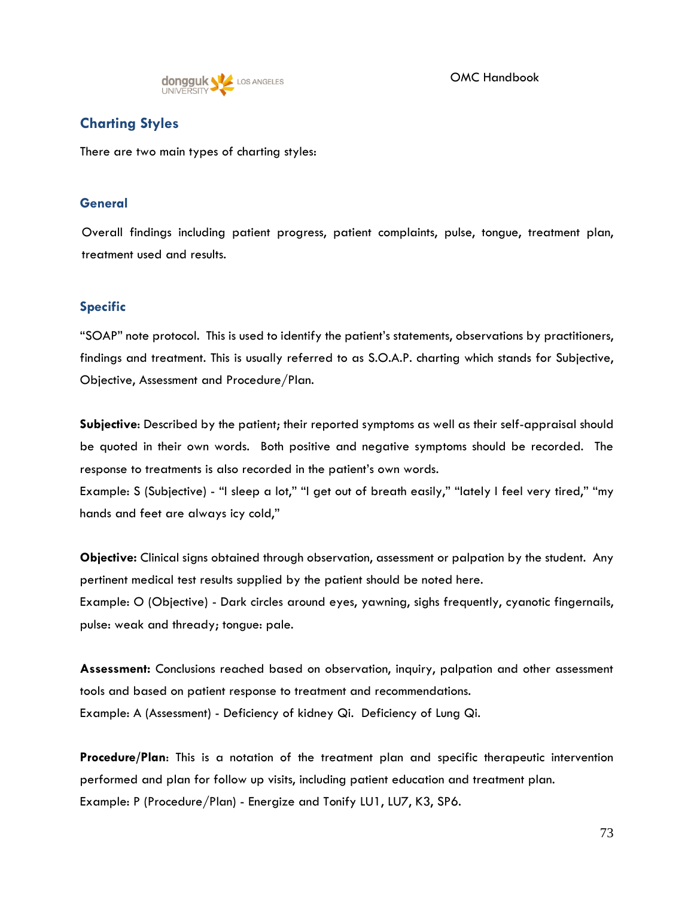## Charting Styles

There are two main types of charting styles:

### General

Overall findings including patient progress, patient complaints, pulse, tongue, treatment plan, treatment used and results.

### Specific

"SOAP" note protocol. This is used to identify the patient's statements, observations by practitioners, findings and treatment. This is usually referred to as S.O.A.P. charting which stands for Subjective, Objective, Assessment and Procedure/Plan.

**Subjective**: Described by the patient; their reported symptoms as well as their self-appraisal should be quoted in their own words. Both positive and negative symptoms should be recorded. The response to treatments is also recorded in the patient's own words.
Example: S (Subjective) - "I sleep a lot," "I get out of breath easily," "lately I feel very tired," "my hands and feet are always icy cold,"

**Objective:** Clinical signs obtained through observation, assessment or palpation by the student. Any pertinent medical test results supplied by the patient should be noted here.
Example: O (Objective) - Dark circles around eyes, yawning, sighs frequently, cyanotic fingernails, pulse: weak and thready; tongue: pale.

**Assessment:** Conclusions reached based on observation, inquiry, palpation and other assessment tools and based on patient response to treatment and recommendations.
Example: A (Assessment) - Deficiency of kidney Qi. Deficiency of Lung Qi.

**Procedure/Plan**: This is a notation of the treatment plan and specific therapeutic intervention performed and plan for follow up visits, including patient education and treatment plan.
Example: P (Procedure/Plan) - Energize and Tonify LU1, LU7, K3, SP6.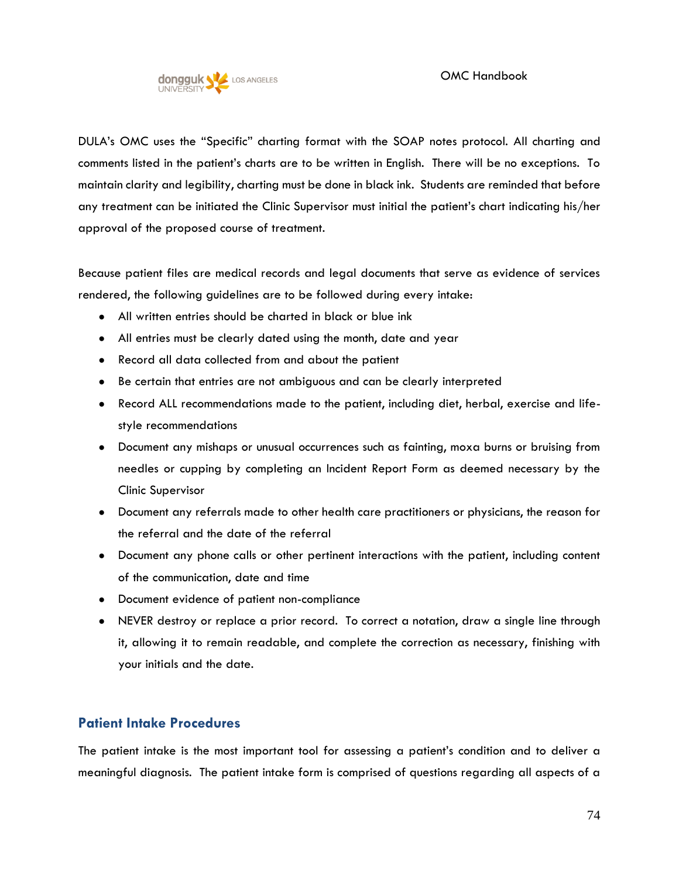DULA's OMC uses the "Specific" charting format with the SOAP notes protocol. All charting and comments listed in the patient's charts are to be written in English. There will be no exceptions. To maintain clarity and legibility, charting must be done in black ink. Students are reminded that before any treatment can be initiated the Clinic Supervisor must initial the patient's chart indicating his/her approval of the proposed course of treatment.

Because patient files are medical records and legal documents that serve as evidence of services rendered, the following guidelines are to be followed during every intake:

- All written entries should be charted in black or blue ink
- All entries must be clearly dated using the month, date and year
- Record all data collected from and about the patient
- Be certain that entries are not ambiguous and can be clearly interpreted
- Record ALL recommendations made to the patient, including diet, herbal, exercise and life-style recommendations
- Document any mishaps or unusual occurrences such as fainting, moxa burns or bruising from needles or cupping by completing an Incident Report Form as deemed necessary by the Clinic Supervisor
- Document any referrals made to other health care practitioners or physicians, the reason for the referral and the date of the referral
- Document any phone calls or other pertinent interactions with the patient, including content of the communication, date and time
- Document evidence of patient non-compliance
- NEVER destroy or replace a prior record. To correct a notation, draw a single line through it, allowing it to remain readable, and complete the correction as necessary, finishing with your initials and the date.

## Patient Intake Procedures

The patient intake is the most important tool for assessing a patient's condition and to deliver a meaningful diagnosis. The patient intake form is comprised of questions regarding all aspects of a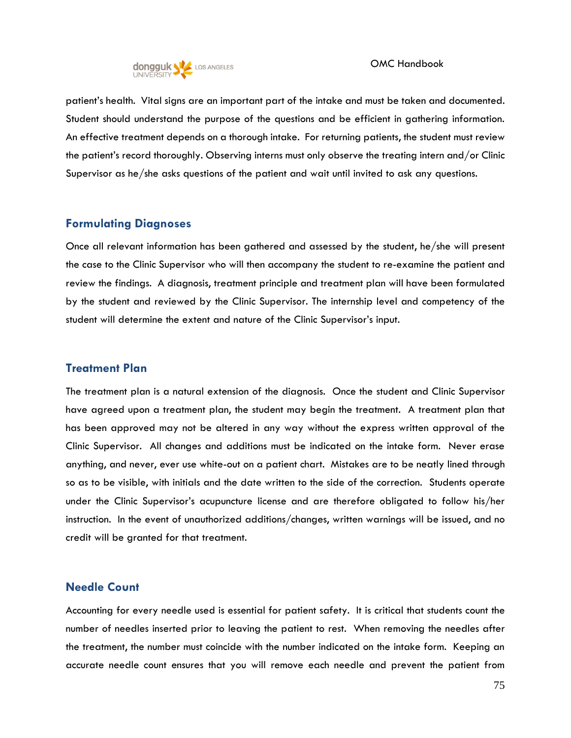patient's health. Vital signs are an important part of the intake and must be taken and documented. Student should understand the purpose of the questions and be efficient in gathering information. An effective treatment depends on a thorough intake. For returning patients, the student must review the patient's record thoroughly. Observing interns must only observe the treating intern and/or Clinic Supervisor as he/she asks questions of the patient and wait until invited to ask any questions.

## Formulating Diagnoses

Once all relevant information has been gathered and assessed by the student, he/she will present the case to the Clinic Supervisor who will then accompany the student to re-examine the patient and review the findings. A diagnosis, treatment principle and treatment plan will have been formulated by the student and reviewed by the Clinic Supervisor. The internship level and competency of the student will determine the extent and nature of the Clinic Supervisor's input.

## Treatment Plan

The treatment plan is a natural extension of the diagnosis. Once the student and Clinic Supervisor have agreed upon a treatment plan, the student may begin the treatment. A treatment plan that has been approved may not be altered in any way without the express written approval of the Clinic Supervisor. All changes and additions must be indicated on the intake form. Never erase anything, and never, ever use white-out on a patient chart. Mistakes are to be neatly lined through so as to be visible, with initials and the date written to the side of the correction. Students operate under the Clinic Supervisor's acupuncture license and are therefore obligated to follow his/her instruction. In the event of unauthorized additions/changes, written warnings will be issued, and no credit will be granted for that treatment.

## Needle Count

Accounting for every needle used is essential for patient safety. It is critical that students count the number of needles inserted prior to leaving the patient to rest. When removing the needles after the treatment, the number must coincide with the number indicated on the intake form. Keeping an accurate needle count ensures that you will remove each needle and prevent the patient from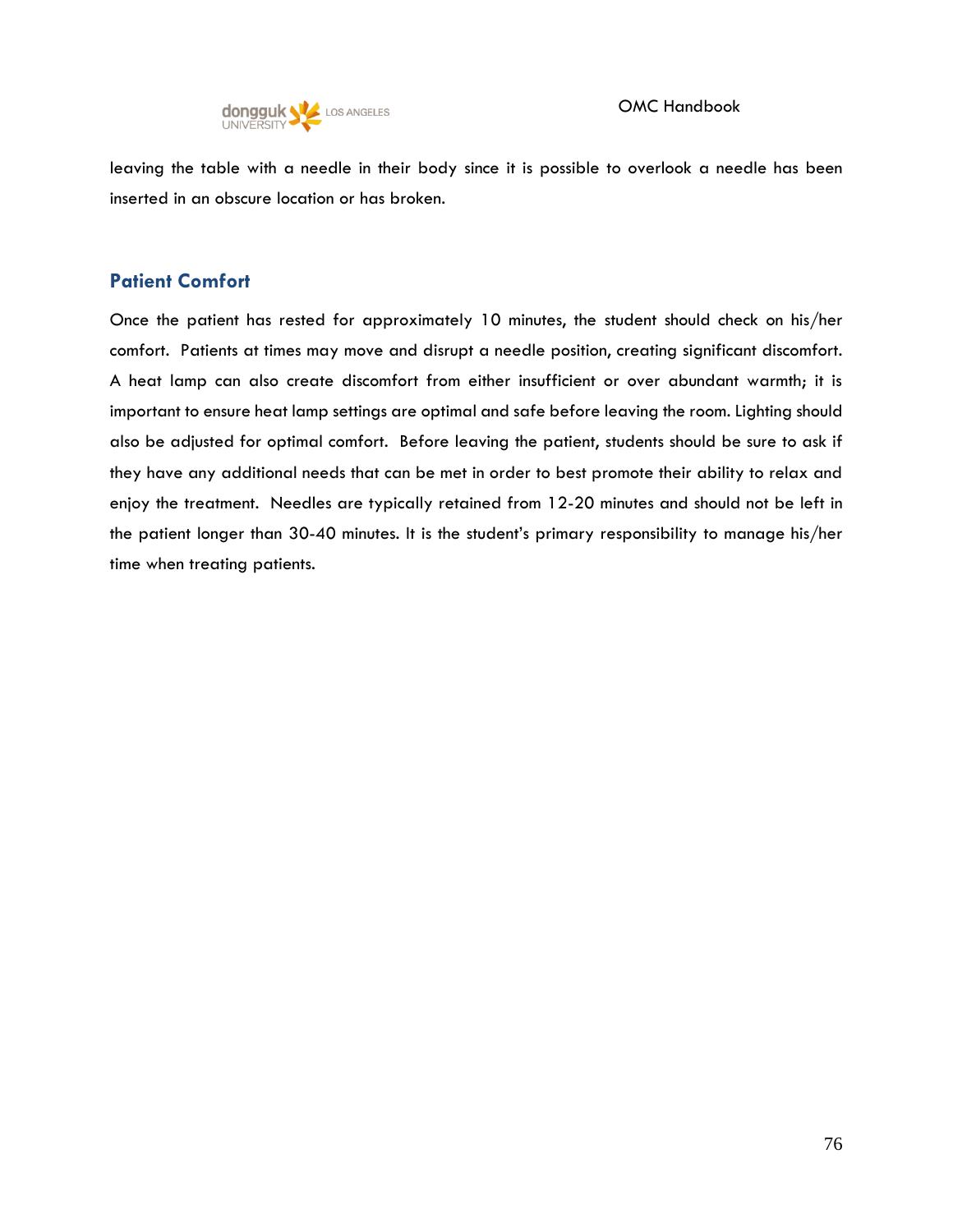leaving the table with a needle in their body since it is possible to overlook a needle has been inserted in an obscure location or has broken.

## Patient Comfort

Once the patient has rested for approximately 10 minutes, the student should check on his/her comfort. Patients at times may move and disrupt a needle position, creating significant discomfort. A heat lamp can also create discomfort from either insufficient or over abundant warmth; it is important to ensure heat lamp settings are optimal and safe before leaving the room. Lighting should also be adjusted for optimal comfort. Before leaving the patient, students should be sure to ask if they have any additional needs that can be met in order to best promote their ability to relax and enjoy the treatment. Needles are typically retained from 12-20 minutes and should not be left in the patient longer than 30-40 minutes. It is the student's primary responsibility to manage his/her time when treating patients.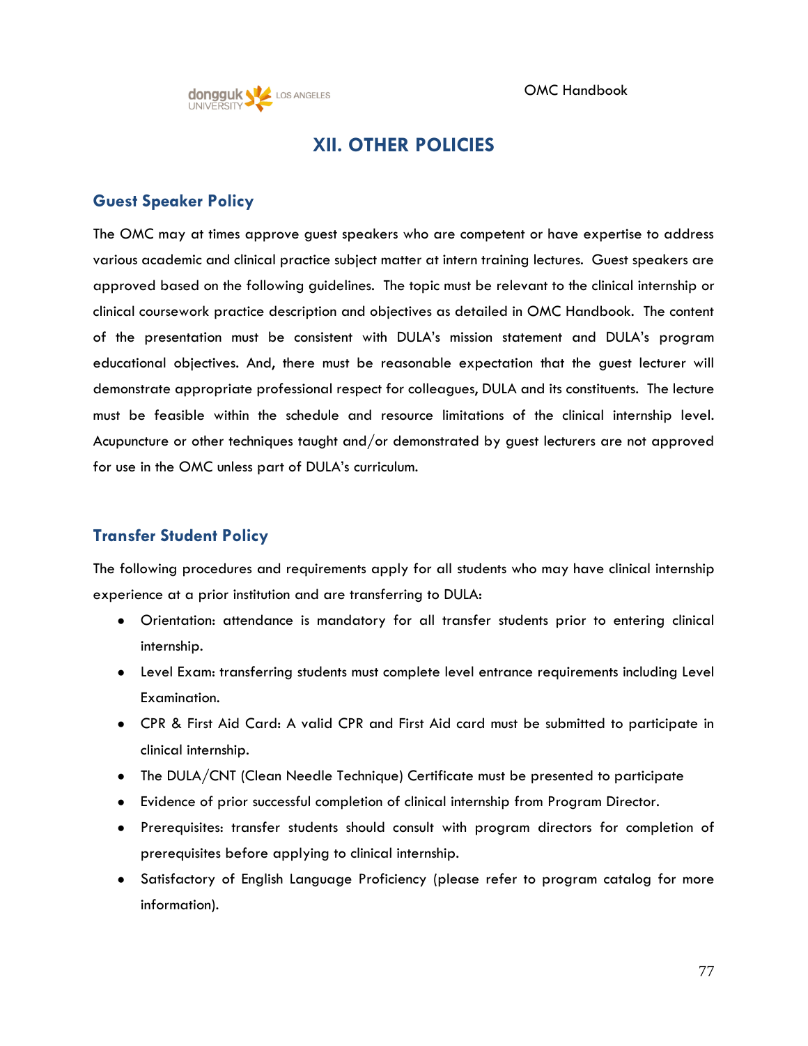# XII. OTHER POLICIES

## Guest Speaker Policy

The OMC may at times approve guest speakers who are competent or have expertise to address various academic and clinical practice subject matter at intern training lectures. Guest speakers are approved based on the following guidelines. The topic must be relevant to the clinical internship or clinical coursework practice description and objectives as detailed in OMC Handbook. The content of the presentation must be consistent with DULA's mission statement and DULA's program educational objectives. And, there must be reasonable expectation that the guest lecturer will demonstrate appropriate professional respect for colleagues, DULA and its constituents. The lecture must be feasible within the schedule and resource limitations of the clinical internship level. Acupuncture or other techniques taught and/or demonstrated by guest lecturers are not approved for use in the OMC unless part of DULA's curriculum.

## Transfer Student Policy

The following procedures and requirements apply for all students who may have clinical internship experience at a prior institution and are transferring to DULA:

- Orientation: attendance is mandatory for all transfer students prior to entering clinical internship.
- Level Exam: transferring students must complete level entrance requirements including Level Examination.
- CPR & First Aid Card: A valid CPR and First Aid card must be submitted to participate in clinical internship.
- The DULA/CNT (Clean Needle Technique) Certificate must be presented to participate
- Evidence of prior successful completion of clinical internship from Program Director.
- Prerequisites: transfer students should consult with program directors for completion of prerequisites before applying to clinical internship.
- Satisfactory of English Language Proficiency (please refer to program catalog for more information).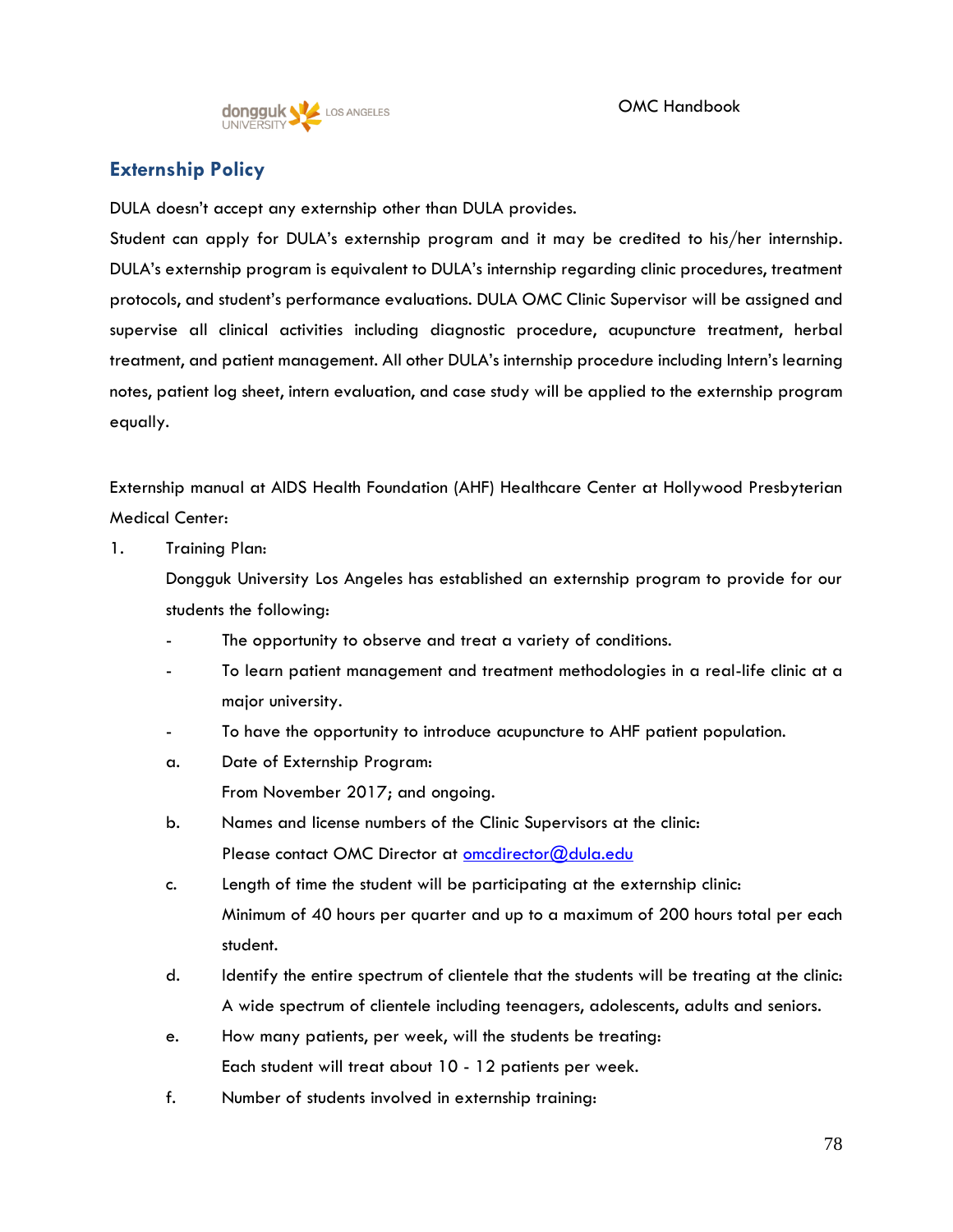## Externship Policy

DULA doesn't accept any externship other than DULA provides.

Student can apply for DULA's externship program and it may be credited to his/her internship. DULA's externship program is equivalent to DULA's internship regarding clinic procedures, treatment protocols, and student's performance evaluations. DULA OMC Clinic Supervisor will be assigned and supervise all clinical activities including diagnostic procedure, acupuncture treatment, herbal treatment, and patient management. All other DULA's internship procedure including Intern's learning notes, patient log sheet, intern evaluation, and case study will be applied to the externship program equally.

Externship manual at AIDS Health Foundation (AHF) Healthcare Center at Hollywood Presbyterian Medical Center:

1. Training Plan:

   Dongguk University Los Angeles has established an externship program to provide for our students the following:

   - The opportunity to observe and treat a variety of conditions.
   - To learn patient management and treatment methodologies in a real-life clinic at a major university.
   - To have the opportunity to introduce acupuncture to AHF patient population.

   a. Date of Externship Program:
      From November 2017; and ongoing.

   b. Names and license numbers of the Clinic Supervisors at the clinic:
      Please contact OMC Director at omcdirector@dula.edu

   c. Length of time the student will be participating at the externship clinic:
      Minimum of 40 hours per quarter and up to a maximum of 200 hours total per each student.

   d. Identify the entire spectrum of clientele that the students will be treating at the clinic:
      A wide spectrum of clientele including teenagers, adolescents, adults and seniors.

   e. How many patients, per week, will the students be treating:
      Each student will treat about 10 - 12 patients per week.

   f. Number of students involved in externship training: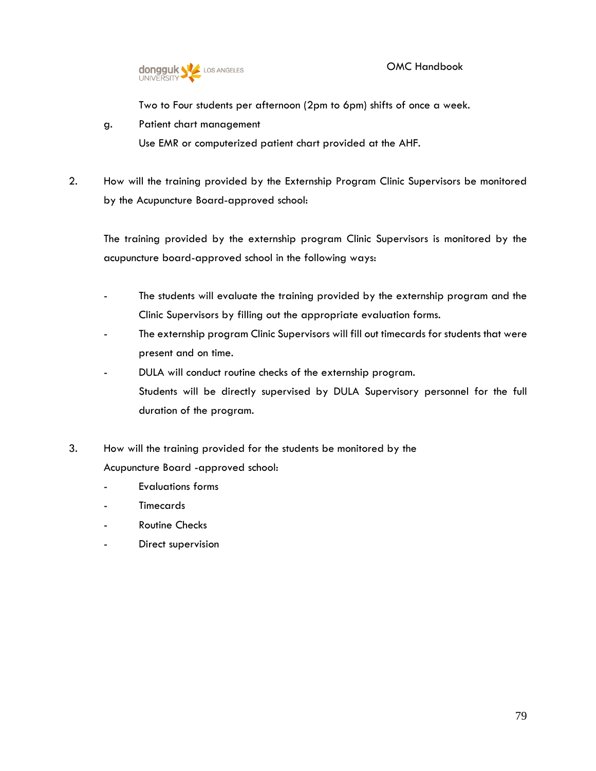Two to Four students per afternoon (2pm to 6pm) shifts of once a week.

g. Patient chart management

Use EMR or computerized patient chart provided at the AHF.

2. How will the training provided by the Externship Program Clinic Supervisors be monitored by the Acupuncture Board-approved school:

   The training provided by the externship program Clinic Supervisors is monitored by the acupuncture board-approved school in the following ways:

   - The students will evaluate the training provided by the externship program and the Clinic Supervisors by filling out the appropriate evaluation forms.
   - The externship program Clinic Supervisors will fill out timecards for students that were present and on time.
   - DULA will conduct routine checks of the externship program.
     Students will be directly supervised by DULA Supervisory personnel for the full duration of the program.

3. How will the training provided for the students be monitored by the Acupuncture Board -approved school:
   - Evaluations forms
   - Timecards
   - Routine Checks
   - Direct supervision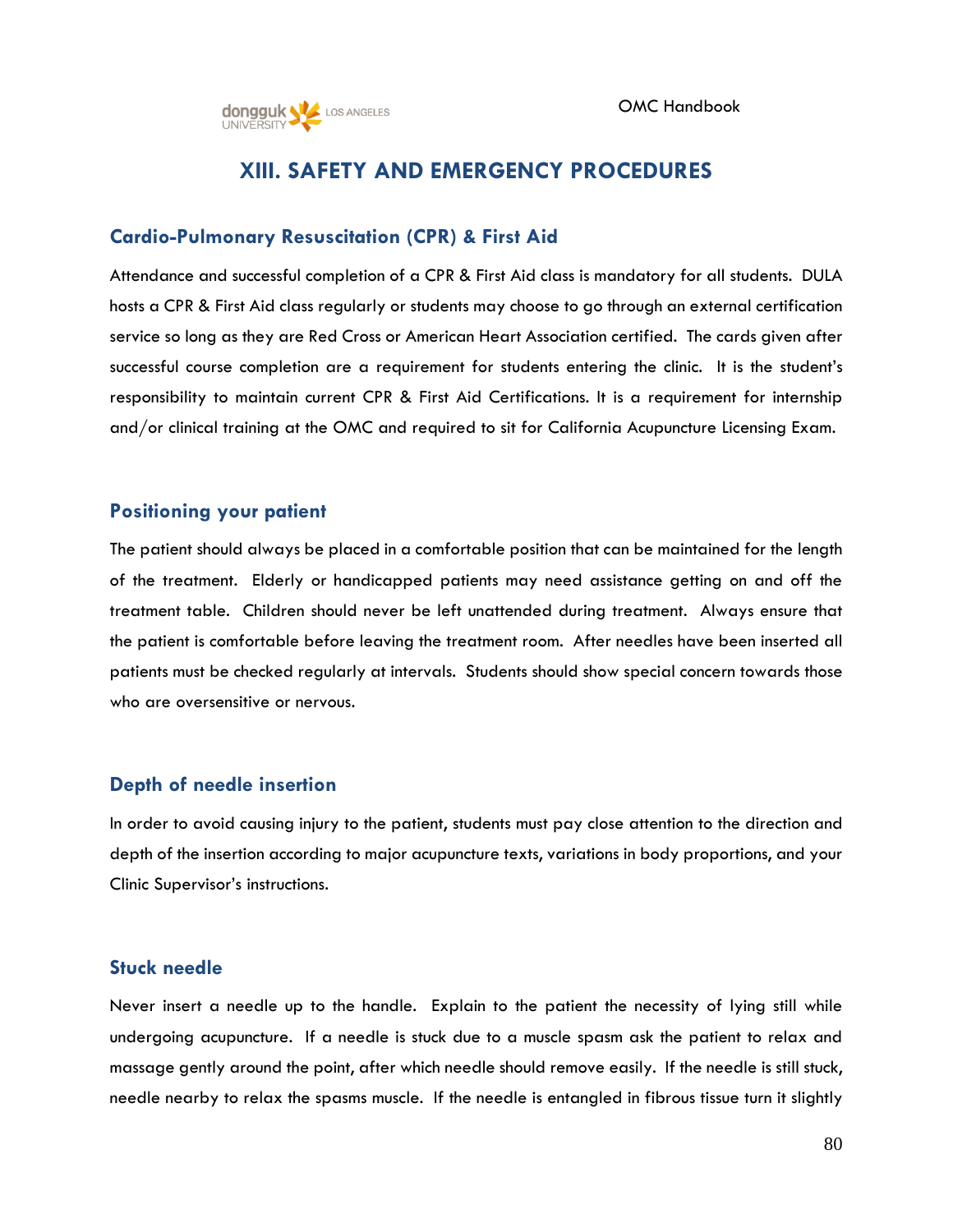# XIII. SAFETY AND EMERGENCY PROCEDURES

## Cardio-Pulmonary Resuscitation (CPR) & First Aid

Attendance and successful completion of a CPR & First Aid class is mandatory for all students. DULA hosts a CPR & First Aid class regularly or students may choose to go through an external certification service so long as they are Red Cross or American Heart Association certified. The cards given after successful course completion are a requirement for students entering the clinic. It is the student's responsibility to maintain current CPR & First Aid Certifications. It is a requirement for internship and/or clinical training at the OMC and required to sit for California Acupuncture Licensing Exam.

## Positioning your patient

The patient should always be placed in a comfortable position that can be maintained for the length of the treatment. Elderly or handicapped patients may need assistance getting on and off the treatment table. Children should never be left unattended during treatment. Always ensure that the patient is comfortable before leaving the treatment room. After needles have been inserted all patients must be checked regularly at intervals. Students should show special concern towards those who are oversensitive or nervous.

## Depth of needle insertion

In order to avoid causing injury to the patient, students must pay close attention to the direction and depth of the insertion according to major acupuncture texts, variations in body proportions, and your Clinic Supervisor's instructions.

## Stuck needle

Never insert a needle up to the handle. Explain to the patient the necessity of lying still while undergoing acupuncture. If a needle is stuck due to a muscle spasm ask the patient to relax and massage gently around the point, after which needle should remove easily. If the needle is still stuck, needle nearby to relax the spasms muscle. If the needle is entangled in fibrous tissue turn it slightly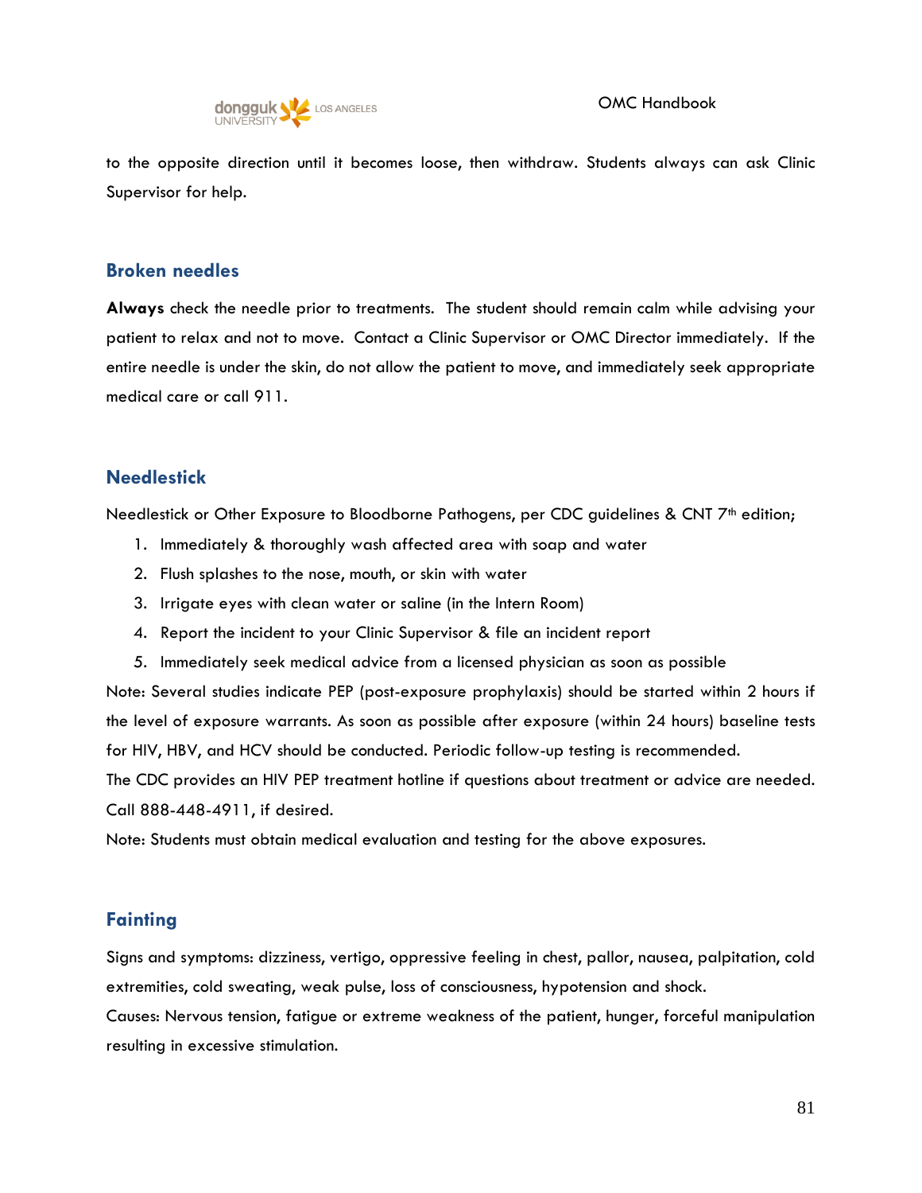to the opposite direction until it becomes loose, then withdraw. Students always can ask Clinic Supervisor for help.

## Broken needles

**Always** check the needle prior to treatments. The student should remain calm while advising your patient to relax and not to move. Contact a Clinic Supervisor or OMC Director immediately. If the entire needle is under the skin, do not allow the patient to move, and immediately seek appropriate medical care or call 911.

## Needlestick

Needlestick or Other Exposure to Bloodborne Pathogens, per CDC guidelines & CNT 7th edition;

1. Immediately & thoroughly wash affected area with soap and water
2. Flush splashes to the nose, mouth, or skin with water
3. Irrigate eyes with clean water or saline (in the Intern Room)
4. Report the incident to your Clinic Supervisor & file an incident report
5. Immediately seek medical advice from a licensed physician as soon as possible

Note: Several studies indicate PEP (post-exposure prophylaxis) should be started within 2 hours if the level of exposure warrants. As soon as possible after exposure (within 24 hours) baseline tests for HIV, HBV, and HCV should be conducted. Periodic follow-up testing is recommended.

The CDC provides an HIV PEP treatment hotline if questions about treatment or advice are needed. Call 888-448-4911, if desired.

Note: Students must obtain medical evaluation and testing for the above exposures.

## Fainting

Signs and symptoms: dizziness, vertigo, oppressive feeling in chest, pallor, nausea, palpitation, cold extremities, cold sweating, weak pulse, loss of consciousness, hypotension and shock.

Causes: Nervous tension, fatigue or extreme weakness of the patient, hunger, forceful manipulation resulting in excessive stimulation.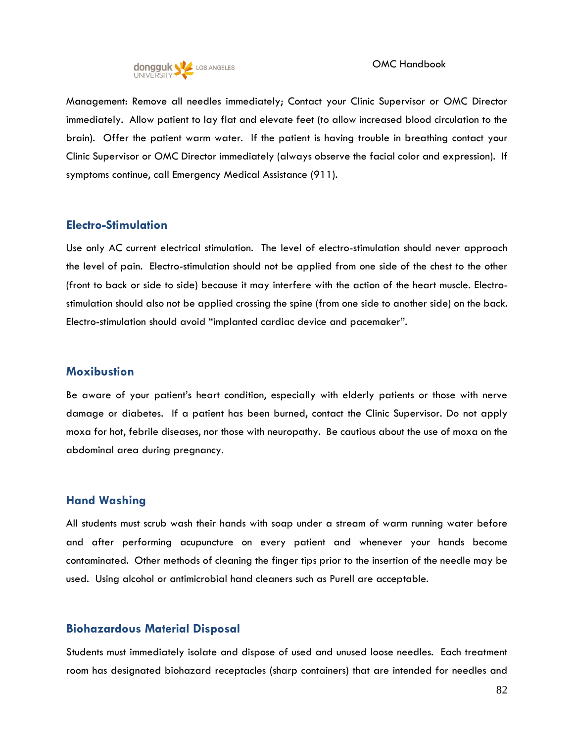Management: Remove all needles immediately; Contact your Clinic Supervisor or OMC Director immediately. Allow patient to lay flat and elevate feet (to allow increased blood circulation to the brain). Offer the patient warm water. If the patient is having trouble in breathing contact your Clinic Supervisor or OMC Director immediately (always observe the facial color and expression). If symptoms continue, call Emergency Medical Assistance (911).

## Electro-Stimulation

Use only AC current electrical stimulation. The level of electro-stimulation should never approach the level of pain. Electro-stimulation should not be applied from one side of the chest to the other (front to back or side to side) because it may interfere with the action of the heart muscle. Electro-stimulation should also not be applied crossing the spine (from one side to another side) on the back. Electro-stimulation should avoid "implanted cardiac device and pacemaker".

## Moxibustion

Be aware of your patient's heart condition, especially with elderly patients or those with nerve damage or diabetes. If a patient has been burned, contact the Clinic Supervisor. Do not apply moxa for hot, febrile diseases, nor those with neuropathy. Be cautious about the use of moxa on the abdominal area during pregnancy.

## Hand Washing

All students must scrub wash their hands with soap under a stream of warm running water before and after performing acupuncture on every patient and whenever your hands become contaminated. Other methods of cleaning the finger tips prior to the insertion of the needle may be used. Using alcohol or antimicrobial hand cleaners such as Purell are acceptable.

## Biohazardous Material Disposal

Students must immediately isolate and dispose of used and unused loose needles. Each treatment room has designated biohazard receptacles (sharp containers) that are intended for needles and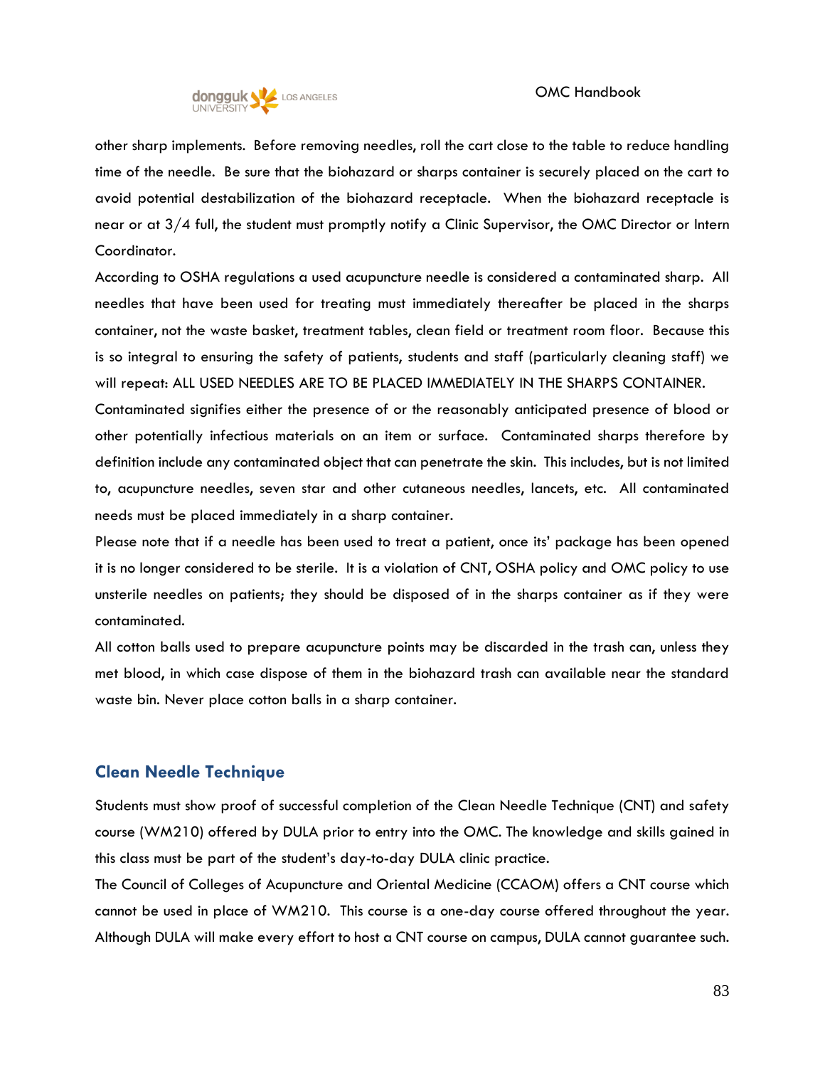other sharp implements. Before removing needles, roll the cart close to the table to reduce handling time of the needle. Be sure that the biohazard or sharps container is securely placed on the cart to avoid potential destabilization of the biohazard receptacle. When the biohazard receptacle is near or at 3/4 full, the student must promptly notify a Clinic Supervisor, the OMC Director or Intern Coordinator.

According to OSHA regulations a used acupuncture needle is considered a contaminated sharp. All needles that have been used for treating must immediately thereafter be placed in the sharps container, not the waste basket, treatment tables, clean field or treatment room floor. Because this is so integral to ensuring the safety of patients, students and staff (particularly cleaning staff) we will repeat: ALL USED NEEDLES ARE TO BE PLACED IMMEDIATELY IN THE SHARPS CONTAINER.

Contaminated signifies either the presence of or the reasonably anticipated presence of blood or other potentially infectious materials on an item or surface. Contaminated sharps therefore by definition include any contaminated object that can penetrate the skin. This includes, but is not limited to, acupuncture needles, seven star and other cutaneous needles, lancets, etc. All contaminated needs must be placed immediately in a sharp container.

Please note that if a needle has been used to treat a patient, once its' package has been opened it is no longer considered to be sterile. It is a violation of CNT, OSHA policy and OMC policy to use unsterile needles on patients; they should be disposed of in the sharps container as if they were contaminated.

All cotton balls used to prepare acupuncture points may be discarded in the trash can, unless they met blood, in which case dispose of them in the biohazard trash can available near the standard waste bin. Never place cotton balls in a sharp container.

## Clean Needle Technique

Students must show proof of successful completion of the Clean Needle Technique (CNT) and safety course (WM210) offered by DULA prior to entry into the OMC. The knowledge and skills gained in this class must be part of the student's day-to-day DULA clinic practice.

The Council of Colleges of Acupuncture and Oriental Medicine (CCAOM) offers a CNT course which cannot be used in place of WM210. This course is a one-day course offered throughout the year. Although DULA will make every effort to host a CNT course on campus, DULA cannot guarantee such.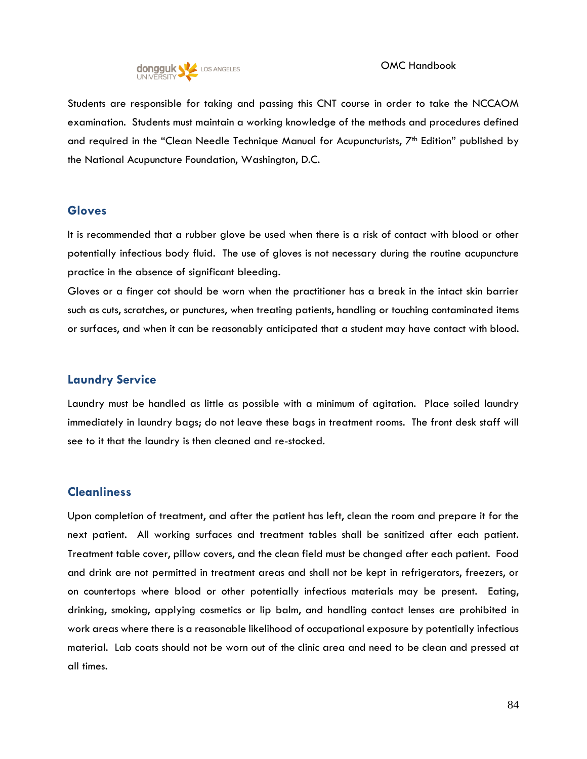Students are responsible for taking and passing this CNT course in order to take the NCCAOM examination. Students must maintain a working knowledge of the methods and procedures defined and required in the "Clean Needle Technique Manual for Acupuncturists, 7th Edition" published by the National Acupuncture Foundation, Washington, D.C.

## Gloves

It is recommended that a rubber glove be used when there is a risk of contact with blood or other potentially infectious body fluid. The use of gloves is not necessary during the routine acupuncture practice in the absence of significant bleeding.

Gloves or a finger cot should be worn when the practitioner has a break in the intact skin barrier such as cuts, scratches, or punctures, when treating patients, handling or touching contaminated items or surfaces, and when it can be reasonably anticipated that a student may have contact with blood.

## Laundry Service

Laundry must be handled as little as possible with a minimum of agitation. Place soiled laundry immediately in laundry bags; do not leave these bags in treatment rooms. The front desk staff will see to it that the laundry is then cleaned and re-stocked.

## Cleanliness

Upon completion of treatment, and after the patient has left, clean the room and prepare it for the next patient. All working surfaces and treatment tables shall be sanitized after each patient. Treatment table cover, pillow covers, and the clean field must be changed after each patient. Food and drink are not permitted in treatment areas and shall not be kept in refrigerators, freezers, or on countertops where blood or other potentially infectious materials may be present. Eating, drinking, smoking, applying cosmetics or lip balm, and handling contact lenses are prohibited in work areas where there is a reasonable likelihood of occupational exposure by potentially infectious material. Lab coats should not be worn out of the clinic area and need to be clean and pressed at all times.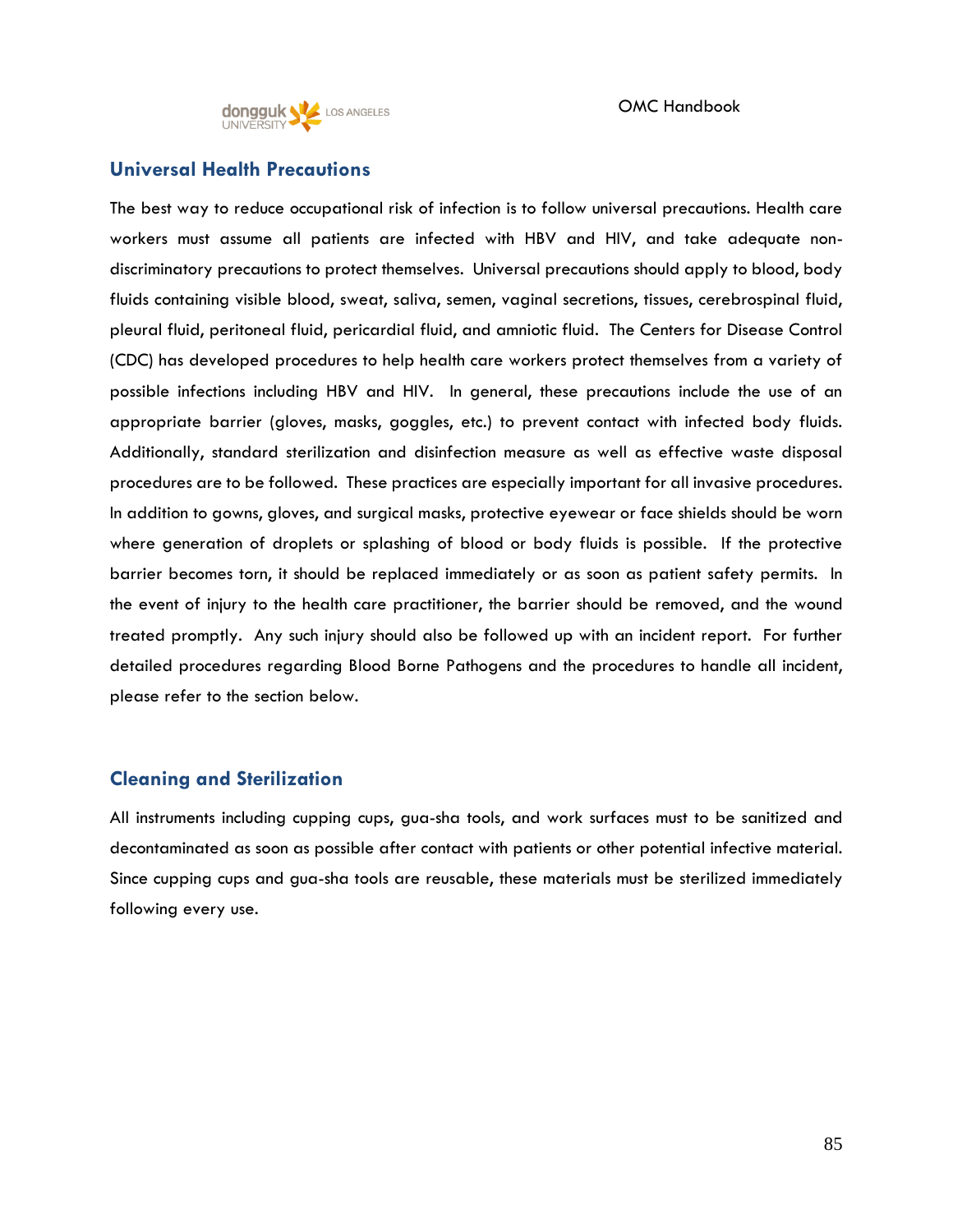## Universal Health Precautions

The best way to reduce occupational risk of infection is to follow universal precautions. Health care workers must assume all patients are infected with HBV and HIV, and take adequate non-discriminatory precautions to protect themselves. Universal precautions should apply to blood, body fluids containing visible blood, sweat, saliva, semen, vaginal secretions, tissues, cerebrospinal fluid, pleural fluid, peritoneal fluid, pericardial fluid, and amniotic fluid. The Centers for Disease Control (CDC) has developed procedures to help health care workers protect themselves from a variety of possible infections including HBV and HIV. In general, these precautions include the use of an appropriate barrier (gloves, masks, goggles, etc.) to prevent contact with infected body fluids. Additionally, standard sterilization and disinfection measure as well as effective waste disposal procedures are to be followed. These practices are especially important for all invasive procedures. In addition to gowns, gloves, and surgical masks, protective eyewear or face shields should be worn where generation of droplets or splashing of blood or body fluids is possible. If the protective barrier becomes torn, it should be replaced immediately or as soon as patient safety permits. In the event of injury to the health care practitioner, the barrier should be removed, and the wound treated promptly. Any such injury should also be followed up with an incident report. For further detailed procedures regarding Blood Borne Pathogens and the procedures to handle all incident, please refer to the section below.

## Cleaning and Sterilization

All instruments including cupping cups, gua-sha tools, and work surfaces must to be sanitized and decontaminated as soon as possible after contact with patients or other potential infective material. Since cupping cups and gua-sha tools are reusable, these materials must be sterilized immediately following every use.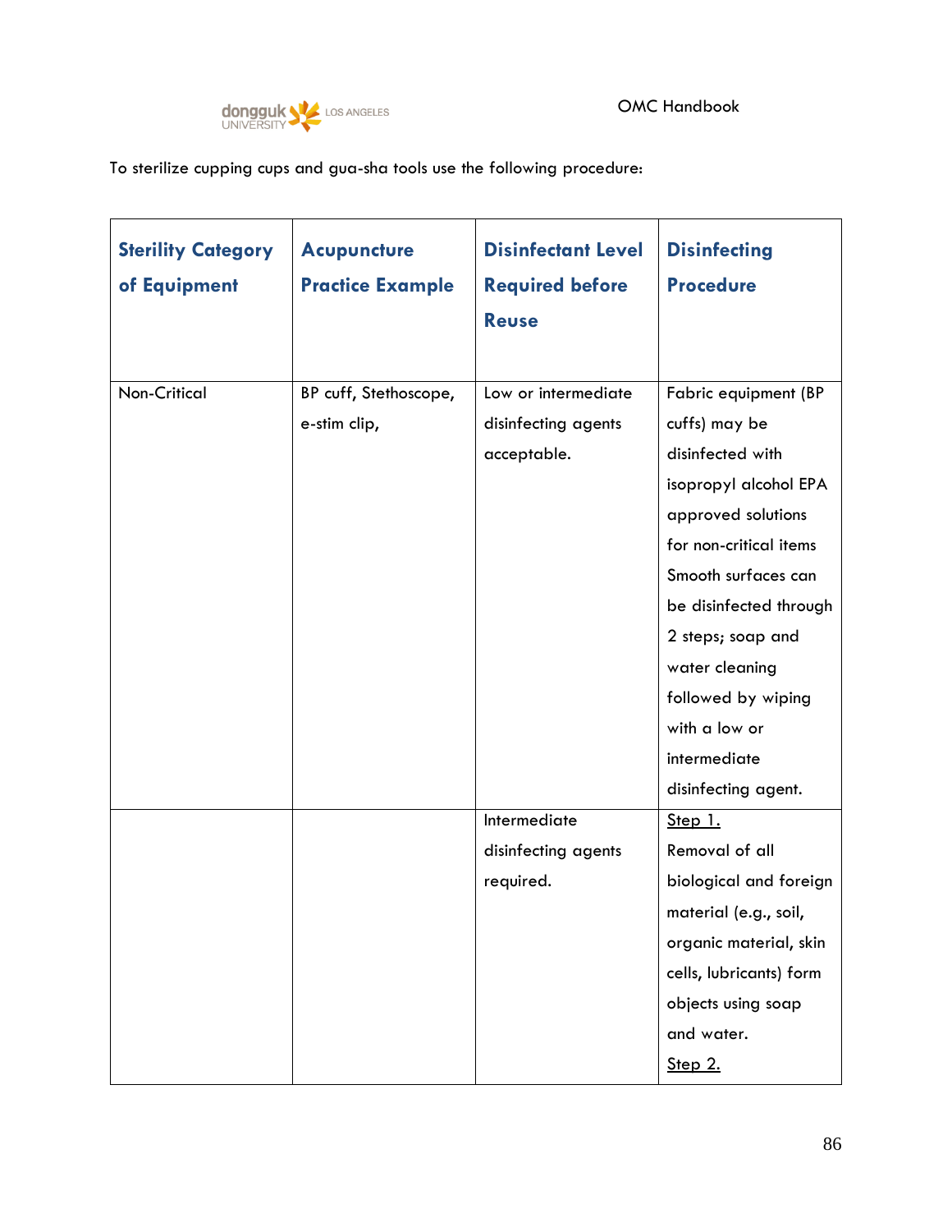To sterilize cupping cups and gua-sha tools use the following procedure:

| Sterility Category of Equipment | Acupuncture Practice Example | Disinfectant Level Required before Reuse | Disinfecting Procedure |
|---|---|---|---|
| Non-Critical | BP cuff, Stethoscope, e-stim clip, | Low or intermediate disinfecting agents acceptable. | Fabric equipment (BP cuffs) may be disinfected with isopropyl alcohol EPA approved solutions for non-critical items Smooth surfaces can be disinfected through 2 steps; soap and water cleaning followed by wiping with a low or intermediate disinfecting agent. |
| | | Intermediate disinfecting agents required. | <u>Step 1.</u> Removal of all biological and foreign material (e.g., soil, organic material, skin cells, lubricants) form objects using soap and water. <u>Step 2.</u> |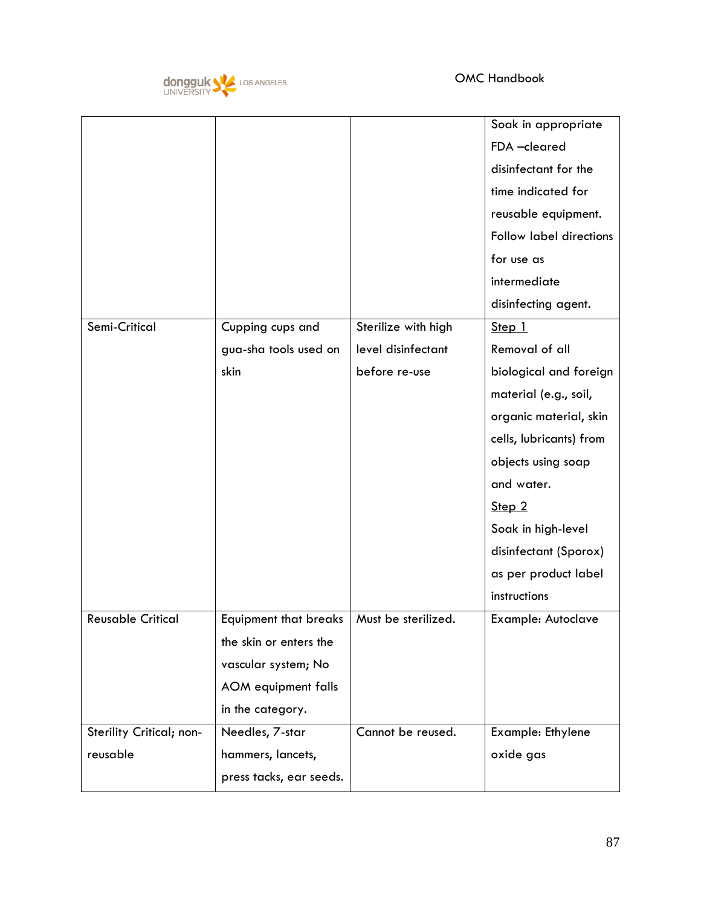| | | | |
|---|---|---|---|
| | | | Soak in appropriate FDA –cleared disinfectant for the time indicated for reusable equipment. Follow label directions for use as intermediate disinfecting agent. |
| Semi-Critical | Cupping cups and gua-sha tools used on skin | Sterilize with high level disinfectant before re-use | Step 1<br>Removal of all biological and foreign material (e.g., soil, organic material, skin cells, lubricants) from objects using soap and water.<br>Step 2<br>Soak in high-level disinfectant (Sporox) as per product label instructions |
| Reusable Critical | Equipment that breaks the skin or enters the vascular system; No AOM equipment falls in the category. | Must be sterilized. | Example: Autoclave |
| Sterility Critical; non-reusable | Needles, 7-star hammers, lancets, press tacks, ear seeds. | Cannot be reused. | Example: Ethylene oxide gas |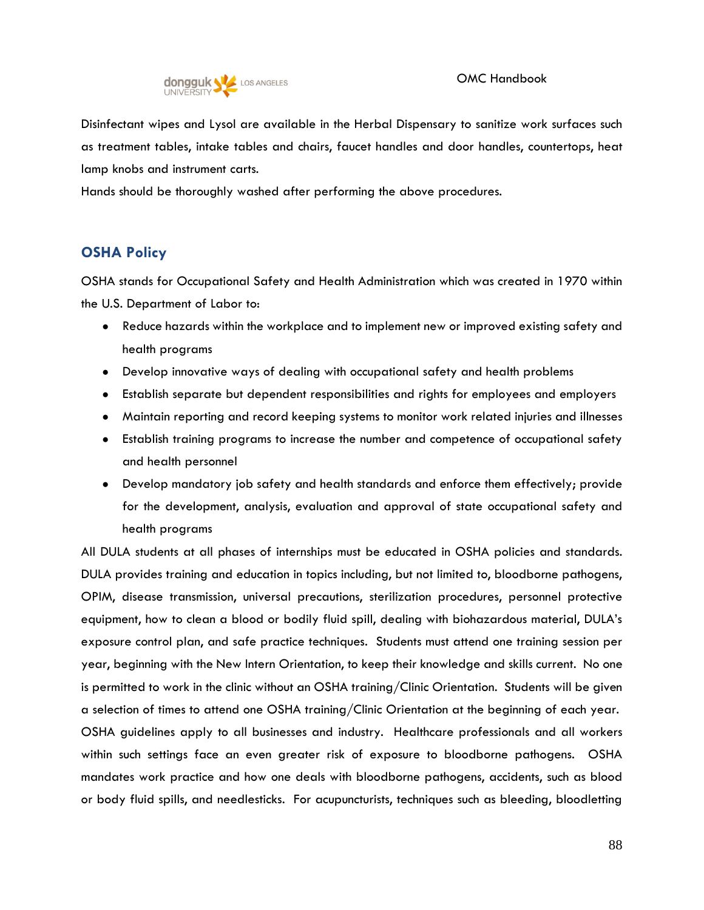Disinfectant wipes and Lysol are available in the Herbal Dispensary to sanitize work surfaces such as treatment tables, intake tables and chairs, faucet handles and door handles, countertops, heat lamp knobs and instrument carts.

Hands should be thoroughly washed after performing the above procedures.

## OSHA Policy

OSHA stands for Occupational Safety and Health Administration which was created in 1970 within the U.S. Department of Labor to:

- Reduce hazards within the workplace and to implement new or improved existing safety and health programs
- Develop innovative ways of dealing with occupational safety and health problems
- Establish separate but dependent responsibilities and rights for employees and employers
- Maintain reporting and record keeping systems to monitor work related injuries and illnesses
- Establish training programs to increase the number and competence of occupational safety and health personnel
- Develop mandatory job safety and health standards and enforce them effectively; provide for the development, analysis, evaluation and approval of state occupational safety and health programs

All DULA students at all phases of internships must be educated in OSHA policies and standards. DULA provides training and education in topics including, but not limited to, bloodborne pathogens, OPIM, disease transmission, universal precautions, sterilization procedures, personnel protective equipment, how to clean a blood or bodily fluid spill, dealing with biohazardous material, DULA's exposure control plan, and safe practice techniques. Students must attend one training session per year, beginning with the New Intern Orientation, to keep their knowledge and skills current. No one is permitted to work in the clinic without an OSHA training/Clinic Orientation. Students will be given a selection of times to attend one OSHA training/Clinic Orientation at the beginning of each year. OSHA guidelines apply to all businesses and industry. Healthcare professionals and all workers within such settings face an even greater risk of exposure to bloodborne pathogens. OSHA mandates work practice and how one deals with bloodborne pathogens, accidents, such as blood or body fluid spills, and needlesticks. For acupuncturists, techniques such as bleeding, bloodletting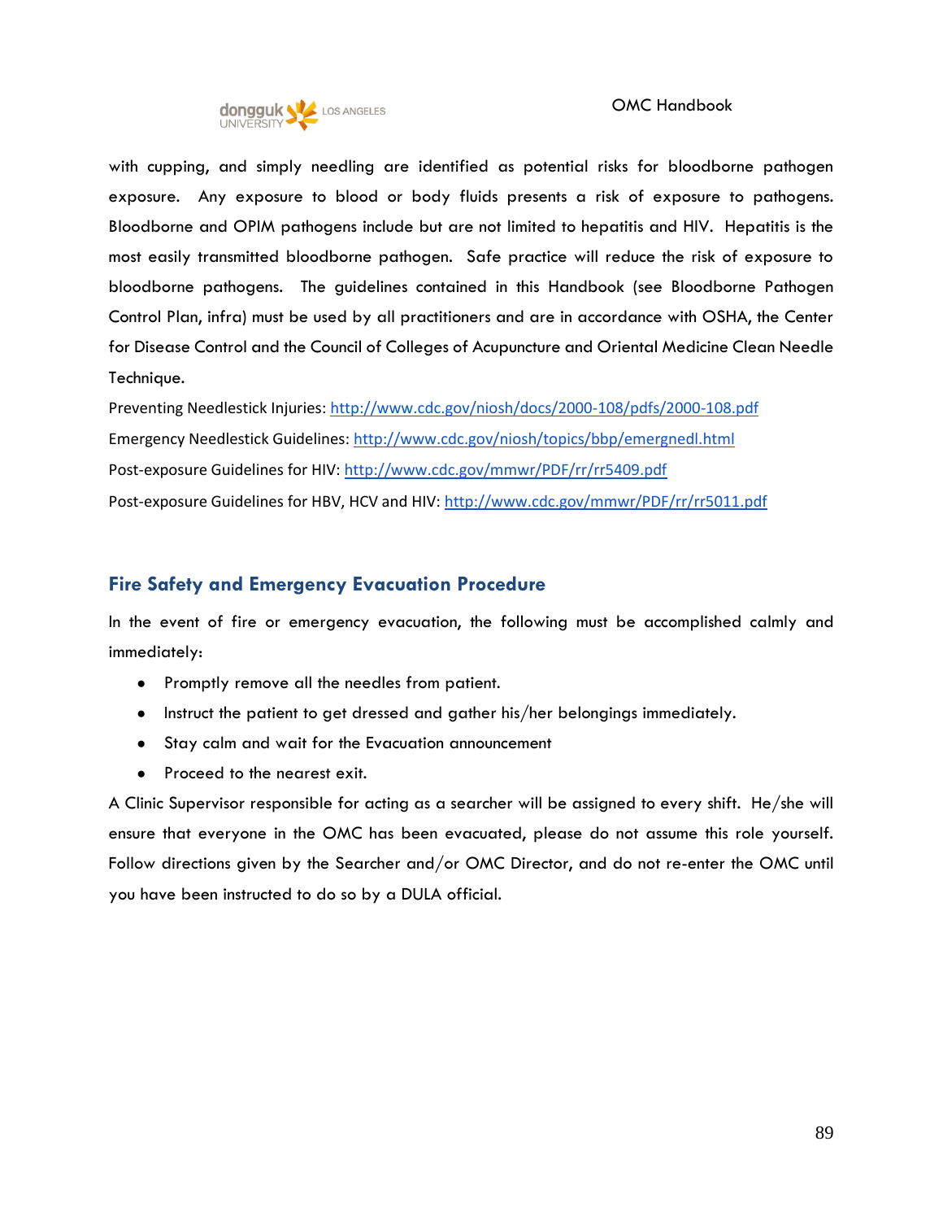with cupping, and simply needling are identified as potential risks for bloodborne pathogen exposure. Any exposure to blood or body fluids presents a risk of exposure to pathogens. Bloodborne and OPIM pathogens include but are not limited to hepatitis and HIV. Hepatitis is the most easily transmitted bloodborne pathogen. Safe practice will reduce the risk of exposure to bloodborne pathogens. The guidelines contained in this Handbook (see Bloodborne Pathogen Control Plan, infra) must be used by all practitioners and are in accordance with OSHA, the Center for Disease Control and the Council of Colleges of Acupuncture and Oriental Medicine Clean Needle Technique.

Preventing Needlestick Injuries: http://www.cdc.gov/niosh/docs/2000-108/pdfs/2000-108.pdf

Emergency Needlestick Guidelines: http://www.cdc.gov/niosh/topics/bbp/emergnedl.html

Post-exposure Guidelines for HIV: http://www.cdc.gov/mmwr/PDF/rr/rr5409.pdf

Post-exposure Guidelines for HBV, HCV and HIV: http://www.cdc.gov/mmwr/PDF/rr/rr5011.pdf

## Fire Safety and Emergency Evacuation Procedure

In the event of fire or emergency evacuation, the following must be accomplished calmly and immediately:

- Promptly remove all the needles from patient.
- Instruct the patient to get dressed and gather his/her belongings immediately.
- Stay calm and wait for the Evacuation announcement
- Proceed to the nearest exit.

A Clinic Supervisor responsible for acting as a searcher will be assigned to every shift. He/she will ensure that everyone in the OMC has been evacuated, please do not assume this role yourself. Follow directions given by the Searcher and/or OMC Director, and do not re-enter the OMC until you have been instructed to do so by a DULA official.